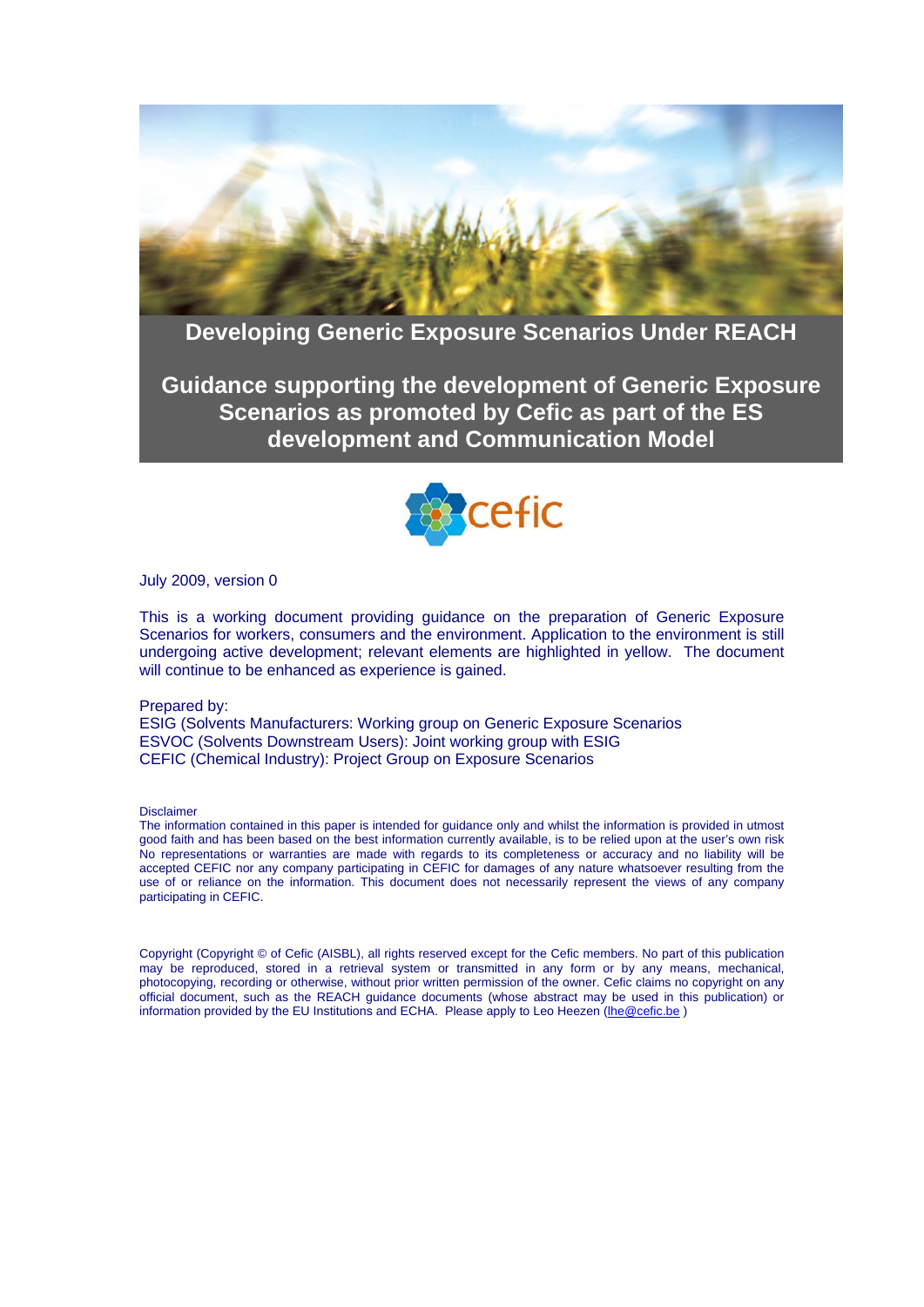# Developing Generic Exposure Scenarios Under REACH

## Guidance supporting the development of Generic Exposure Scenarios as promoted by Cefic as part of the ES development and Communication Model

cefic

July 2009, version 0

This is a working document providing guidance on the preparation of Generic Exposure Scenarios for workers, consumers and the environment. Application to the environment is still undergoing active development; relevant elements are highlighted in yellow. The document will continue to be enhanced as experience is gained.

Prepared by:
ESIG (Solvents Manufacturers: Working group on Generic Exposure Scenarios
ESVOC (Solvents Downstream Users): Joint working group with ESIG
CEFIC (Chemical Industry): Project Group on Exposure Scenarios

Disclaimer
The information contained in this paper is intended for guidance only and whilst the information is provided in utmost good faith and has been based on the best information currently available, is to be relied upon at the user's own risk No representations or warranties are made with regards to its completeness or accuracy and no liability will be accepted CEFIC nor any company participating in CEFIC for damages of any nature whatsoever resulting from the use of or reliance on the information. This document does not necessarily represent the views of any company participating in CEFIC.

Copyright (Copyright © of Cefic (AISBL), all rights reserved except for the Cefic members. No part of this publication may be reproduced, stored in a retrieval system or transmitted in any form or by any means, mechanical, photocopying, recording or otherwise, without prior written permission of the owner. Cefic claims no copyright on any official document, such as the REACH guidance documents (whose abstract may be used in this publication) or information provided by the EU Institutions and ECHA. Please apply to Leo Heezen (lhe@cefic.be )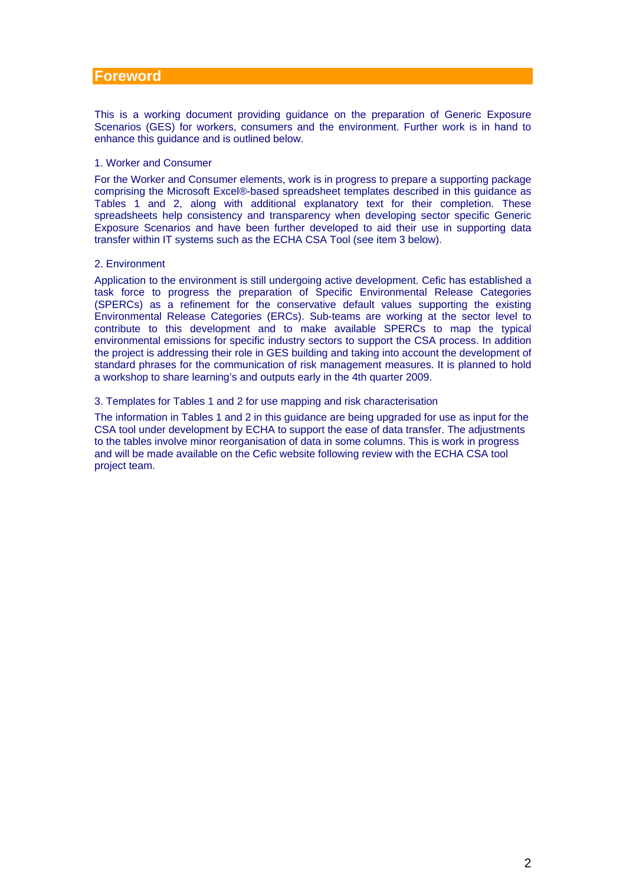# Foreword

This is a working document providing guidance on the preparation of Generic Exposure Scenarios (GES) for workers, consumers and the environment. Further work is in hand to enhance this guidance and is outlined below.

1. Worker and Consumer

For the Worker and Consumer elements, work is in progress to prepare a supporting package comprising the Microsoft Excel®-based spreadsheet templates described in this guidance as Tables 1 and 2, along with additional explanatory text for their completion. These spreadsheets help consistency and transparency when developing sector specific Generic Exposure Scenarios and have been further developed to aid their use in supporting data transfer within IT systems such as the ECHA CSA Tool (see item 3 below).

2. Environment

Application to the environment is still undergoing active development. Cefic has established a task force to progress the preparation of Specific Environmental Release Categories (SPERCs) as a refinement for the conservative default values supporting the existing Environmental Release Categories (ERCs). Sub-teams are working at the sector level to contribute to this development and to make available SPERCs to map the typical environmental emissions for specific industry sectors to support the CSA process. In addition the project is addressing their role in GES building and taking into account the development of standard phrases for the communication of risk management measures. It is planned to hold a workshop to share learning's and outputs early in the 4th quarter 2009.

3. Templates for Tables 1 and 2 for use mapping and risk characterisation

The information in Tables 1 and 2 in this guidance are being upgraded for use as input for the CSA tool under development by ECHA to support the ease of data transfer. The adjustments to the tables involve minor reorganisation of data in some columns. This is work in progress and will be made available on the Cefic website following review with the ECHA CSA tool project team.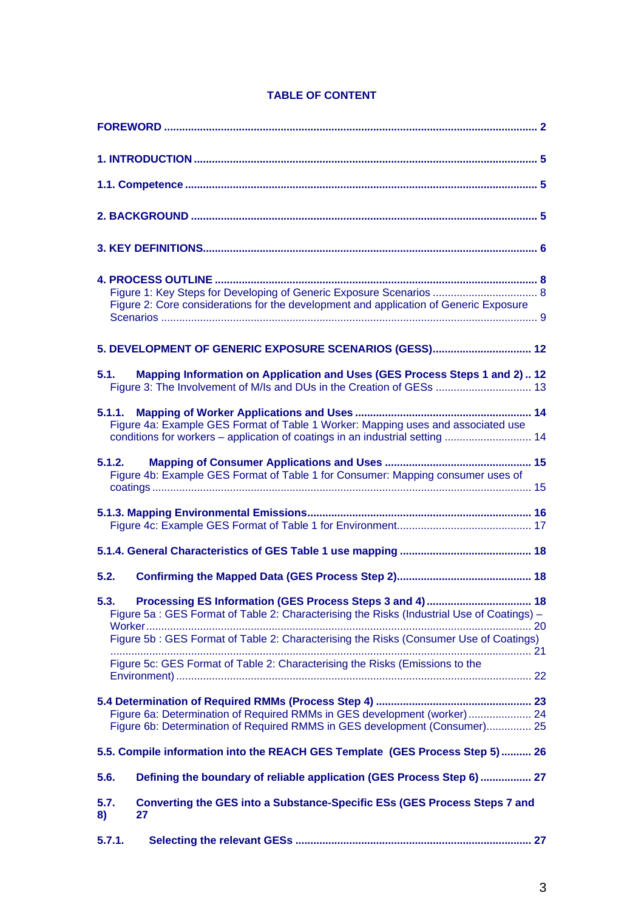# TABLE OF CONTENT

**FOREWORD** ........................................................................................................................ **2**

**1. INTRODUCTION** ................................................................................................................ **5**

**1.1. Competence** ..................................................................................................................... **5**

**2. BACKGROUND** ................................................................................................................... **5**

**3. KEY DEFINITIONS** ............................................................................................................. **6**

**4. PROCESS OUTLINE** ........................................................................................................... **8**
- Figure 1: Key Steps for Developing of Generic Exposure Scenarios .................................. 8
- Figure 2: Core considerations for the development and application of Generic Exposure Scenarios ........................................................................................................................... 9

**5. DEVELOPMENT OF GENERIC EXPOSURE SCENARIOS (GESS)** ................................. **12**

**5.1. Mapping Information on Application and Uses (GES Process Steps 1 and 2)** .. **12**
- Figure 3: The Involvement of M/Is and DUs in the Creation of GESs ................................ 13

**5.1.1. Mapping of Worker Applications and Uses** ........................................................... **14**
- Figure 4a: Example GES Format of Table 1 Worker: Mapping uses and associated use conditions for workers – application of coatings in an industrial setting ............................. 14

**5.1.2. Mapping of Consumer Applications and Uses** ................................................. **15**
- Figure 4b: Example GES Format of Table 1 for Consumer: Mapping consumer uses of coatings ............................................................................................................................ 15

**5.1.3. Mapping Environmental Emissions** ......................................................................... **16**
- Figure 4c: Example GES Format of Table 1 for Environment............................................ 17

**5.1.4. General Characteristics of GES Table 1 use mapping** ............................................ **18**

**5.2. Confirming the Mapped Data (GES Process Step 2)** ............................................. **18**

**5.3. Processing ES Information (GES Process Steps 3 and 4)** ................................... **18**
- Figure 5a : GES Format of Table 2: Characterising the Risks (Industrial Use of Coatings) – Worker .............................................................................................................................. 20
- Figure 5b : GES Format of Table 2: Characterising the Risks (Consumer Use of Coatings) ......................................................................................................................................... 21
- Figure 5c: GES Format of Table 2: Characterising the Risks (Emissions to the Environment) ..................................................................................................................... 22

**5.4 Determination of Required RMMs (Process Step 4)** ................................................... **23**
- Figure 6a: Determination of Required RMMs in GES development (worker)..................... 24
- Figure 6b: Determination of Required RMMS in GES development (Consumer)............... 25

**5.5. Compile information into the REACH GES Template (GES Process Step 5)** .......... **26**

**5.6. Defining the boundary of reliable application (GES Process Step 6)** ................. **27**

**5.7. Converting the GES into a Substance-Specific ESs (GES Process Steps 7 and 8)** **27**

**5.7.1. Selecting the relevant GESs** .............................................................................. **27**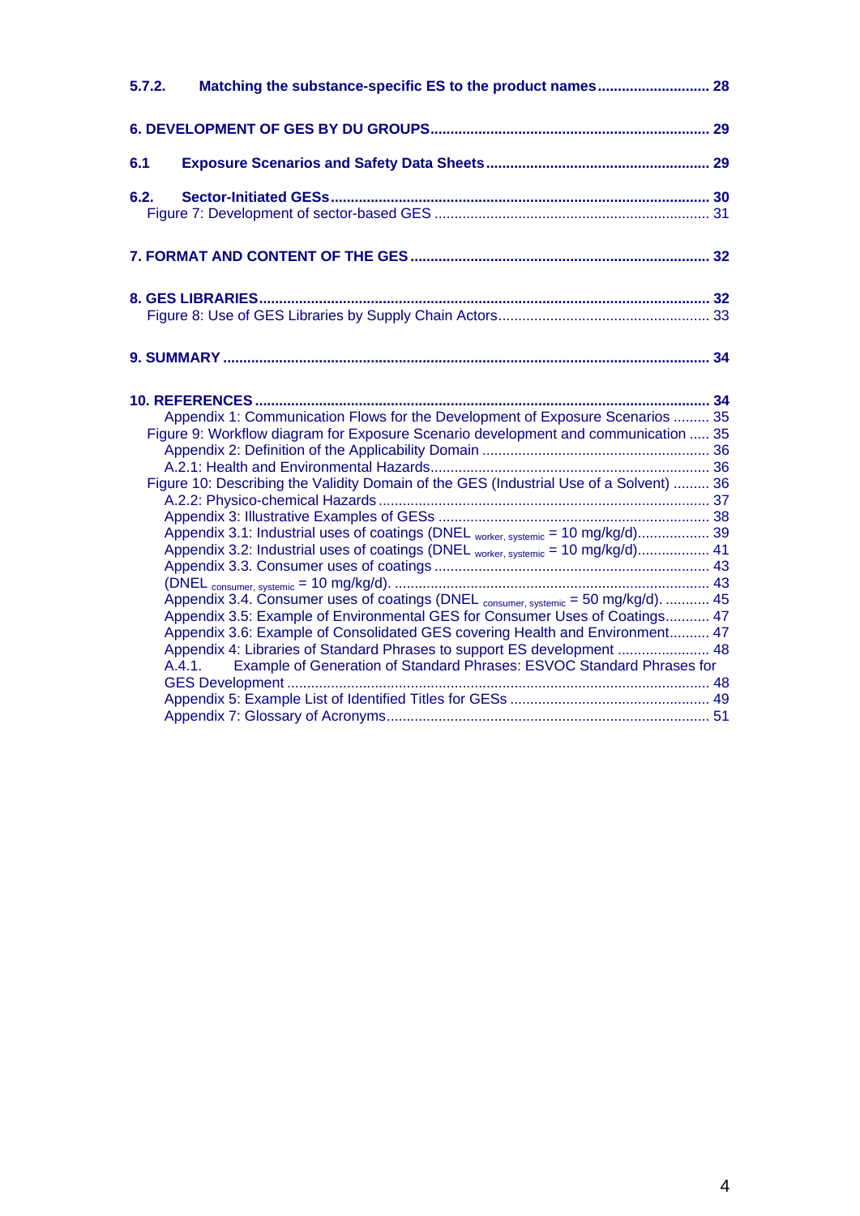**5.7.2. Matching the substance-specific ES to the product names ............................ 28**

**6. DEVELOPMENT OF GES BY DU GROUPS ..................................................................... 29**

**6.1 Exposure Scenarios and Safety Data Sheets ........................................................ 29**

**6.2. Sector-Initiated GESs ............................................................................................. 30**
Figure 7: Development of sector-based GES .................................................................... 31

**7. FORMAT AND CONTENT OF THE GES .......................................................................... 32**

**8. GES LIBRARIES ................................................................................................................ 32**
Figure 8: Use of GES Libraries by Supply Chain Actors ..................................................... 33

**9. SUMMARY ........................................................................................................................ 34**

**10. REFERENCES ................................................................................................................ 34**
Appendix 1: Communication Flows for the Development of Exposure Scenarios .......... 35
Figure 9: Workflow diagram for Exposure Scenario development and communication ..... 35
Appendix 2: Definition of the Applicability Domain ......................................................... 36
A.2.1: Health and Environmental Hazards ...................................................................... 36
Figure 10: Describing the Validity Domain of the GES (Industrial Use of a Solvent) ......... 36
A.2.2: Physico-chemical Hazards .................................................................................. 37
Appendix 3: Illustrative Examples of GESs .................................................................... 38
Appendix 3.1: Industrial uses of coatings ($DNEL_{worker, systemic}$ = 10 mg/kg/d) .................. 39
Appendix 3.2: Industrial uses of coatings ($DNEL_{worker, systemic}$ = 10 mg/kg/d) .................. 41
Appendix 3.3. Consumer uses of coatings ..................................................................... 43
($DNEL_{consumer, systemic}$ = 10 mg/kg/d). .............................................................................. 43
Appendix 3.4. Consumer uses of coatings ($DNEL_{consumer, systemic}$ = 50 mg/kg/d). ........... 45
Appendix 3.5: Example of Environmental GES for Consumer Uses of Coatings ........... 47
Appendix 3.6: Example of Consolidated GES covering Health and Environment .......... 47
Appendix 4: Libraries of Standard Phrases to support ES development ....................... 48
A.4.1. Example of Generation of Standard Phrases: ESVOC Standard Phrases for GES Development ......................................................................................................... 48
Appendix 5: Example List of Identified Titles for GESs .................................................. 49
Appendix 7: Glossary of Acronyms ................................................................................. 51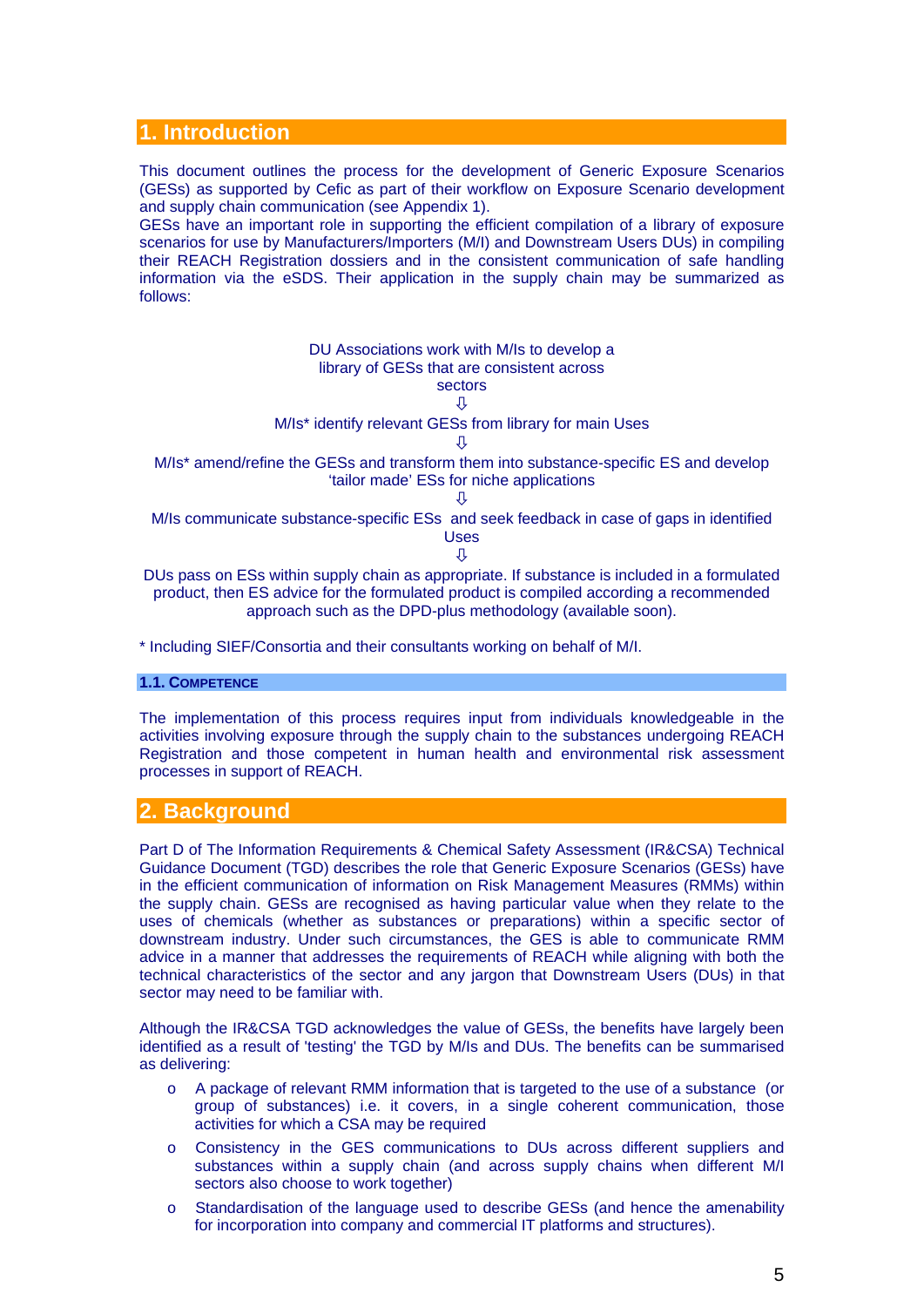# 1. Introduction

This document outlines the process for the development of Generic Exposure Scenarios (GESs) as supported by Cefic as part of their workflow on Exposure Scenario development and supply chain communication (see Appendix 1).
GESs have an important role in supporting the efficient compilation of a library of exposure scenarios for use by Manufacturers/Importers (M/I) and Downstream Users DUs) in compiling their REACH Registration dossiers and in the consistent communication of safe handling information via the eSDS. Their application in the supply chain may be summarized as follows:

DU Associations work with M/Is to develop a library of GESs that are consistent across sectors

⇩

M/Is* identify relevant GESs from library for main Uses

⇩

M/Is* amend/refine the GESs and transform them into substance-specific ES and develop 'tailor made' ESs for niche applications

⇩

M/Is communicate substance-specific ESs and seek feedback in case of gaps in identified Uses

⇩

DUs pass on ESs within supply chain as appropriate. If substance is included in a formulated product, then ES advice for the formulated product is compiled according a recommended approach such as the DPD-plus methodology (available soon).

* Including SIEF/Consortia and their consultants working on behalf of M/I.

## 1.1. Competence

The implementation of this process requires input from individuals knowledgeable in the activities involving exposure through the supply chain to the substances undergoing REACH Registration and those competent in human health and environmental risk assessment processes in support of REACH.

# 2. Background

Part D of The Information Requirements & Chemical Safety Assessment (IR&CSA) Technical Guidance Document (TGD) describes the role that Generic Exposure Scenarios (GESs) have in the efficient communication of information on Risk Management Measures (RMMs) within the supply chain. GESs are recognised as having particular value when they relate to the uses of chemicals (whether as substances or preparations) within a specific sector of downstream industry. Under such circumstances, the GES is able to communicate RMM advice in a manner that addresses the requirements of REACH while aligning with both the technical characteristics of the sector and any jargon that Downstream Users (DUs) in that sector may need to be familiar with.

Although the IR&CSA TGD acknowledges the value of GESs, the benefits have largely been identified as a result of 'testing' the TGD by M/Is and DUs. The benefits can be summarised as delivering:

- A package of relevant RMM information that is targeted to the use of a substance (or group of substances) i.e. it covers, in a single coherent communication, those activities for which a CSA may be required
- Consistency in the GES communications to DUs across different suppliers and substances within a supply chain (and across supply chains when different M/I sectors also choose to work together)
- Standardisation of the language used to describe GESs (and hence the amenability for incorporation into company and commercial IT platforms and structures).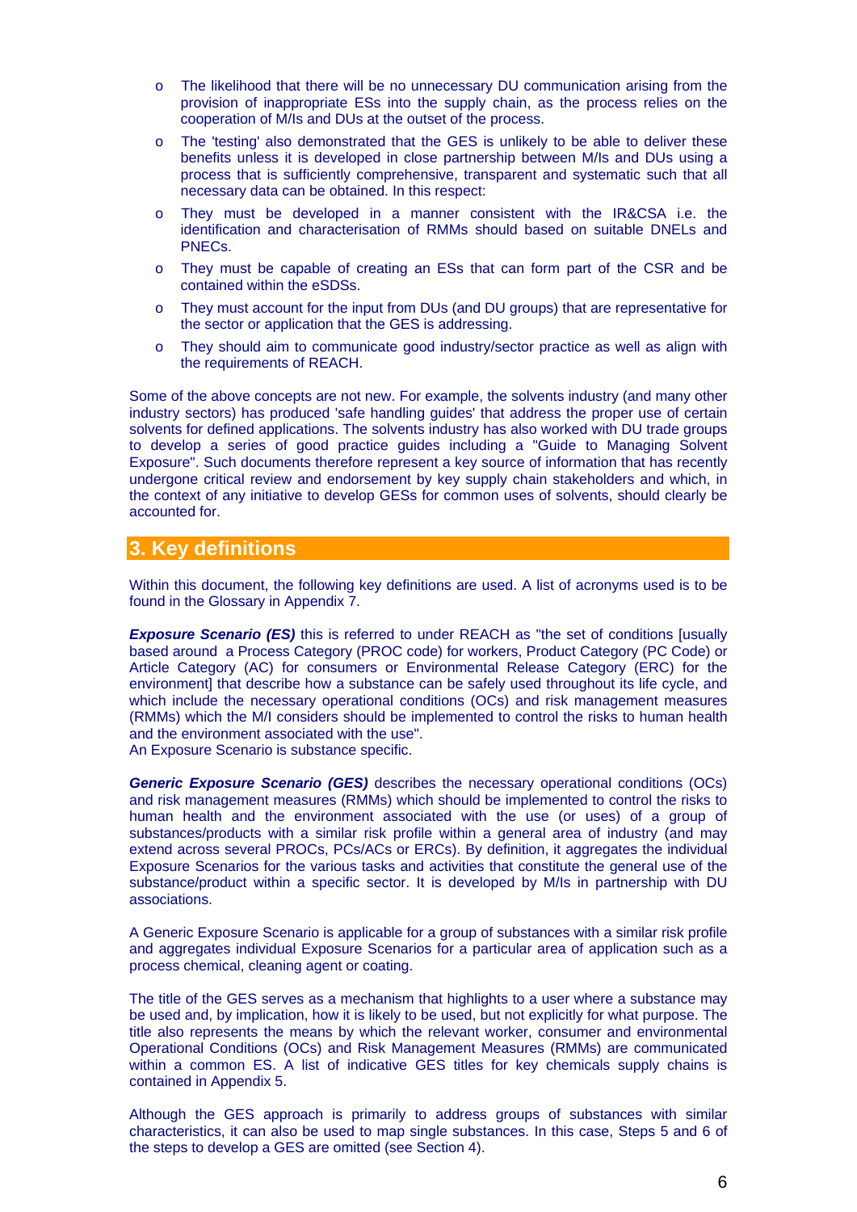- The likelihood that there will be no unnecessary DU communication arising from the provision of inappropriate ESs into the supply chain, as the process relies on the cooperation of M/Is and DUs at the outset of the process.
- The 'testing' also demonstrated that the GES is unlikely to be able to deliver these benefits unless it is developed in close partnership between M/Is and DUs using a process that is sufficiently comprehensive, transparent and systematic such that all necessary data can be obtained. In this respect:
- They must be developed in a manner consistent with the IR&CSA i.e. the identification and characterisation of RMMs should based on suitable DNELs and PNECs.
- They must be capable of creating an ESs that can form part of the CSR and be contained within the eSDSs.
- They must account for the input from DUs (and DU groups) that are representative for the sector or application that the GES is addressing.
- They should aim to communicate good industry/sector practice as well as align with the requirements of REACH.

Some of the above concepts are not new. For example, the solvents industry (and many other industry sectors) has produced 'safe handling guides' that address the proper use of certain solvents for defined applications. The solvents industry has also worked with DU trade groups to develop a series of good practice guides including a "Guide to Managing Solvent Exposure". Such documents therefore represent a key source of information that has recently undergone critical review and endorsement by key supply chain stakeholders and which, in the context of any initiative to develop GESs for common uses of solvents, should clearly be accounted for.

# 3. Key definitions

Within this document, the following key definitions are used. A list of acronyms used is to be found in the Glossary in Appendix 7.

***Exposure Scenario (ES)*** this is referred to under REACH as "the set of conditions [usually based around a Process Category (PROC code) for workers, Product Category (PC Code) or Article Category (AC) for consumers or Environmental Release Category (ERC) for the environment] that describe how a substance can be safely used throughout its life cycle, and which include the necessary operational conditions (OCs) and risk management measures (RMMs) which the M/I considers should be implemented to control the risks to human health and the environment associated with the use".
An Exposure Scenario is substance specific.

***Generic Exposure Scenario (GES)*** describes the necessary operational conditions (OCs) and risk management measures (RMMs) which should be implemented to control the risks to human health and the environment associated with the use (or uses) of a group of substances/products with a similar risk profile within a general area of industry (and may extend across several PROCs, PCs/ACs or ERCs). By definition, it aggregates the individual Exposure Scenarios for the various tasks and activities that constitute the general use of the substance/product within a specific sector. It is developed by M/Is in partnership with DU associations.

A Generic Exposure Scenario is applicable for a group of substances with a similar risk profile and aggregates individual Exposure Scenarios for a particular area of application such as a process chemical, cleaning agent or coating.

The title of the GES serves as a mechanism that highlights to a user where a substance may be used and, by implication, how it is likely to be used, but not explicitly for what purpose. The title also represents the means by which the relevant worker, consumer and environmental Operational Conditions (OCs) and Risk Management Measures (RMMs) are communicated within a common ES. A list of indicative GES titles for key chemicals supply chains is contained in Appendix 5.

Although the GES approach is primarily to address groups of substances with similar characteristics, it can also be used to map single substances. In this case, Steps 5 and 6 of the steps to develop a GES are omitted (see Section 4).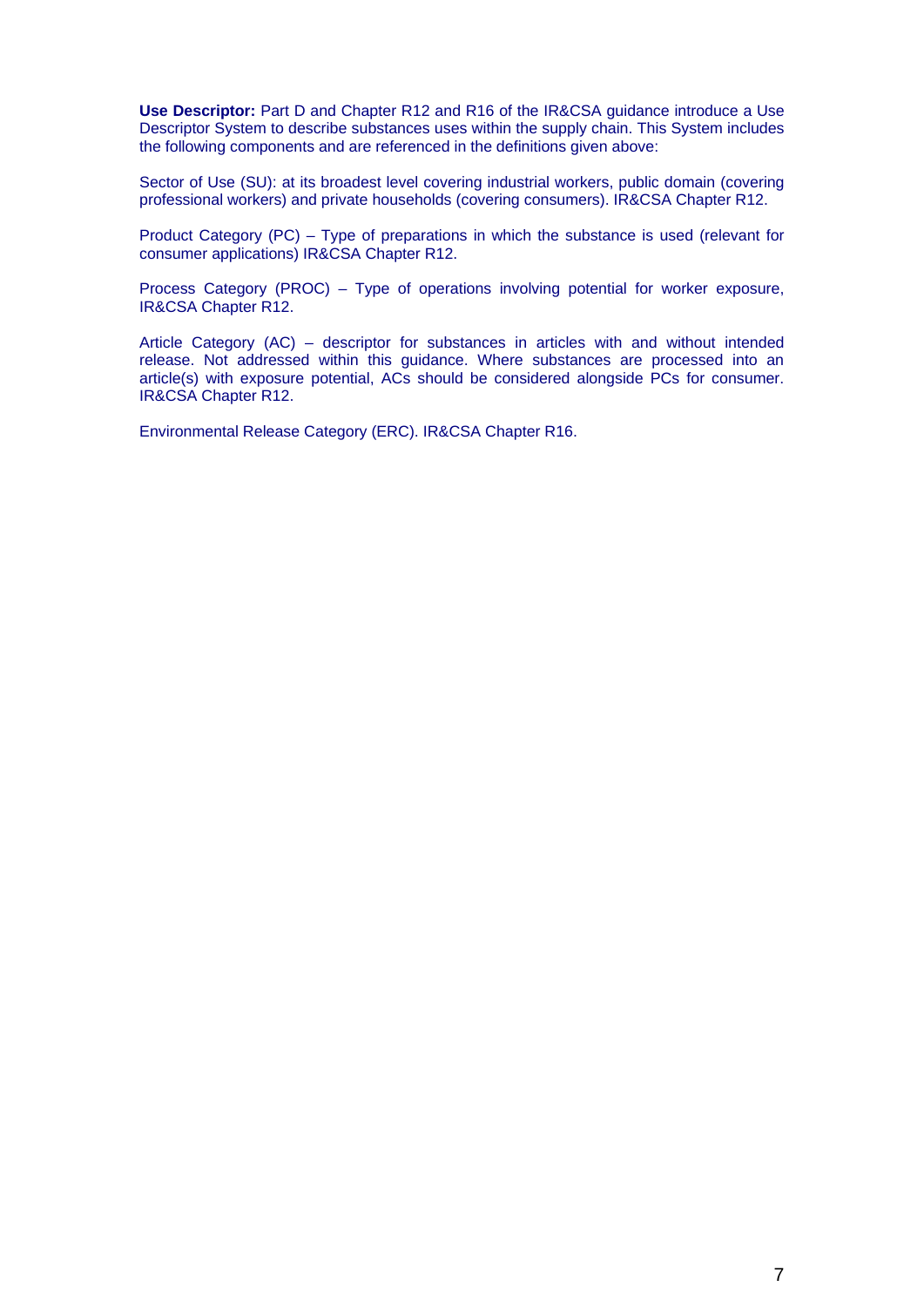**Use Descriptor:** Part D and Chapter R12 and R16 of the IR&CSA guidance introduce a Use Descriptor System to describe substances uses within the supply chain. This System includes the following components and are referenced in the definitions given above:

Sector of Use (SU): at its broadest level covering industrial workers, public domain (covering professional workers) and private households (covering consumers). IR&CSA Chapter R12.

Product Category (PC) – Type of preparations in which the substance is used (relevant for consumer applications) IR&CSA Chapter R12.

Process Category (PROC) – Type of operations involving potential for worker exposure, IR&CSA Chapter R12.

Article Category (AC) – descriptor for substances in articles with and without intended release. Not addressed within this guidance. Where substances are processed into an article(s) with exposure potential, ACs should be considered alongside PCs for consumer. IR&CSA Chapter R12.

Environmental Release Category (ERC). IR&CSA Chapter R16.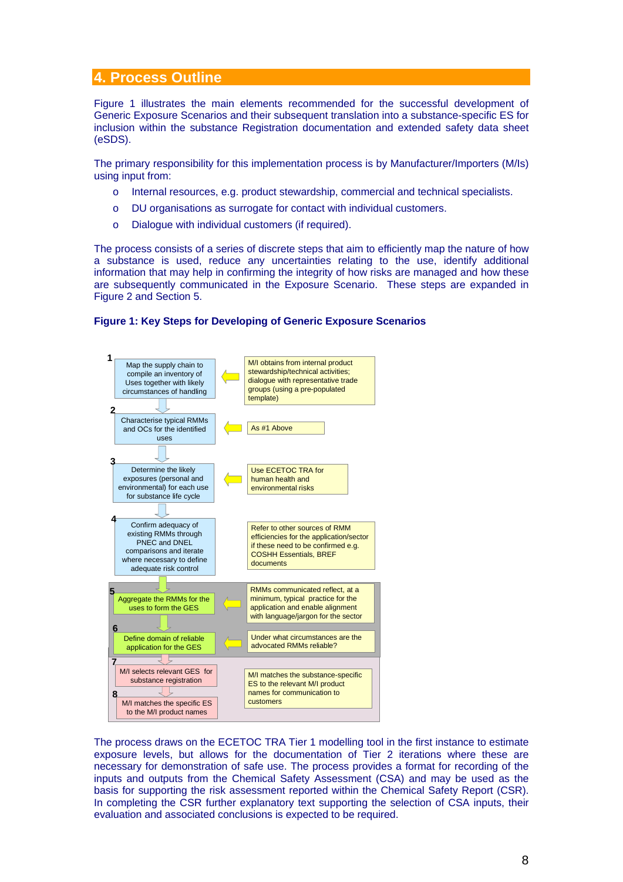## 4. Process Outline

Figure 1 illustrates the main elements recommended for the successful development of Generic Exposure Scenarios and their subsequent translation into a substance-specific ES for inclusion within the substance Registration documentation and extended safety data sheet (eSDS).

The primary responsibility for this implementation process is by Manufacturer/Importers (M/Is) using input from:

- Internal resources, e.g. product stewardship, commercial and technical specialists.
- DU organisations as surrogate for contact with individual customers.
- Dialogue with individual customers (if required).

The process consists of a series of discrete steps that aim to efficiently map the nature of how a substance is used, reduce any uncertainties relating to the use, identify additional information that may help in confirming the integrity of how risks are managed and how these are subsequently communicated in the Exposure Scenario. These steps are expanded in Figure 2 and Section 5.

**Figure 1: Key Steps for Developing of Generic Exposure Scenarios**

| Step | Action | Input / Note |
|---|---|---|
| 1 | Map the supply chain to compile an inventory of Uses together with likely circumstances of handling | M/I obtains from internal product stewardship/technical activities; dialogue with representative trade groups (using a pre-populated template) |
| 2 | Characterise typical RMMs and OCs for the identified uses | As #1 Above |
| 3 | Determine the likely exposures (personal and environmental) for each use for substance life cycle | Use ECETOC TRA for human health and environmental risks |
| 4 | Confirm adequacy of existing RMMs through PNEC and DNEL comparisons and iterate where necessary to define adequate risk control | Refer to other sources of RMM efficiencies for the application/sector if these need to be confirmed e.g. COSHH Essentials, BREF documents |
| 5 | Aggregate the RMMs for the uses to form the GES | RMMs communicated reflect, at a minimum, typical practice for the application and enable alignment with language/jargon for the sector |
| 6 | Define domain of reliable application for the GES | Under what circumstances are the advocated RMMs reliable? |
| 7 | M/I selects relevant GES for substance registration | M/I matches the substance-specific ES to the relevant M/I product names for communication to customers |
| 8 | M/I matches the specific ES to the M/I product names | |

The process draws on the ECETOC TRA Tier 1 modelling tool in the first instance to estimate exposure levels, but allows for the documentation of Tier 2 iterations where these are necessary for demonstration of safe use. The process provides a format for recording of the inputs and outputs from the Chemical Safety Assessment (CSA) and may be used as the basis for supporting the risk assessment reported within the Chemical Safety Report (CSR). In completing the CSR further explanatory text supporting the selection of CSA inputs, their evaluation and associated conclusions is expected to be required.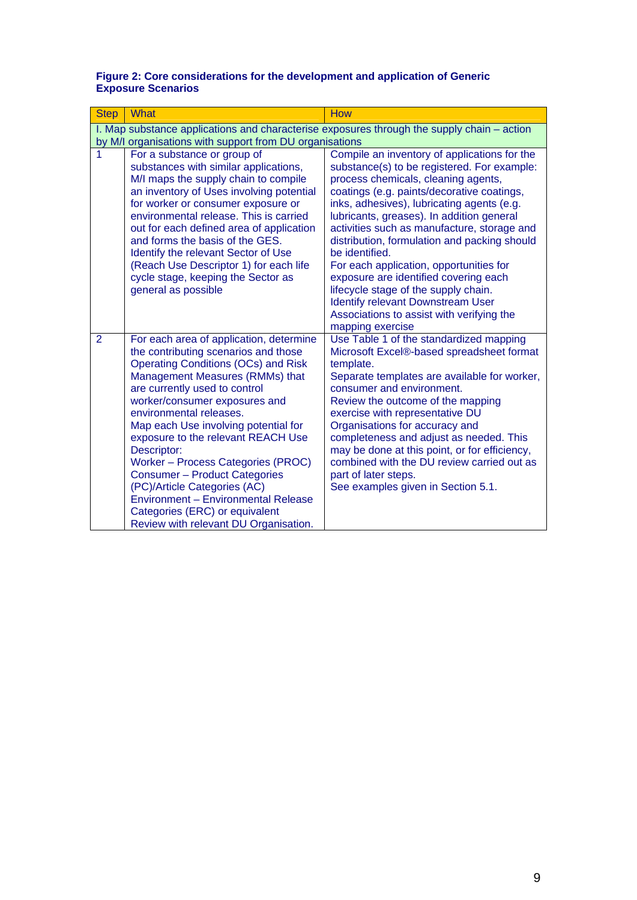**Figure 2: Core considerations for the development and application of Generic Exposure Scenarios**

| Step | What | How |
|---|---|---|
| I. Map substance applications and characterise exposures through the supply chain – action by M/I organisations with support from DU organisations | | |
| 1 | For a substance or group of substances with similar applications, M/I maps the supply chain to compile an inventory of Uses involving potential for worker or consumer exposure or environmental release. This is carried out for each defined area of application and forms the basis of the GES. Identify the relevant Sector of Use (Reach Use Descriptor 1) for each life cycle stage, keeping the Sector as general as possible | Compile an inventory of applications for the substance(s) to be registered. For example: process chemicals, cleaning agents, coatings (e.g. paints/decorative coatings, inks, adhesives), lubricating agents (e.g. lubricants, greases). In addition general activities such as manufacture, storage and distribution, formulation and packing should be identified.<br>For each application, opportunities for exposure are identified covering each lifecycle stage of the supply chain.<br>Identify relevant Downstream User Associations to assist with verifying the mapping exercise |
| 2 | For each area of application, determine the contributing scenarios and those Operating Conditions (OCs) and Risk Management Measures (RMMs) that are currently used to control worker/consumer exposures and environmental releases.<br>Map each Use involving potential for exposure to the relevant REACH Use Descriptor:<br>Worker – Process Categories (PROC)<br>Consumer – Product Categories (PC)/Article Categories (AC)<br>Environment – Environmental Release Categories (ERC) or equivalent<br>Review with relevant DU Organisation. | Use Table 1 of the standardized mapping Microsoft Excel®-based spreadsheet format template.<br>Separate templates are available for worker, consumer and environment.<br>Review the outcome of the mapping exercise with representative DU Organisations for accuracy and completeness and adjust as needed. This may be done at this point, or for efficiency, combined with the DU review carried out as part of later steps.<br>See examples given in Section 5.1. |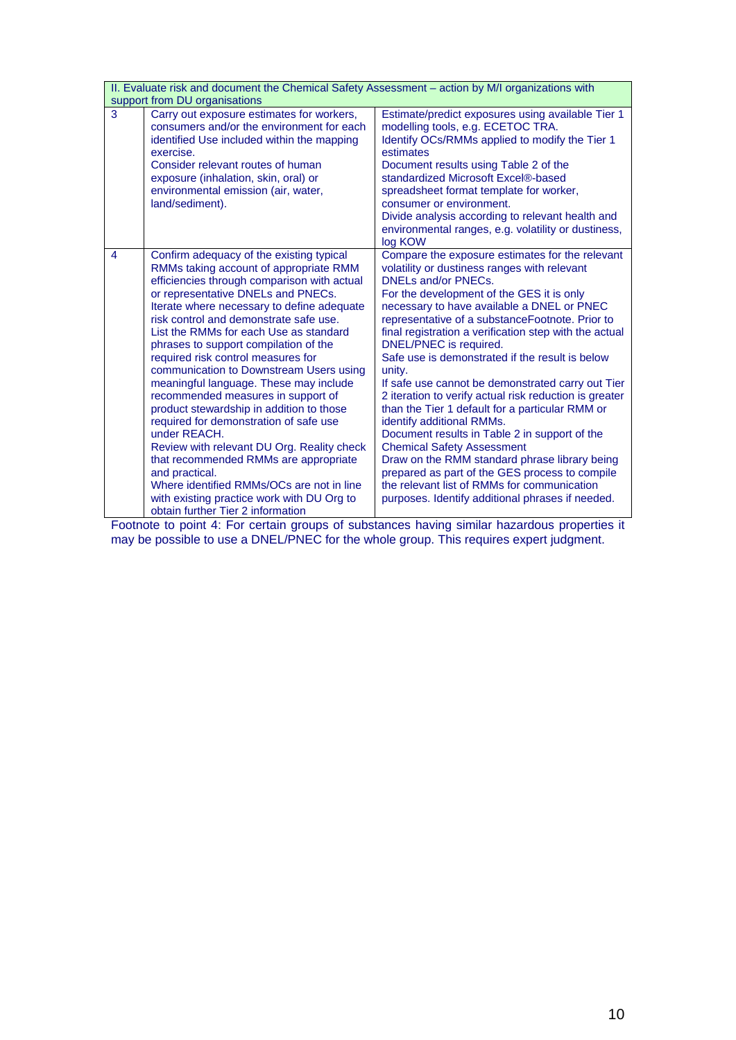| II. Evaluate risk and document the Chemical Safety Assessment – action by M/I organizations with support from DU organisations | | |
|---|---|---|
| 3 | Carry out exposure estimates for workers, consumers and/or the environment for each identified Use included within the mapping exercise.<br>Consider relevant routes of human exposure (inhalation, skin, oral) or environmental emission (air, water, land/sediment). | Estimate/predict exposures using available Tier 1 modelling tools, e.g. ECETOC TRA.<br>Identify OCs/RMMs applied to modify the Tier 1 estimates<br>Document results using Table 2 of the standardized Microsoft Excel®-based spreadsheet format template for worker, consumer or environment.<br>Divide analysis according to relevant health and environmental ranges, e.g. volatility or dustiness, log KOW |
| 4 | Confirm adequacy of the existing typical RMMs taking account of appropriate RMM efficiencies through comparison with actual or representative DNELs and PNECs.<br>Iterate where necessary to define adequate risk control and demonstrate safe use.<br>List the RMMs for each Use as standard phrases to support compilation of the required risk control measures for communication to Downstream Users using meaningful language. These may include recommended measures in support of product stewardship in addition to those required for demonstration of safe use under REACH.<br>Review with relevant DU Org. Reality check that recommended RMMs are appropriate and practical.<br>Where identified RMMs/OCs are not in line with existing practice work with DU Org to obtain further Tier 2 information | Compare the exposure estimates for the relevant volatility or dustiness ranges with relevant DNELs and/or PNECs.<br>For the development of the GES it is only necessary to have available a DNEL or PNEC representative of a substanceFootnote. Prior to final registration a verification step with the actual DNEL/PNEC is required.<br>Safe use is demonstrated if the result is below unity.<br>If safe use cannot be demonstrated carry out Tier 2 iteration to verify actual risk reduction is greater than the Tier 1 default for a particular RMM or identify additional RMMs.<br>Document results in Table 2 in support of the Chemical Safety Assessment<br>Draw on the RMM standard phrase library being prepared as part of the GES process to compile the relevant list of RMMs for communication purposes. Identify additional phrases if needed. |

Footnote to point 4: For certain groups of substances having similar hazardous properties it may be possible to use a DNEL/PNEC for the whole group. This requires expert judgment.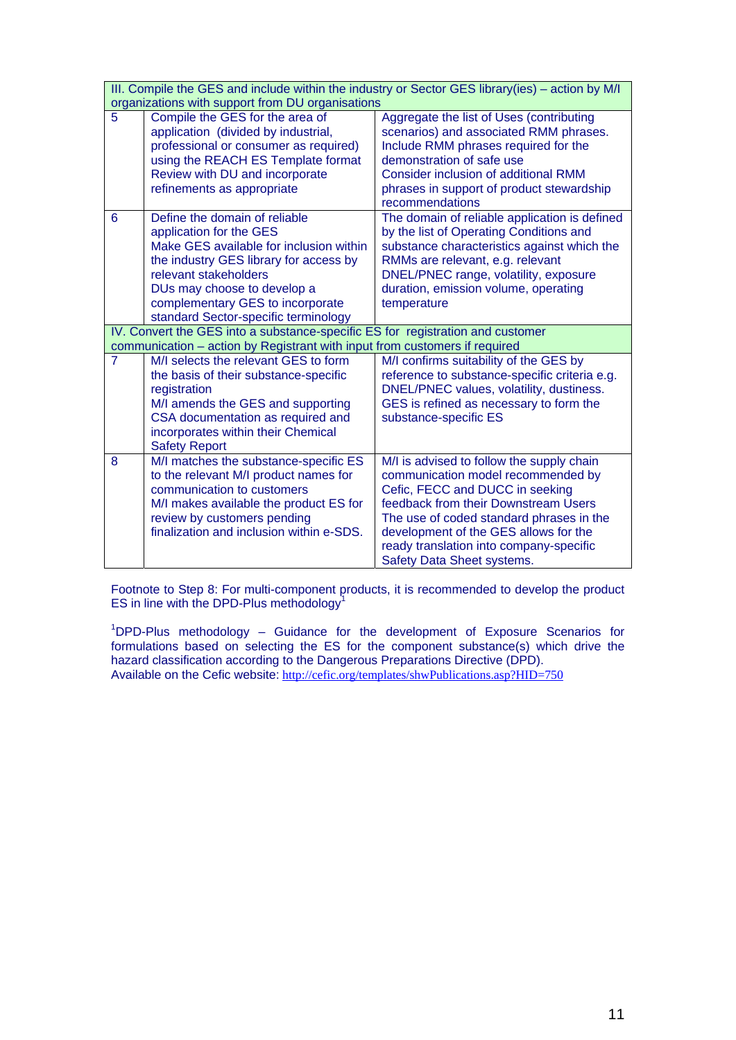| | | |
|---|---|---|
| **III. Compile the GES and include within the industry or Sector GES library(ies) – action by M/I organizations with support from DU organisations** | | |
| 5 | Compile the GES for the area of application (divided by industrial, professional or consumer as required) using the REACH ES Template format<br>Review with DU and incorporate refinements as appropriate | Aggregate the list of Uses (contributing scenarios) and associated RMM phrases. Include RMM phrases required for the demonstration of safe use<br>Consider inclusion of additional RMM phrases in support of product stewardship recommendations |
| 6 | Define the domain of reliable application for the GES<br>Make GES available for inclusion within the industry GES library for access by relevant stakeholders<br>DUs may choose to develop a complementary GES to incorporate standard Sector-specific terminology | The domain of reliable application is defined by the list of Operating Conditions and substance characteristics against which the RMMs are relevant, e.g. relevant DNEL/PNEC range, volatility, exposure duration, emission volume, operating temperature |
| **IV. Convert the GES into a substance-specific ES for registration and customer communication – action by Registrant with input from customers if required** | | |
| 7 | M/I selects the relevant GES to form the basis of their substance-specific registration<br>M/I amends the GES and supporting CSA documentation as required and incorporates within their Chemical Safety Report | M/I confirms suitability of the GES by reference to substance-specific criteria e.g. DNEL/PNEC values, volatility, dustiness. GES is refined as necessary to form the substance-specific ES |
| 8 | M/I matches the substance-specific ES to the relevant M/I product names for communication to customers<br>M/I makes available the product ES for review by customers pending finalization and inclusion within e-SDS. | M/I is advised to follow the supply chain communication model recommended by Cefic, FECC and DUCC in seeking feedback from their Downstream Users<br>The use of coded standard phrases in the development of the GES allows for the ready translation into company-specific Safety Data Sheet systems. |

Footnote to Step 8: For multi-component products, it is recommended to develop the product ES in line with the DPD-Plus methodology[1]

[1]DPD-Plus methodology – Guidance for the development of Exposure Scenarios for formulations based on selecting the ES for the component substance(s) which drive the hazard classification according to the Dangerous Preparations Directive (DPD).
Available on the Cefic website: http://cefic.org/templates/shwPublications.asp?HID=750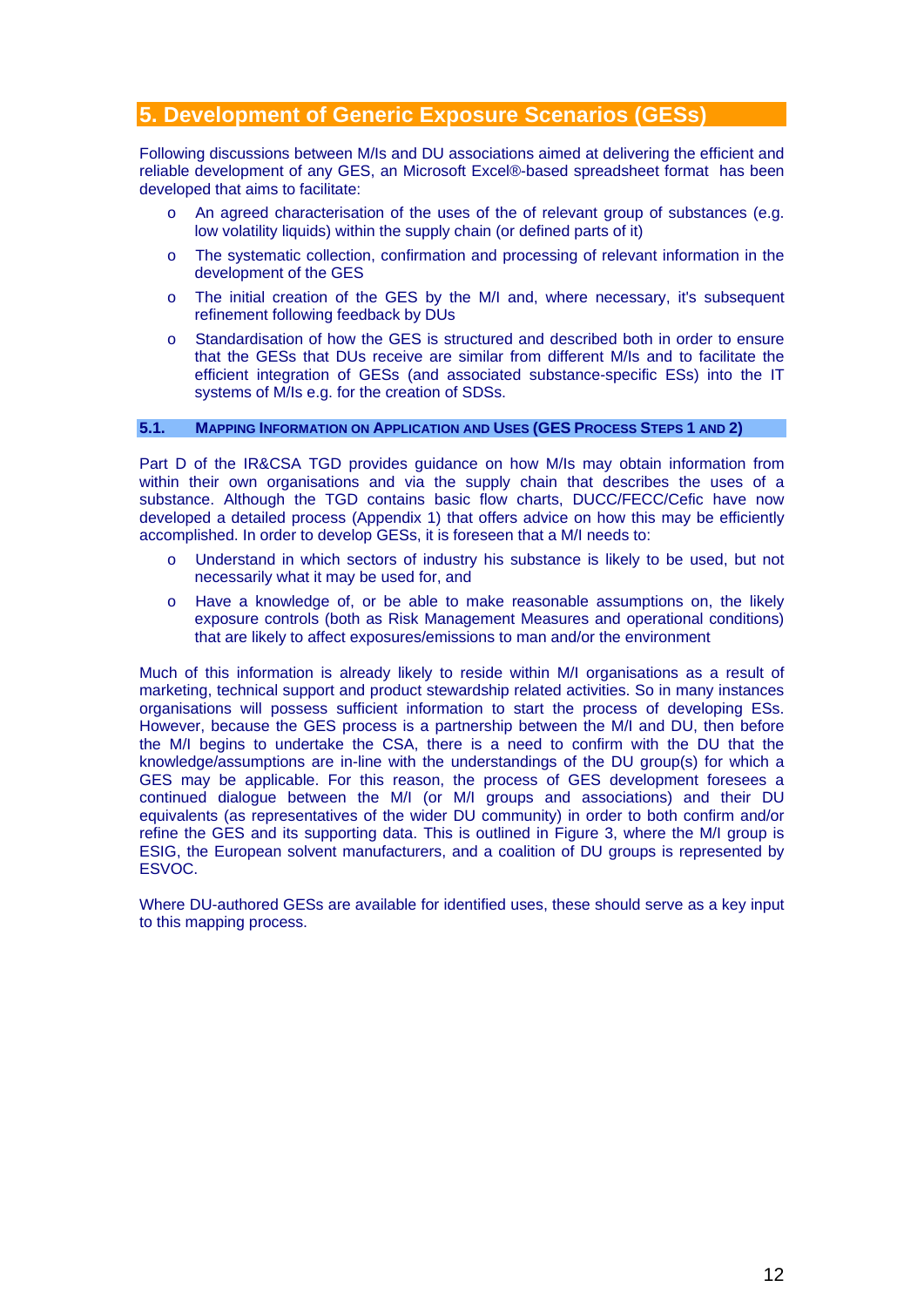# 5. Development of Generic Exposure Scenarios (GESs)

Following discussions between M/Is and DU associations aimed at delivering the efficient and reliable development of any GES, an Microsoft Excel®-based spreadsheet format has been developed that aims to facilitate:

- An agreed characterisation of the uses of the of relevant group of substances (e.g. low volatility liquids) within the supply chain (or defined parts of it)
- The systematic collection, confirmation and processing of relevant information in the development of the GES
- The initial creation of the GES by the M/I and, where necessary, it's subsequent refinement following feedback by DUs
- Standardisation of how the GES is structured and described both in order to ensure that the GESs that DUs receive are similar from different M/Is and to facilitate the efficient integration of GESs (and associated substance-specific ESs) into the IT systems of M/Is e.g. for the creation of SDSs.

## 5.1. Mapping Information on Application and Uses (GES Process Steps 1 and 2)

Part D of the IR&CSA TGD provides guidance on how M/Is may obtain information from within their own organisations and via the supply chain that describes the uses of a substance. Although the TGD contains basic flow charts, DUCC/FECC/Cefic have now developed a detailed process (Appendix 1) that offers advice on how this may be efficiently accomplished. In order to develop GESs, it is foreseen that a M/I needs to:

- Understand in which sectors of industry his substance is likely to be used, but not necessarily what it may be used for, and
- Have a knowledge of, or be able to make reasonable assumptions on, the likely exposure controls (both as Risk Management Measures and operational conditions) that are likely to affect exposures/emissions to man and/or the environment

Much of this information is already likely to reside within M/I organisations as a result of marketing, technical support and product stewardship related activities. So in many instances organisations will possess sufficient information to start the process of developing ESs. However, because the GES process is a partnership between the M/I and DU, then before the M/I begins to undertake the CSA, there is a need to confirm with the DU that the knowledge/assumptions are in-line with the understandings of the DU group(s) for which a GES may be applicable. For this reason, the process of GES development foresees a continued dialogue between the M/I (or M/I groups and associations) and their DU equivalents (as representatives of the wider DU community) in order to both confirm and/or refine the GES and its supporting data. This is outlined in Figure 3, where the M/I group is ESIG, the European solvent manufacturers, and a coalition of DU groups is represented by ESVOC.

Where DU-authored GESs are available for identified uses, these should serve as a key input to this mapping process.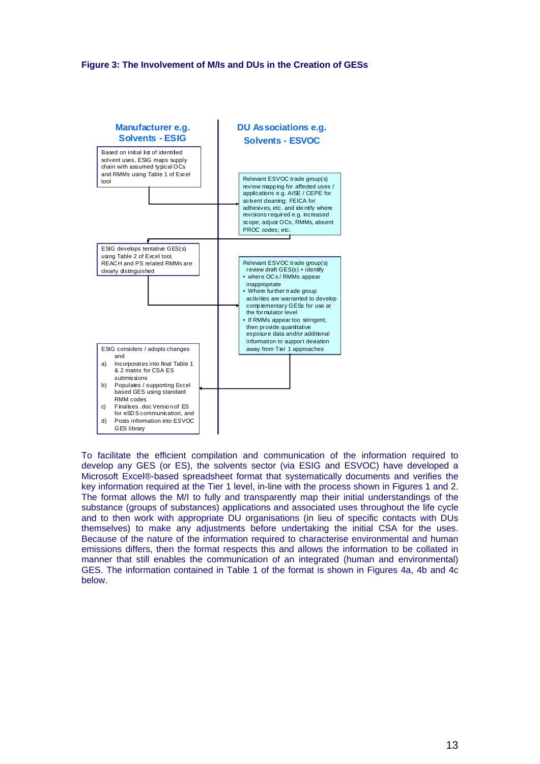**Figure 3: The Involvement of M/Is and DUs in the Creation of GESs**

**Manufacturer e.g. Solvents - ESIG**

**DU Associations e.g. Solvents - ESVOC**

Based on initial list of identified solvent uses, ESIG maps supply chain with assumed typical OCs and RMMs using Table 1 of Excel tool

Relevant ESVOC trade group(s) review mapping for affected uses / applications e.g. AISE / CEPE for solvent cleaning; FEICA for adhesives, etc. and identify where revisions required e.g. increased scope; adjust OCs, RMMs, absent PROC codes; etc.

ESIG develops tentative GES(s) using Table 2 of Excel tool. REACH and PS related RMMs are clearly distinguished

Relevant ESVOC trade group(s) review draft GES(s) + identify

- where OCs / RMMs appear inappropriate
- Where further trade group activities are warranted to develop complementary GESs for use at the formulator level
- If RMMs appear too stringent, then provide quantitative exposure data and/or additional information to support deviation away from Tier 1 approaches

ESIG considers / adopts changes and

a) Incorporates into final Table 1 & 2 matrix for CSA ES submissions
b) Populates / supporting Excel based GES using standard RMM codes
c) Finalises .doc Version of ES for eSDS communication, and
d) Posts information into ESVOC GES library

To facilitate the efficient compilation and communication of the information required to develop any GES (or ES), the solvents sector (via ESIG and ESVOC) have developed a Microsoft Excel®-based spreadsheet format that systematically documents and verifies the key information required at the Tier 1 level, in-line with the process shown in Figures 1 and 2. The format allows the M/I to fully and transparently map their initial understandings of the substance (groups of substances) applications and associated uses throughout the life cycle and to then work with appropriate DU organisations (in lieu of specific contacts with DUs themselves) to make any adjustments before undertaking the initial CSA for the uses. Because of the nature of the information required to characterise environmental and human emissions differs, then the format respects this and allows the information to be collated in manner that still enables the communication of an integrated (human and environmental) GES. The information contained in Table 1 of the format is shown in Figures 4a, 4b and 4c below.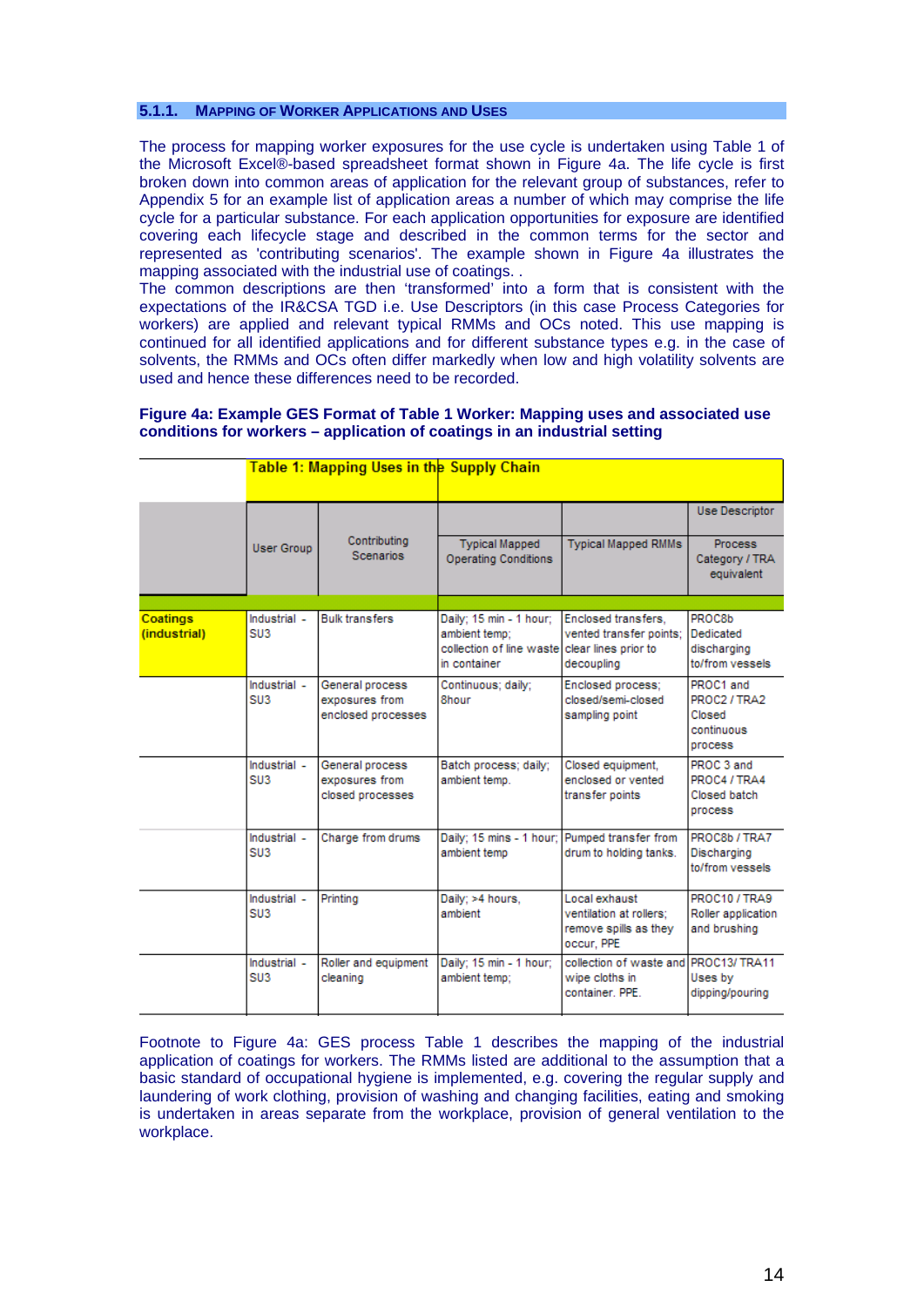### 5.1.1. Mapping of Worker Applications and Uses

The process for mapping worker exposures for the use cycle is undertaken using Table 1 of the Microsoft Excel®-based spreadsheet format shown in Figure 4a. The life cycle is first broken down into common areas of application for the relevant group of substances, refer to Appendix 5 for an example list of application areas a number of which may comprise the life cycle for a particular substance. For each application opportunities for exposure are identified covering each lifecycle stage and described in the common terms for the sector and represented as 'contributing scenarios'. The example shown in Figure 4a illustrates the mapping associated with the industrial use of coatings. .
The common descriptions are then 'transformed' into a form that is consistent with the expectations of the IR&CSA TGD i.e. Use Descriptors (in this case Process Categories for workers) are applied and relevant typical RMMs and OCs noted. This use mapping is continued for all identified applications and for different substance types e.g. in the case of solvents, the RMMs and OCs often differ markedly when low and high volatility solvents are used and hence these differences need to be recorded.

**Figure 4a: Example GES Format of Table 1 Worker: Mapping uses and associated use conditions for workers – application of coatings in an industrial setting**

| | Table 1: Mapping Uses in the Supply Chain | | | | |
|---|---|---|---|---|---|
| | | | | | Use Descriptor |
| | User Group | Contributing Scenarios | Typical Mapped Operating Conditions | Typical Mapped RMMs | Process Category / TRA equivalent |
| **Coatings (industrial)** | Industrial - SU3 | Bulk transfers | Daily; 15 min - 1 hour; ambient temp; collection of line waste in container | Enclosed transfers, vented transfer points; clear lines prior to decoupling | PROC8b Dedicated discharging to/from vessels |
| | Industrial - SU3 | General process exposures from enclosed processes | Continuous; daily; 8hour | Enclosed process; closed/semi-closed sampling point | PROC1 and PROC2 / TRA2 Closed continuous process |
| | Industrial - SU3 | General process exposures from closed processes | Batch process; daily; ambient temp. | Closed equipment, enclosed or vented transfer points | PROC 3 and PROC4 / TRA4 Closed batch process |
| | Industrial - SU3 | Charge from drums | Daily; 15 mins - 1 hour; ambient temp | Pumped transfer from drum to holding tanks. | PROC8b / TRA7 Discharging to/from vessels |
| | Industrial - SU3 | Printing | Daily; >4 hours, ambient | Local exhaust ventilation at rollers; remove spills as they occur, PPE | PROC10 / TRA9 Roller application and brushing |
| | Industrial - SU3 | Roller and equipment cleaning | Daily; 15 min - 1 hour; ambient temp; | collection of waste and wipe cloths in container. PPE. | PROC13/ TRA11 Uses by dipping/pouring |

Footnote to Figure 4a: GES process Table 1 describes the mapping of the industrial application of coatings for workers. The RMMs listed are additional to the assumption that a basic standard of occupational hygiene is implemented, e.g. covering the regular supply and laundering of work clothing, provision of washing and changing facilities, eating and smoking is undertaken in areas separate from the workplace, provision of general ventilation to the workplace.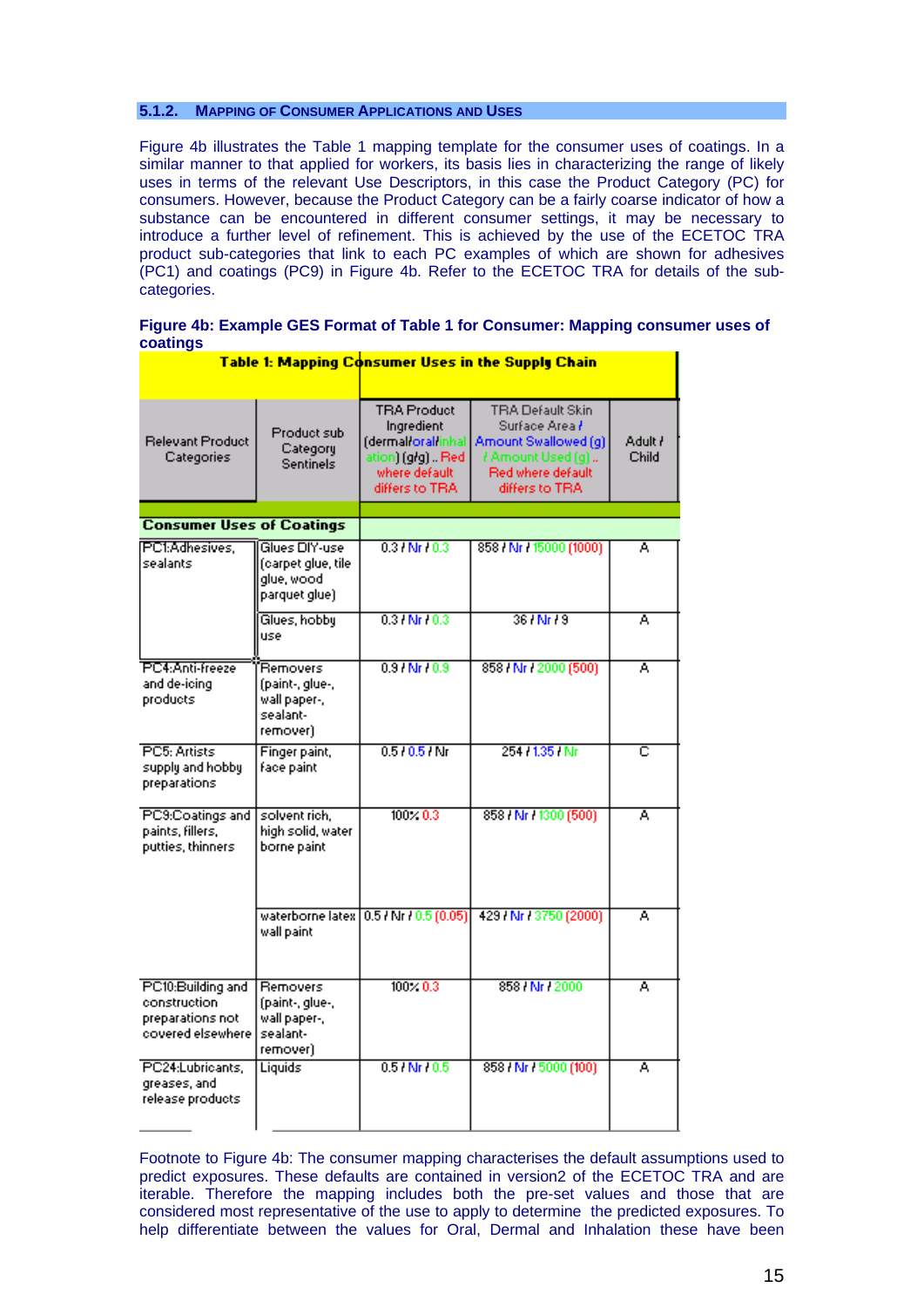### 5.1.2. MAPPING OF CONSUMER APPLICATIONS AND USES

Figure 4b illustrates the Table 1 mapping template for the consumer uses of coatings. In a similar manner to that applied for workers, its basis lies in characterizing the range of likely uses in terms of the relevant Use Descriptors, in this case the Product Category (PC) for consumers. However, because the Product Category can be a fairly coarse indicator of how a substance can be encountered in different consumer settings, it may be necessary to introduce a further level of refinement. This is achieved by the use of the ECETOC TRA product sub-categories that link to each PC examples of which are shown for adhesives (PC1) and coatings (PC9) in Figure 4b. Refer to the ECETOC TRA for details of the sub-categories.

**Figure 4b: Example GES Format of Table 1 for Consumer: Mapping consumer uses of coatings**

| Table 1: Mapping Consumer Uses in the Supply Chain | | | | |
|---|---|---|---|---|
| Relevant Product Categories | Product sub Category Sentinels | TRA Product Ingredient (dermal/oral/inhalation) (g/g) .. Red where default differs to TRA | TRA Default Skin Surface Area / Amount Swallowed (g) / Amount Used (g) .. Red where default differs to TRA | Adult / Child |
| **Consumer Uses of Coatings** | | | | |
| PC1:Adhesives, sealants | Glues DIY-use (carpet glue, tile glue, wood parquet glue) | 0.3 / Nr / 0.3 | 858 / Nr / 15000 (1000) | A |
| | Glues, hobby use | 0.3 / Nr / 0.3 | 36 / Nr / 9 | A |
| PC4:Anti-freeze and de-icing products | Removers (paint-, glue-, wall paper-, sealant-remover) | 0.9 / Nr / 0.9 | 858 / Nr / 2000 (500) | A |
| PC5: Artists supply and hobby preparations | Finger paint, face paint | 0.5 / 0.5 / Nr | 254 / 1.35 / Nr | C |
| PC9:Coatings and paints, fillers, putties, thinners | solvent rich, high solid, water borne paint | 100% 0.3 | 858 / Nr / 1300 (500) | A |
| | waterborne latex wall paint | 0.5 / Nr / 0.5 (0.05) | 429 / Nr / 3750 (2000) | A |
| PC10:Building and construction preparations not covered elsewhere | Removers (paint-, glue-, wall paper-, sealant-remover) | 100% 0.3 | 858 / Nr / 2000 | A |
| PC24:Lubricants, greases, and release products | Liquids | 0.5 / Nr / 0.5 | 858 / Nr / 5000 (100) | A |

Footnote to Figure 4b: The consumer mapping characterises the default assumptions used to predict exposures. These defaults are contained in version2 of the ECETOC TRA and are iterable. Therefore the mapping includes both the pre-set values and those that are considered most representative of the use to apply to determine the predicted exposures. To help differentiate between the values for Oral, Dermal and Inhalation these have been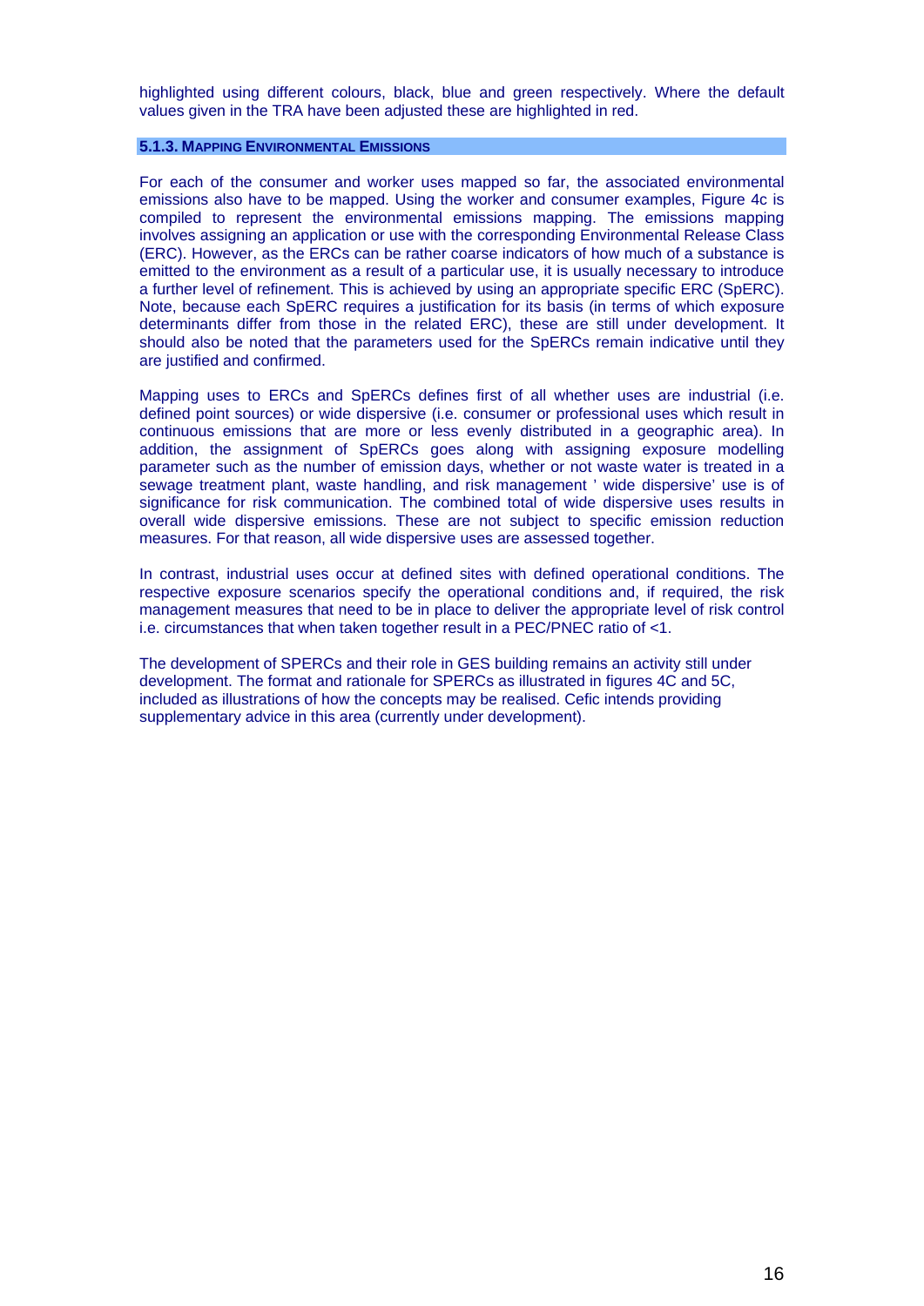highlighted using different colours, black, blue and green respectively. Where the default values given in the TRA have been adjusted these are highlighted in red.

### 5.1.3. MAPPING ENVIRONMENTAL EMISSIONS

For each of the consumer and worker uses mapped so far, the associated environmental emissions also have to be mapped. Using the worker and consumer examples, Figure 4c is compiled to represent the environmental emissions mapping. The emissions mapping involves assigning an application or use with the corresponding Environmental Release Class (ERC). However, as the ERCs can be rather coarse indicators of how much of a substance is emitted to the environment as a result of a particular use, it is usually necessary to introduce a further level of refinement. This is achieved by using an appropriate specific ERC (SpERC). Note, because each SpERC requires a justification for its basis (in terms of which exposure determinants differ from those in the related ERC), these are still under development. It should also be noted that the parameters used for the SpERCs remain indicative until they are justified and confirmed.

Mapping uses to ERCs and SpERCs defines first of all whether uses are industrial (i.e. defined point sources) or wide dispersive (i.e. consumer or professional uses which result in continuous emissions that are more or less evenly distributed in a geographic area). In addition, the assignment of SpERCs goes along with assigning exposure modelling parameter such as the number of emission days, whether or not waste water is treated in a sewage treatment plant, waste handling, and risk management ' wide dispersive' use is of significance for risk communication. The combined total of wide dispersive uses results in overall wide dispersive emissions. These are not subject to specific emission reduction measures. For that reason, all wide dispersive uses are assessed together.

In contrast, industrial uses occur at defined sites with defined operational conditions. The respective exposure scenarios specify the operational conditions and, if required, the risk management measures that need to be in place to deliver the appropriate level of risk control i.e. circumstances that when taken together result in a PEC/PNEC ratio of <1.

The development of SPERCs and their role in GES building remains an activity still under development. The format and rationale for SPERCs as illustrated in figures 4C and 5C, included as illustrations of how the concepts may be realised. Cefic intends providing supplementary advice in this area (currently under development).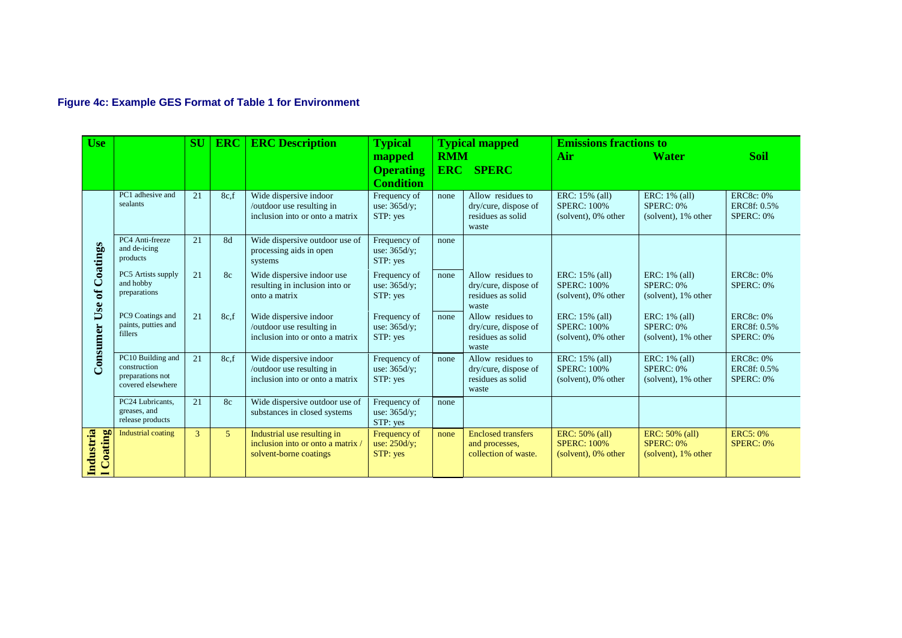**Figure 4c: Example GES Format of Table 1 for Environment**

| Use | | SU | ERC | ERC Description | Typical mapped Operating Condition | Typical mapped RMM | | Emissions fractions to | | |
|---|---|---|---|---|---|---|---|---|---|---|
| | | | | | | ERC | SPERC | Air | Water | Soil |
| Consumer Use of Coatings | PC1 adhesive and sealants | 21 | 8c,f | Wide dispersive indoor /outdoor use resulting in inclusion into or onto a matrix | Frequency of use: 365d/y; STP: yes | none | Allow residues to dry/cure, dispose of residues as solid waste | ERC: 15% (all) SPERC: 100% (solvent), 0% other | ERC: 1% (all) SPERC: 0% (solvent), 1% other | ERC8c: 0% ERC8f: 0.5% SPERC: 0% |
| | PC4 Anti-freeze and de-icing products | 21 | 8d | Wide dispersive outdoor use of processing aids in open systems | Frequency of use: 365d/y; STP: yes | none | | | | |
| | PC5 Artists supply and hobby preparations | 21 | 8c | Wide dispersive indoor use resulting in inclusion into or onto a matrix | Frequency of use: 365d/y; STP: yes | none | Allow residues to dry/cure, dispose of residues as solid waste | ERC: 15% (all) SPERC: 100% (solvent), 0% other | ERC: 1% (all) SPERC: 0% (solvent), 1% other | ERC8c: 0% SPERC: 0% |
| | PC9 Coatings and paints, putties and fillers | 21 | 8c,f | Wide dispersive indoor /outdoor use resulting in inclusion into or onto a matrix | Frequency of use: 365d/y; STP: yes | none | Allow residues to dry/cure, dispose of residues as solid waste | ERC: 15% (all) SPERC: 100% (solvent), 0% other | ERC: 1% (all) SPERC: 0% (solvent), 1% other | ERC8c: 0% ERC8f: 0.5% SPERC: 0% |
| | PC10 Building and construction preparations not covered elsewhere | 21 | 8c,f | Wide dispersive indoor /outdoor use resulting in inclusion into or onto a matrix | Frequency of use: 365d/y; STP: yes | none | Allow residues to dry/cure, dispose of residues as solid waste | ERC: 15% (all) SPERC: 100% (solvent), 0% other | ERC: 1% (all) SPERC: 0% (solvent), 1% other | ERC8c: 0% ERC8f: 0.5% SPERC: 0% |
| | PC24 Lubricants, greases, and release products | 21 | 8c | Wide dispersive outdoor use of substances in closed systems | Frequency of use: 365d/y; STP: yes | none | | | | |
| Industrial Coating | Industrial coating | 3 | 5 | Industrial use resulting in inclusion into or onto a matrix / solvent-borne coatings | Frequency of use: 250d/y; STP: yes | none | Enclosed transfers and processes, collection of waste. | ERC: 50% (all) SPERC: 100% (solvent), 0% other | ERC: 50% (all) SPERC: 0% (solvent), 1% other | ERC5: 0% SPERC: 0% |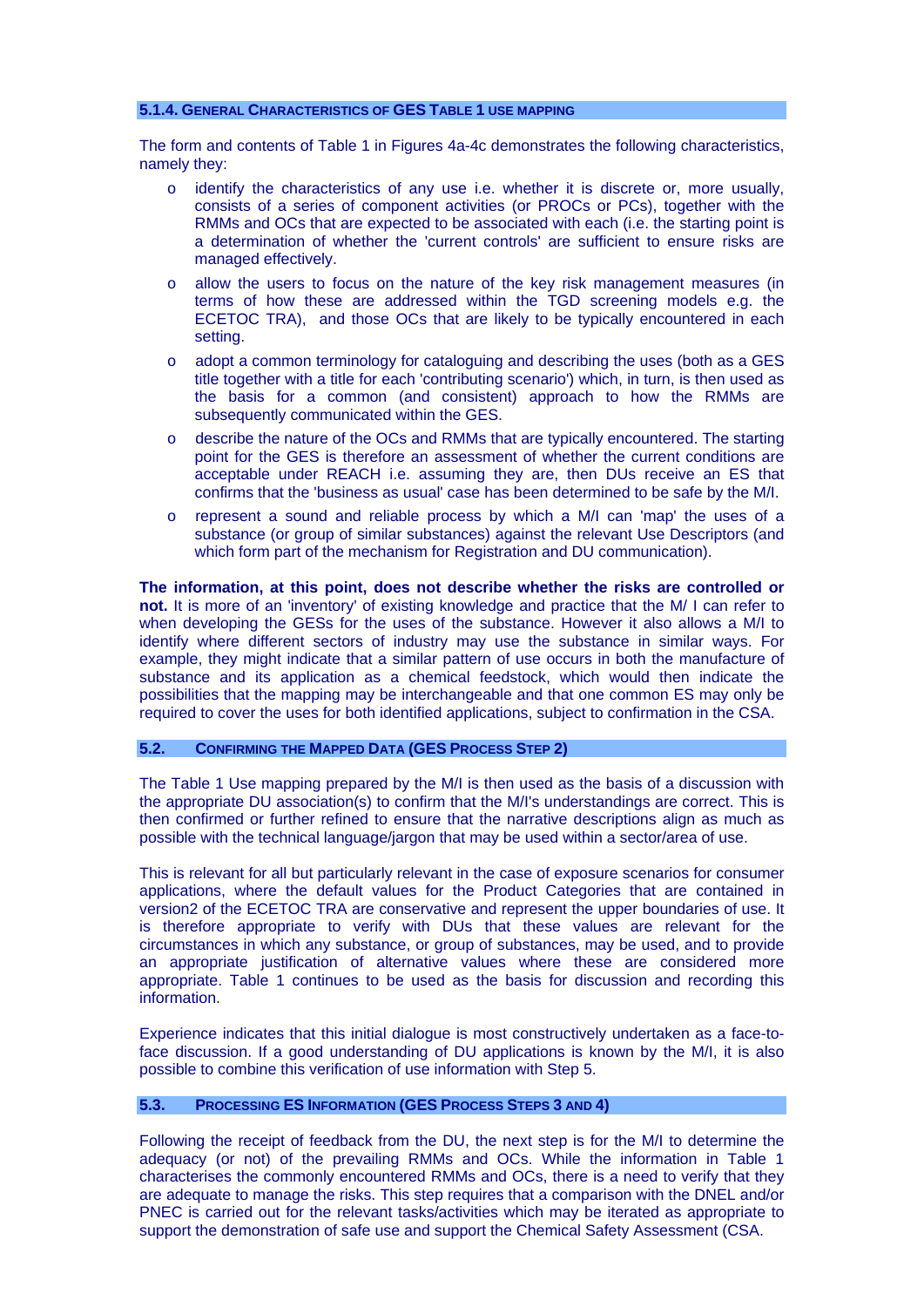#### 5.1.4. General Characteristics of GES Table 1 use mapping

The form and contents of Table 1 in Figures 4a-4c demonstrates the following characteristics, namely they:

- identify the characteristics of any use i.e. whether it is discrete or, more usually, consists of a series of component activities (or PROCs or PCs), together with the RMMs and OCs that are expected to be associated with each (i.e. the starting point is a determination of whether the 'current controls' are sufficient to ensure risks are managed effectively.
- allow the users to focus on the nature of the key risk management measures (in terms of how these are addressed within the TGD screening models e.g. the ECETOC TRA), and those OCs that are likely to be typically encountered in each setting.
- adopt a common terminology for cataloguing and describing the uses (both as a GES title together with a title for each 'contributing scenario') which, in turn, is then used as the basis for a common (and consistent) approach to how the RMMs are subsequently communicated within the GES.
- describe the nature of the OCs and RMMs that are typically encountered. The starting point for the GES is therefore an assessment of whether the current conditions are acceptable under REACH i.e. assuming they are, then DUs receive an ES that confirms that the 'business as usual' case has been determined to be safe by the M/I.
- represent a sound and reliable process by which a M/I can 'map' the uses of a substance (or group of similar substances) against the relevant Use Descriptors (and which form part of the mechanism for Registration and DU communication).

**The information, at this point, does not describe whether the risks are controlled or not.** It is more of an 'inventory' of existing knowledge and practice that the M/ I can refer to when developing the GESs for the uses of the substance. However it also allows a M/I to identify where different sectors of industry may use the substance in similar ways. For example, they might indicate that a similar pattern of use occurs in both the manufacture of substance and its application as a chemical feedstock, which would then indicate the possibilities that the mapping may be interchangeable and that one common ES may only be required to cover the uses for both identified applications, subject to confirmation in the CSA.

### 5.2. Confirming the Mapped Data (GES Process Step 2)

The Table 1 Use mapping prepared by the M/I is then used as the basis of a discussion with the appropriate DU association(s) to confirm that the M/I's understandings are correct. This is then confirmed or further refined to ensure that the narrative descriptions align as much as possible with the technical language/jargon that may be used within a sector/area of use.

This is relevant for all but particularly relevant in the case of exposure scenarios for consumer applications, where the default values for the Product Categories that are contained in version2 of the ECETOC TRA are conservative and represent the upper boundaries of use. It is therefore appropriate to verify with DUs that these values are relevant for the circumstances in which any substance, or group of substances, may be used, and to provide an appropriate justification of alternative values where these are considered more appropriate. Table 1 continues to be used as the basis for discussion and recording this information.

Experience indicates that this initial dialogue is most constructively undertaken as a face-to-face discussion. If a good understanding of DU applications is known by the M/I, it is also possible to combine this verification of use information with Step 5.

### 5.3. Processing ES Information (GES Process Steps 3 and 4)

Following the receipt of feedback from the DU, the next step is for the M/I to determine the adequacy (or not) of the prevailing RMMs and OCs. While the information in Table 1 characterises the commonly encountered RMMs and OCs, there is a need to verify that they are adequate to manage the risks. This step requires that a comparison with the DNEL and/or PNEC is carried out for the relevant tasks/activities which may be iterated as appropriate to support the demonstration of safe use and support the Chemical Safety Assessment (CSA.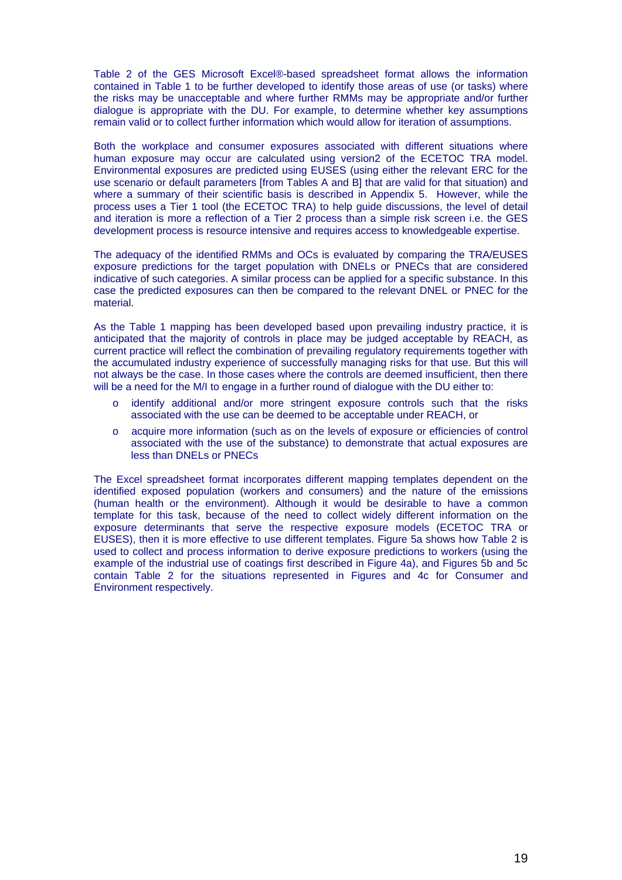Table 2 of the GES Microsoft Excel®-based spreadsheet format allows the information contained in Table 1 to be further developed to identify those areas of use (or tasks) where the risks may be unacceptable and where further RMMs may be appropriate and/or further dialogue is appropriate with the DU. For example, to determine whether key assumptions remain valid or to collect further information which would allow for iteration of assumptions.

Both the workplace and consumer exposures associated with different situations where human exposure may occur are calculated using version2 of the ECETOC TRA model. Environmental exposures are predicted using EUSES (using either the relevant ERC for the use scenario or default parameters [from Tables A and B] that are valid for that situation) and where a summary of their scientific basis is described in Appendix 5. However, while the process uses a Tier 1 tool (the ECETOC TRA) to help guide discussions, the level of detail and iteration is more a reflection of a Tier 2 process than a simple risk screen i.e. the GES development process is resource intensive and requires access to knowledgeable expertise.

The adequacy of the identified RMMs and OCs is evaluated by comparing the TRA/EUSES exposure predictions for the target population with DNELs or PNECs that are considered indicative of such categories. A similar process can be applied for a specific substance. In this case the predicted exposures can then be compared to the relevant DNEL or PNEC for the material.

As the Table 1 mapping has been developed based upon prevailing industry practice, it is anticipated that the majority of controls in place may be judged acceptable by REACH, as current practice will reflect the combination of prevailing regulatory requirements together with the accumulated industry experience of successfully managing risks for that use. But this will not always be the case. In those cases where the controls are deemed insufficient, then there will be a need for the M/I to engage in a further round of dialogue with the DU either to:

- identify additional and/or more stringent exposure controls such that the risks associated with the use can be deemed to be acceptable under REACH, or
- acquire more information (such as on the levels of exposure or efficiencies of control associated with the use of the substance) to demonstrate that actual exposures are less than DNELs or PNECs

The Excel spreadsheet format incorporates different mapping templates dependent on the identified exposed population (workers and consumers) and the nature of the emissions (human health or the environment). Although it would be desirable to have a common template for this task, because of the need to collect widely different information on the exposure determinants that serve the respective exposure models (ECETOC TRA or EUSES), then it is more effective to use different templates. Figure 5a shows how Table 2 is used to collect and process information to derive exposure predictions to workers (using the example of the industrial use of coatings first described in Figure 4a), and Figures 5b and 5c contain Table 2 for the situations represented in Figures and 4c for Consumer and Environment respectively.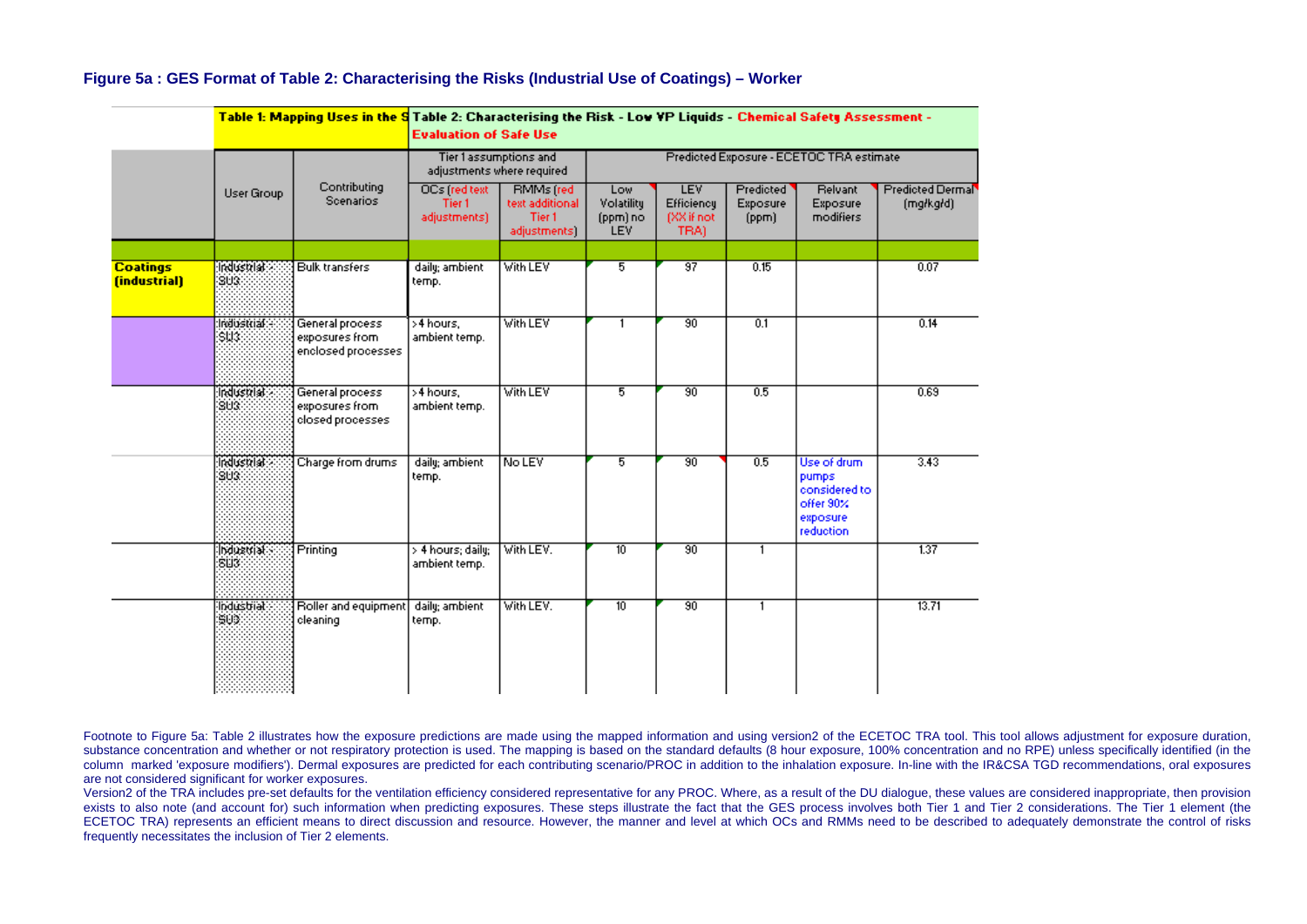**Figure 5a : GES Format of Table 2: Characterising the Risks (Industrial Use of Coatings) – Worker**

| | Table 1: Mapping Uses in the S | | Table 2: Characterising the Risk - Low VP Liquids - Chemical Safety Assessment - Evaluation of Safe Use | | | | | | |
|---|---|---|---|---|---|---|---|---|---|
| | | | Tier 1 assumptions and adjustments where required | | Predicted Exposure - ECETOC TRA estimate | | | | |
| | User Group | Contributing Scenarios | OCs (red text Tier 1 adjustments) | RMMs (red text additional Tier 1 adjustments) | Low Volatility (ppm) no LEV | LEV Efficiency (XX if not TRA) | Predicted Exposure (ppm) | Relvant Exposure modifiers | Predicted Dermal (mg/kg/d) |
| **Coatings (industrial)** | Industrial - SU3 | Bulk transfers | daily; ambient temp. | With LEV | 5 | 97 | 0.15 | | 0.07 |
| | Industrial - SU3 | General process exposures from enclosed processes | >4 hours, ambient temp. | With LEV | 1 | 90 | 0.1 | | 0.14 |
| | Industrial - SU3 | General process exposures from closed processes | >4 hours, ambient temp. | With LEV | 5 | 90 | 0.5 | | 0.69 |
| | Industrial - SU3 | Charge from drums | daily; ambient temp. | No LEV | 5 | 90 | 0.5 | Use of drum pumps considered to offer 90% exposure reduction | 3.43 |
| | Industrial - SU3 | Printing | > 4 hours; daily; ambient temp. | With LEV. | 10 | 90 | 1 | | 1.37 |
| | Industrial - SU3 | Roller and equipment cleaning | daily; ambient temp. | With LEV. | 10 | 90 | 1 | | 13.71 |

Footnote to Figure 5a: Table 2 illustrates how the exposure predictions are made using the mapped information and using version2 of the ECETOC TRA tool. This tool allows adjustment for exposure duration, substance concentration and whether or not respiratory protection is used. The mapping is based on the standard defaults (8 hour exposure, 100% concentration and no RPE) unless specifically identified (in the column marked 'exposure modifiers'). Dermal exposures are predicted for each contributing scenario/PROC in addition to the inhalation exposure. In-line with the IR&CSA TGD recommendations, oral exposures are not considered significant for worker exposures.

Version2 of the TRA includes pre-set defaults for the ventilation efficiency considered representative for any PROC. Where, as a result of the DU dialogue, these values are considered inappropriate, then provision exists to also note (and account for) such information when predicting exposures. These steps illustrate the fact that the GES process involves both Tier 1 and Tier 2 considerations. The Tier 1 element (the ECETOC TRA) represents an efficient means to direct discussion and resource. However, the manner and level at which OCs and RMMs need to be described to adequately demonstrate the control of risks frequently necessitates the inclusion of Tier 2 elements.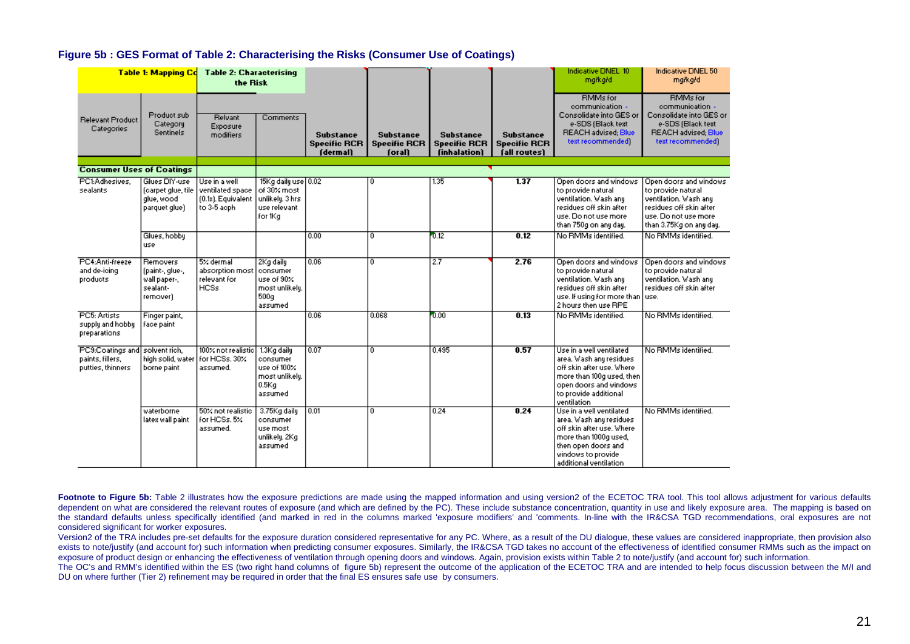**Figure 5b : GES Format of Table 2: Characterising the Risks (Consumer Use of Coatings)**

| Table 1: Mapping Co | | Table 2: Characterising the Risk | | | | | | Indicative DNEL 10 mg/kg/d | Indicative DNEL 50 mg/kg/d |
|---|---|---|---|---|---|---|---|---|---|
| Relevant Product Categories | Product sub Category Sentinels | Relvant Exposure modifiers | Comments | Substance Specific RCR (dermal) | Substance Specific RCR (oral) | Substance Specific RCR (inhalation) | Substance Specific RCR (all routes) | RMMs for communication - Consolidate into GES or e-SDS (Black text REACH advised; Blue text recommended) | RMMs for communication - Consolidate into GES or e-SDS (Black text REACH advised; Blue text recommended) |
| **Consumer Uses of Coatings** | | | | | | | | | |
| PC1:Adhesives, sealants | Glues DIY-use (carpet glue, tile glue, wood parquet glue) | Use in a well ventilated space (0.1x). Equivalent to 3-5 acph | 15Kg daily use of 30% most unlikely. 3 hrs use relevant for 1Kg | 0.02 | 0 | 1.35 | **1.37** | Open doors and windows to provide natural ventilation. Wash any residues off skin after use. Do not use more than 750g on any day. | Open doors and windows to provide natural ventilation. Wash any residues off skin after use. Do not use more than 3.75Kg on any day. |
| | Glues, hobby use | | | 0.00 | 0 | 0.12 | **0.12** | No RMMs identified. | No RMMs identified. |
| PC4:Anti-freeze and de-icing products | Removers (paint-, glue-, wall paper-, sealant-remover) | 5% dermal absorption most relevant for HCSs | 2Kg daily consumer use of 90% most unlikely. 500g assumed | 0.06 | 0 | 2.7 | **2.76** | Open doors and windows to provide natural ventilation. Wash any residues off skin after use. If using for more than 2 hours then use RPE | Open doors and windows to provide natural ventilation. Wash any residues off skin after use. |
| PC5: Artists supply and hobby preparations | Finger paint, face paint | | | 0.06 | 0.068 | 0.00 | **0.13** | No RMMs identified. | No RMMs identified. |
| PC9:Coatings and paints, fillers, putties, thinners | solvent rich, high solid, water borne paint | 100% not realistic for HCSs. 30% assumed. | 1.3Kg daily consumer use of 100% most unlikely. 0.5Kg assumed | 0.07 | 0 | 0.495 | **0.57** | Use in a well ventilated area. Wash any residues off skin after use. Where more than 100g used, then open doors and windows to provide additional ventilation | No RMMs identified. |
| | waterborne latex wall paint | 50% not realistic for HCSs. 5% assumed. | 3.75Kg daily consumer use most unlikely. 2Kg assumed | 0.01 | 0 | 0.24 | **0.24** | Use in a well ventilated area. Wash any residues off skin after use. Where more than 1000g used, then open doors and windows to provide additional ventilation | No RMMs identified. |

**Footnote to Figure 5b:** Table 2 illustrates how the exposure predictions are made using the mapped information and using version2 of the ECETOC TRA tool. This tool allows adjustment for various defaults dependent on what are considered the relevant routes of exposure (and which are defined by the PC). These include substance concentration, quantity in use and likely exposure area. The mapping is based on the standard defaults unless specifically identified (and marked in red in the columns marked 'exposure modifiers' and 'comments. In-line with the IR&CSA TGD recommendations, oral exposures are not considered significant for worker exposures.

Version2 of the TRA includes pre-set defaults for the exposure duration considered representative for any PC. Where, as a result of the DU dialogue, these values are considered inappropriate, then provision also exists to note/justify (and account for) such information when predicting consumer exposures. Similarly, the IR&CSA TGD takes no account of the effectiveness of identified consumer RMMs such as the impact on exposure of product design or enhancing the effectiveness of ventilation through opening doors and windows. Again, provision exists within Table 2 to note/justify (and account for) such information.

The OC's and RMM's identified within the ES (two right hand columns of figure 5b) represent the outcome of the application of the ECETOC TRA and are intended to help focus discussion between the M/I and DU on where further (Tier 2) refinement may be required in order that the final ES ensures safe use by consumers.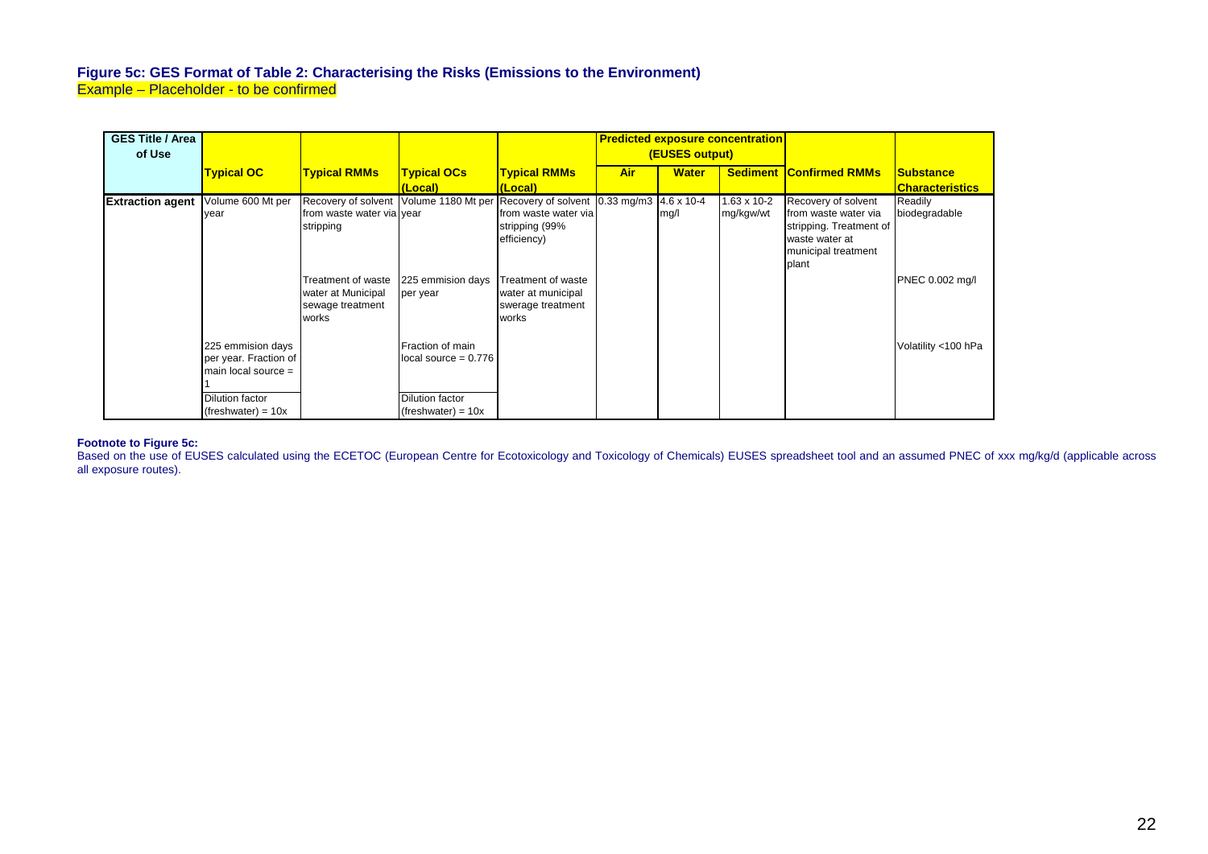### Figure 5c: GES Format of Table 2: Characterising the Risks (Emissions to the Environment)

Example – Placeholder - to be confirmed

| GES Title / Area of Use | | | | | Predicted exposure concentration (EUSES output) | | | | |
|---|---|---|---|---|---|---|---|---|---|
| | **Typical OC** | **Typical RMMs** | **Typical OCs (Local)** | **Typical RMMs (Local)** | **Air** | **Water** | **Sediment** | **Confirmed RMMs** | **Substance Characteristics** |
| **Extraction agent** | Volume 600 Mt per year | Recovery of solvent from waste water via stripping | Volume 1180 Mt per year | Recovery of solvent from waste water via stripping (99% efficiency) | 0.33 mg/m3 | 4.6 x 10-4 mg/l | 1.63 x 10-2 mg/kgw/wt | Recovery of solvent from waste water via stripping. Treatment of waste water at municipal treatment plant | Readily biodegradable |
| | | Treatment of waste water at Municipal sewage treatment works | 225 emmision days per year | Treatment of waste water at municipal swerage treatment works | | | | | PNEC 0.002 mg/l |
| | 225 emmision days per year. Fraction of main local source = 1 | | Fraction of main local source = 0.776 | | | | | | Volatility <100 hPa |
| | Dilution factor (freshwater) = 10x | | Dilution factor (freshwater) = 10x | | | | | | |

**Footnote to Figure 5c:**

Based on the use of EUSES calculated using the ECETOC (European Centre for Ecotoxicology and Toxicology of Chemicals) EUSES spreadsheet tool and an assumed PNEC of xxx mg/kg/d (applicable across all exposure routes).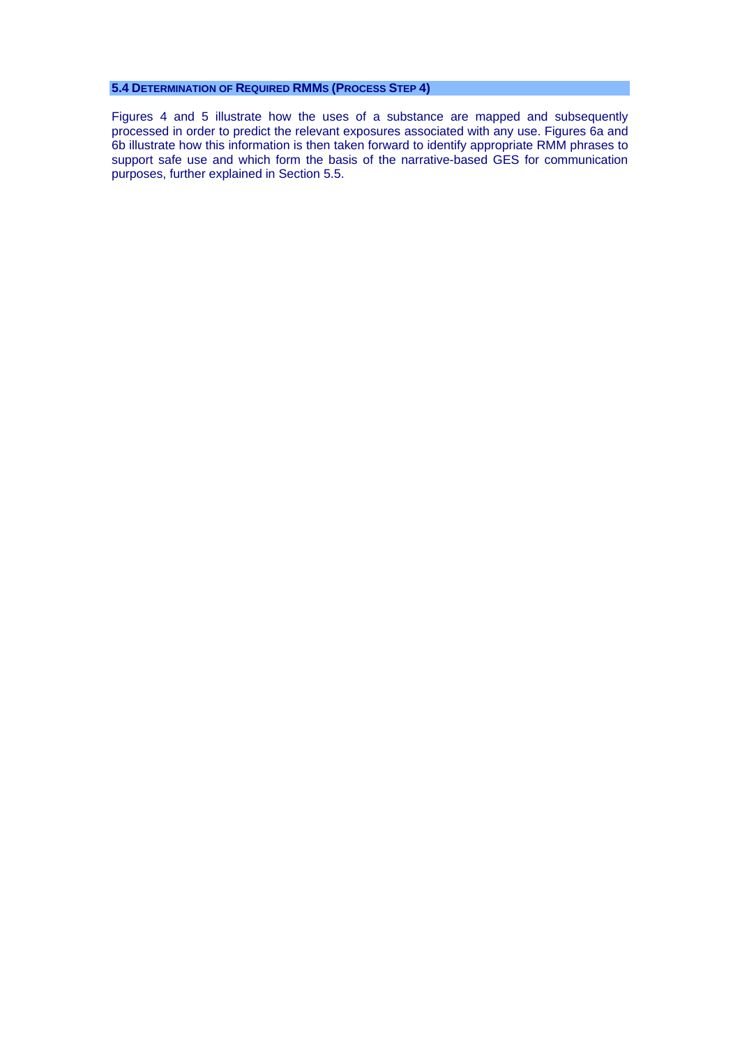## 5.4 Determination of Required RMMs (Process Step 4)

Figures 4 and 5 illustrate how the uses of a substance are mapped and subsequently processed in order to predict the relevant exposures associated with any use. Figures 6a and 6b illustrate how this information is then taken forward to identify appropriate RMM phrases to support safe use and which form the basis of the narrative-based GES for communication purposes, further explained in Section 5.5.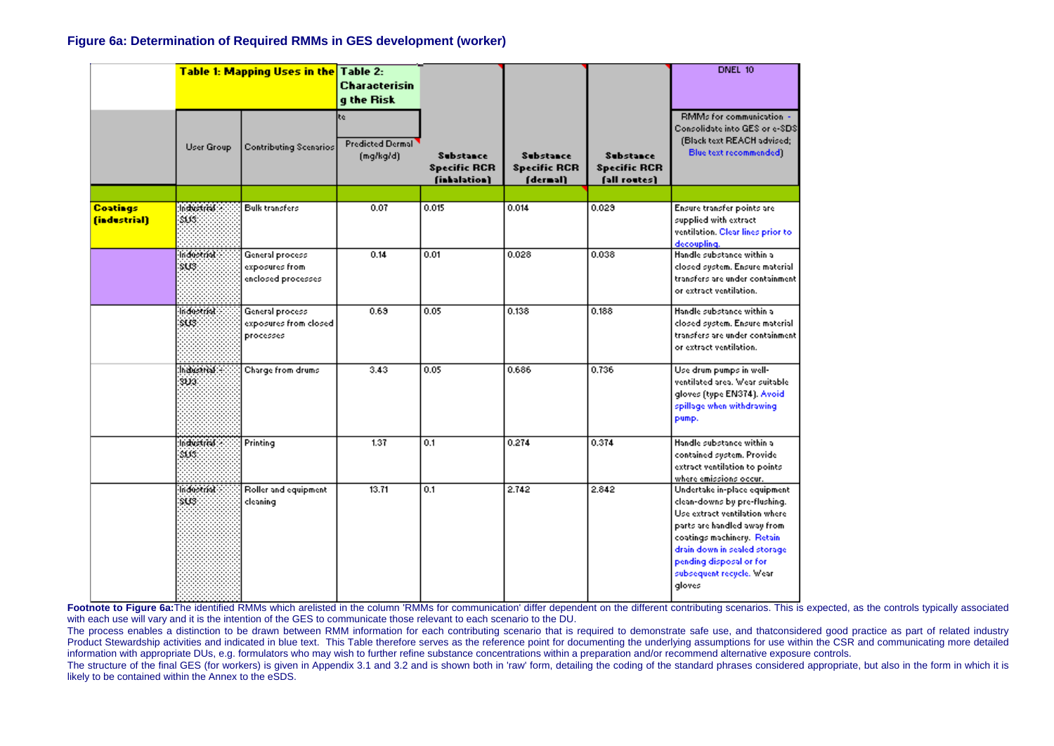### Figure 6a: Determination of Required RMMs in GES development (worker)

| | Table 1: Mapping Uses in the | | Table 2: Characterising the Risk | | | | DNEL 10 |
|---|---|---|---|---|---|---|---|
| | | | te | | | | |
| | User Group | Contributing Scenarios | Predicted Dermal (mg/kg/d) | Substance Specific RCR (inhalation) | Substance Specific RCR (dermal) | Substance Specific RCR (all routes) | RMMs for communication - Consolidate into GES or e-SDS (Black text REACH advised; Blue text recommended) |
| | | | | | | | |
| **Coatings (industrial)** | Industrial - SU3 | Bulk transfers | 0.07 | 0.015 | 0.014 | 0.029 | Ensure transfer points are supplied with extract ventilation. Clear lines prior to decoupling. |
| | Industrial - SU3 | General process exposures from enclosed processes | 0.14 | 0.01 | 0.028 | 0.038 | Handle substance within a closed system. Ensure material transfers are under containment or extract ventilation. |
| | Industrial - SU3 | General process exposures from closed processes | 0.69 | 0.05 | 0.138 | 0.188 | Handle substance within a closed system. Ensure material transfers are under containment or extract ventilation. |
| | Industrial - SU3 | Charge from drums | 3.43 | 0.05 | 0.686 | 0.736 | Use drum pumps in well-ventilated area. Wear suitable gloves (type EN374). Avoid spillage when withdrawing pump. |
| | Industrial - SU3 | Printing | 1.37 | 0.1 | 0.274 | 0.374 | Handle substance within a contained system. Provide extract ventilation to points where emissions occur. |
| | Industrial - SU3 | Roller and equipment cleaning | 13.71 | 0.1 | 2.742 | 2.842 | Undertake in-place equipment clean-downs by pre-flushing. Use extract ventilation where parts are handled away from coatings machinery. Retain drain down in sealed storage pending disposal or for subsequent recycle. Wear gloves |

**Footnote to Figure 6a:** The identified RMMs which arelisted in the column 'RMMs for communication' differ dependent on the different contributing scenarios. This is expected, as the controls typically associated with each use will vary and it is the intention of the GES to communicate those relevant to each scenario to the DU.

The process enables a distinction to be drawn between RMM information for each contributing scenario that is required to demonstrate safe use, and thatconsidered good practice as part of related industry Product Stewardship activities and indicated in blue text. This Table therefore serves as the reference point for documenting the underlying assumptions for use within the CSR and communicating more detailed information with appropriate DUs, e.g. formulators who may wish to further refine substance concentrations within a preparation and/or recommend alternative exposure controls.

The structure of the final GES (for workers) is given in Appendix 3.1 and 3.2 and is shown both in 'raw' form, detailing the coding of the standard phrases considered appropriate, but also in the form in which it is likely to be contained within the Annex to the eSDS.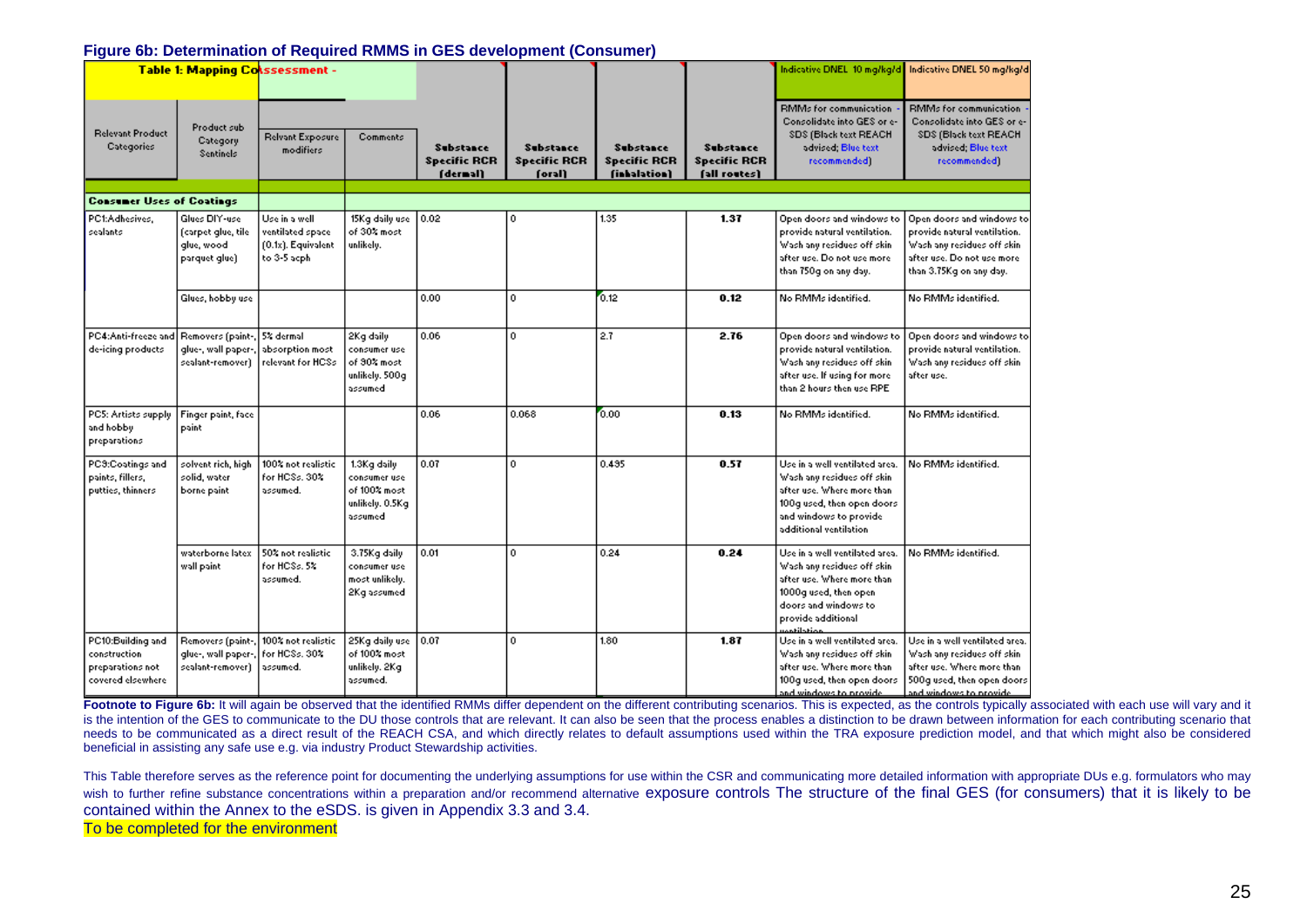**Figure 6b: Determination of Required RMMS in GES development (Consumer)**

| Table 1: Mapping Coassessment - | | | | | | | | Indicative DNEL 10 mg/kg/d | Indicative DNEL 50 mg/kg/d |
|---|---|---|---|---|---|---|---|---|---|
| Relevant Product Categories | Product sub Category Sentinels | Relvant Exposure modifiers | Comments | Substance Specific RCR (dermal) | Substance Specific RCR (oral) | Substance Specific RCR (inhalation) | Substance Specific RCR (all routes) | RMMs for communication - Consolidate into GES or e-SDS (Black text REACH advised; Blue text recommended) | RMMs for communication - Consolidate into GES or e-SDS (Black text REACH advised; Blue text recommended) |
| **Consumer Uses of Coatings** | | | | | | | | | |
| PC1:Adhesives, sealants | Glues DIY-use (carpet glue, tile glue, wood parquet glue) | Use in a well ventilated space (0.1x). Equivalent to 3-5 acph | 15Kg daily use of 30% most unlikely. | 0.02 | 0 | 1.35 | **1.37** | Open doors and windows to provide natural ventilation. Wash any residues off skin after use. Do not use more than 750g on any day. | Open doors and windows to provide natural ventilation. Wash any residues off skin after use. Do not use more than 3.75Kg on any day. |
| | Glues, hobby use | | | 0.00 | 0 | 0.12 | **0.12** | No RMMs identified. | No RMMs identified. |
| PC4:Anti-freeze and de-icing products | Removers (paint-, glue-, wall paper-, sealant-remover) | 5% dermal absorption most relevant for HCSs | 2Kg daily consumer use of 30% most unlikely. 500g assumed | 0.06 | 0 | 2.7 | **2.76** | Open doors and windows to provide natural ventilation. Wash any residues off skin after use. If using for more than 2 hours then use RPE | Open doors and windows to provide natural ventilation. Wash any residues off skin after use. |
| PC5: Artists supply and hobby preparations | Finger paint, face paint | | | 0.06 | 0.068 | 0.00 | **0.13** | No RMMs identified. | No RMMs identified. |
| PC9:Coatings and paints, fillers, putties, thinners | solvent rich, high solid, water borne paint | 100% not realistic for HCSs. 30% assumed. | 1.3Kg daily consumer use of 100% most unlikely. 0.5Kg assumed | 0.07 | 0 | 0.495 | **0.57** | Use in a well ventilated area. Wash any residues off skin after use. Where more than 100g used, then open doors and windows to provide additional ventilation | No RMMs identified. |
| | waterborne latex wall paint | 50% not realistic for HCSs. 5% assumed. | 3.75Kg daily consumer use most unlikely. 2Kg assumed | 0.01 | 0 | 0.24 | **0.24** | Use in a well ventilated area. Wash any residues off skin after use. Where more than 1000g used, then open doors and windows to provide additional ventilation | No RMMs identified. |
| PC10:Building and construction preparations not covered elsewhere | Removers (paint-, glue-, wall paper-, sealant-remover) | 100% not realistic for HCSs. 30% assumed. | 25Kg daily use of 100% most unlikely. 2Kg assumed. | 0.07 | 0 | 1.80 | **1.87** | Use in a well ventilated area. Wash any residues off skin after use. Where more than 100g used, then open doors and windows to provide | Use in a well ventilated area. Wash any residues off skin after use. Where more than 500g used, then open doors and windows to provide |

**Footnote to Figure 6b:** It will again be observed that the identified RMMs differ dependent on the different contributing scenarios. This is expected, as the controls typically associated with each use will vary and it is the intention of the GES to communicate to the DU those controls that are relevant. It can also be seen that the process enables a distinction to be drawn between information for each contributing scenario that needs to be communicated as a direct result of the REACH CSA, and which directly relates to default assumptions used within the TRA exposure prediction model, and that which might also be considered beneficial in assisting any safe use e.g. via industry Product Stewardship activities.

This Table therefore serves as the reference point for documenting the underlying assumptions for use within the CSR and communicating more detailed information with appropriate DUs e.g. formulators who may wish to further refine substance concentrations within a preparation and/or recommend alternative exposure controls The structure of the final GES (for consumers) that it is likely to be contained within the Annex to the eSDS. is given in Appendix 3.3 and 3.4.

To be completed for the environment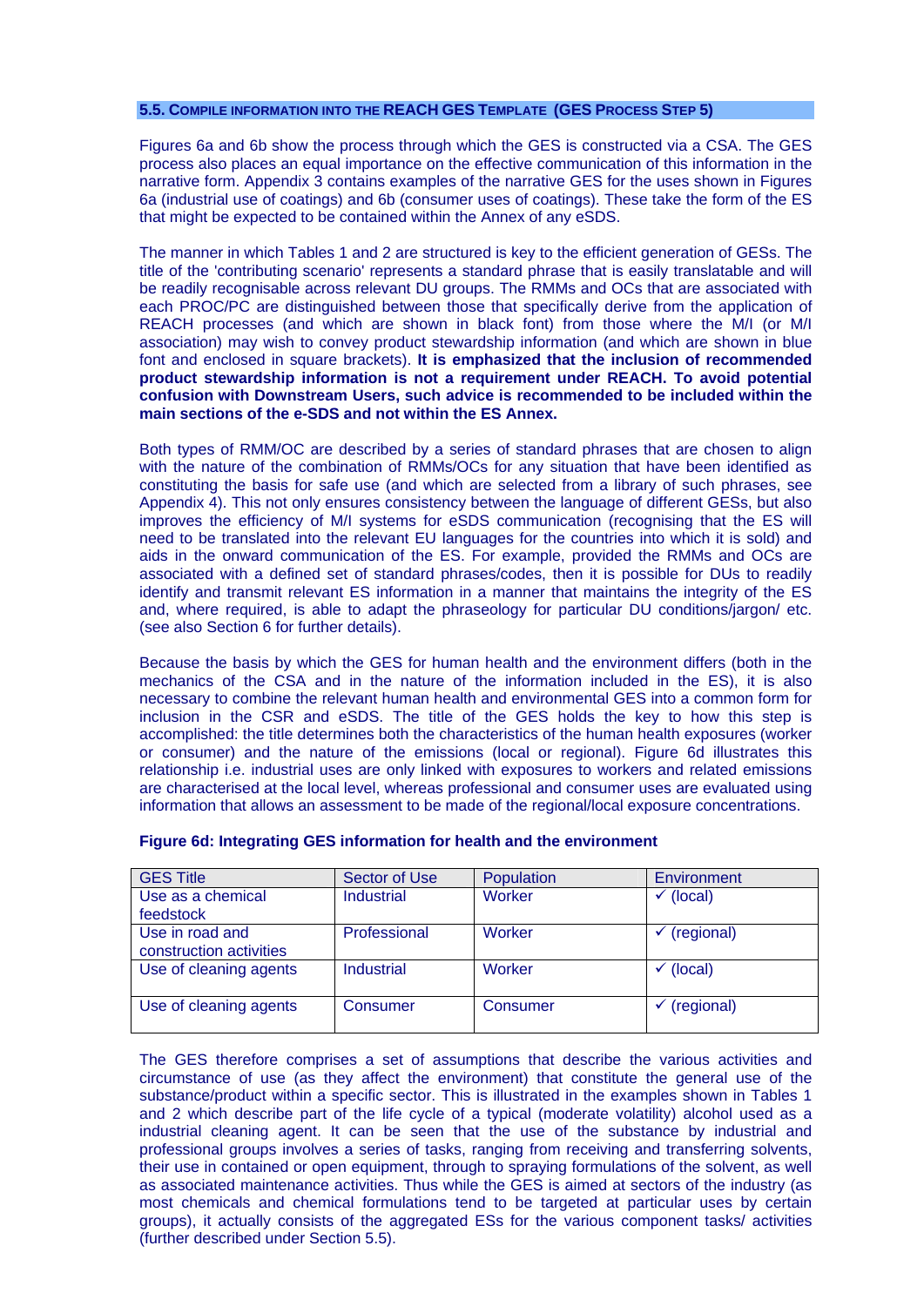## 5.5. COMPILE INFORMATION INTO THE REACH GES TEMPLATE (GES PROCESS STEP 5)

Figures 6a and 6b show the process through which the GES is constructed via a CSA. The GES process also places an equal importance on the effective communication of this information in the narrative form. Appendix 3 contains examples of the narrative GES for the uses shown in Figures 6a (industrial use of coatings) and 6b (consumer uses of coatings). These take the form of the ES that might be expected to be contained within the Annex of any eSDS.

The manner in which Tables 1 and 2 are structured is key to the efficient generation of GESs. The title of the 'contributing scenario' represents a standard phrase that is easily translatable and will be readily recognisable across relevant DU groups. The RMMs and OCs that are associated with each PROC/PC are distinguished between those that specifically derive from the application of REACH processes (and which are shown in black font) from those where the M/I (or M/I association) may wish to convey product stewardship information (and which are shown in blue font and enclosed in square brackets). **It is emphasized that the inclusion of recommended product stewardship information is not a requirement under REACH. To avoid potential confusion with Downstream Users, such advice is recommended to be included within the main sections of the e-SDS and not within the ES Annex.**

Both types of RMM/OC are described by a series of standard phrases that are chosen to align with the nature of the combination of RMMs/OCs for any situation that have been identified as constituting the basis for safe use (and which are selected from a library of such phrases, see Appendix 4). This not only ensures consistency between the language of different GESs, but also improves the efficiency of M/I systems for eSDS communication (recognising that the ES will need to be translated into the relevant EU languages for the countries into which it is sold) and aids in the onward communication of the ES. For example, provided the RMMs and OCs are associated with a defined set of standard phrases/codes, then it is possible for DUs to readily identify and transmit relevant ES information in a manner that maintains the integrity of the ES and, where required, is able to adapt the phraseology for particular DU conditions/jargon/ etc. (see also Section 6 for further details).

Because the basis by which the GES for human health and the environment differs (both in the mechanics of the CSA and in the nature of the information included in the ES), it is also necessary to combine the relevant human health and environmental GES into a common form for inclusion in the CSR and eSDS. The title of the GES holds the key to how this step is accomplished: the title determines both the characteristics of the human health exposures (worker or consumer) and the nature of the emissions (local or regional). Figure 6d illustrates this relationship i.e. industrial uses are only linked with exposures to workers and related emissions are characterised at the local level, whereas professional and consumer uses are evaluated using information that allows an assessment to be made of the regional/local exposure concentrations.

**Figure 6d: Integrating GES information for health and the environment**

| GES Title | Sector of Use | Population | Environment |
|---|---|---|---|
| Use as a chemical feedstock | Industrial | Worker | ✓ (local) |
| Use in road and construction activities | Professional | Worker | ✓ (regional) |
| Use of cleaning agents | Industrial | Worker | ✓ (local) |
| Use of cleaning agents | Consumer | Consumer | ✓ (regional) |

The GES therefore comprises a set of assumptions that describe the various activities and circumstance of use (as they affect the environment) that constitute the general use of the substance/product within a specific sector. This is illustrated in the examples shown in Tables 1 and 2 which describe part of the life cycle of a typical (moderate volatility) alcohol used as a industrial cleaning agent. It can be seen that the use of the substance by industrial and professional groups involves a series of tasks, ranging from receiving and transferring solvents, their use in contained or open equipment, through to spraying formulations of the solvent, as well as associated maintenance activities. Thus while the GES is aimed at sectors of the industry (as most chemicals and chemical formulations tend to be targeted at particular uses by certain groups), it actually consists of the aggregated ESs for the various component tasks/ activities (further described under Section 5.5).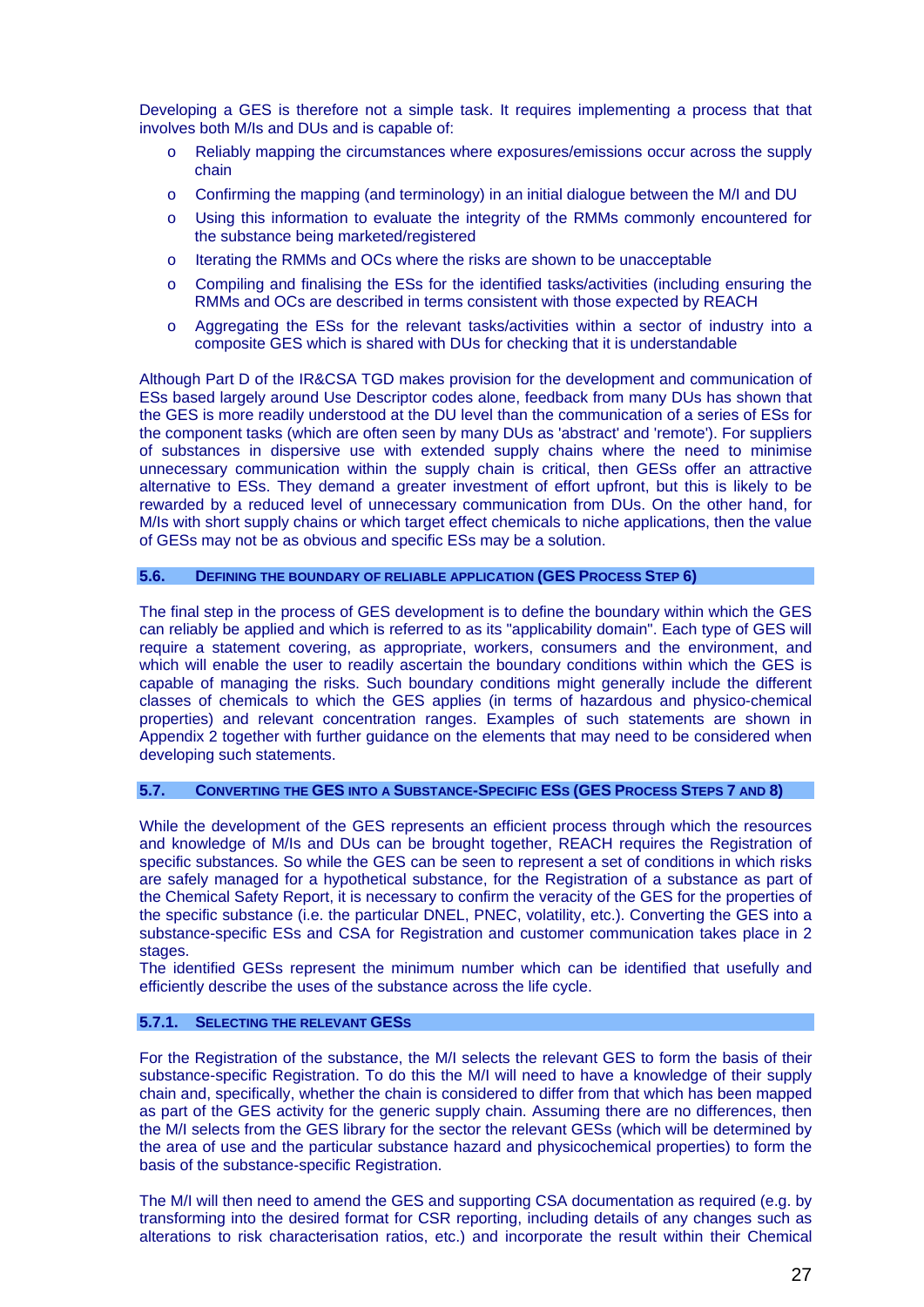Developing a GES is therefore not a simple task. It requires implementing a process that that involves both M/Is and DUs and is capable of:

- Reliably mapping the circumstances where exposures/emissions occur across the supply chain
- Confirming the mapping (and terminology) in an initial dialogue between the M/I and DU
- Using this information to evaluate the integrity of the RMMs commonly encountered for the substance being marketed/registered
- Iterating the RMMs and OCs where the risks are shown to be unacceptable
- Compiling and finalising the ESs for the identified tasks/activities (including ensuring the RMMs and OCs are described in terms consistent with those expected by REACH
- Aggregating the ESs for the relevant tasks/activities within a sector of industry into a composite GES which is shared with DUs for checking that it is understandable

Although Part D of the IR&CSA TGD makes provision for the development and communication of ESs based largely around Use Descriptor codes alone, feedback from many DUs has shown that the GES is more readily understood at the DU level than the communication of a series of ESs for the component tasks (which are often seen by many DUs as 'abstract' and 'remote'). For suppliers of substances in dispersive use with extended supply chains where the need to minimise unnecessary communication within the supply chain is critical, then GESs offer an attractive alternative to ESs. They demand a greater investment of effort upfront, but this is likely to be rewarded by a reduced level of unnecessary communication from DUs. On the other hand, for M/Is with short supply chains or which target effect chemicals to niche applications, then the value of GESs may not be as obvious and specific ESs may be a solution.

### 5.6. DEFINING THE BOUNDARY OF RELIABLE APPLICATION (GES PROCESS STEP 6)

The final step in the process of GES development is to define the boundary within which the GES can reliably be applied and which is referred to as its "applicability domain". Each type of GES will require a statement covering, as appropriate, workers, consumers and the environment, and which will enable the user to readily ascertain the boundary conditions within which the GES is capable of managing the risks. Such boundary conditions might generally include the different classes of chemicals to which the GES applies (in terms of hazardous and physico-chemical properties) and relevant concentration ranges. Examples of such statements are shown in Appendix 2 together with further guidance on the elements that may need to be considered when developing such statements.

### 5.7. CONVERTING THE GES INTO A SUBSTANCE-SPECIFIC ESS (GES PROCESS STEPS 7 AND 8)

While the development of the GES represents an efficient process through which the resources and knowledge of M/Is and DUs can be brought together, REACH requires the Registration of specific substances. So while the GES can be seen to represent a set of conditions in which risks are safely managed for a hypothetical substance, for the Registration of a substance as part of the Chemical Safety Report, it is necessary to confirm the veracity of the GES for the properties of the specific substance (i.e. the particular DNEL, PNEC, volatility, etc.). Converting the GES into a substance-specific ESs and CSA for Registration and customer communication takes place in 2 stages.
The identified GESs represent the minimum number which can be identified that usefully and efficiently describe the uses of the substance across the life cycle.

#### 5.7.1. SELECTING THE RELEVANT GESS

For the Registration of the substance, the M/I selects the relevant GES to form the basis of their substance-specific Registration. To do this the M/I will need to have a knowledge of their supply chain and, specifically, whether the chain is considered to differ from that which has been mapped as part of the GES activity for the generic supply chain. Assuming there are no differences, then the M/I selects from the GES library for the sector the relevant GESs (which will be determined by the area of use and the particular substance hazard and physicochemical properties) to form the basis of the substance-specific Registration.

The M/I will then need to amend the GES and supporting CSA documentation as required (e.g. by transforming into the desired format for CSR reporting, including details of any changes such as alterations to risk characterisation ratios, etc.) and incorporate the result within their Chemical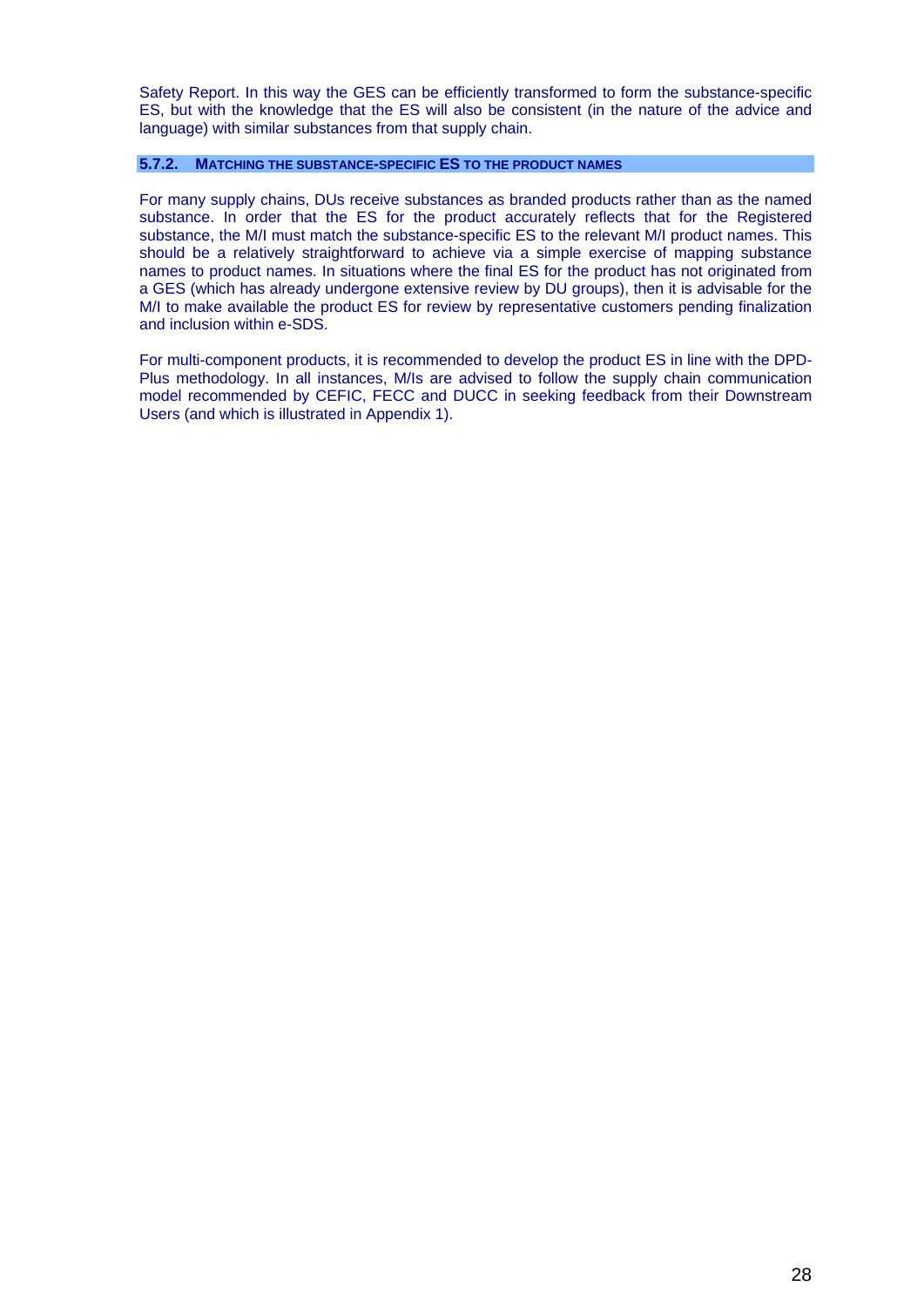Safety Report. In this way the GES can be efficiently transformed to form the substance-specific ES, but with the knowledge that the ES will also be consistent (in the nature of the advice and language) with similar substances from that supply chain.

### 5.7.2. MATCHING THE SUBSTANCE-SPECIFIC ES TO THE PRODUCT NAMES

For many supply chains, DUs receive substances as branded products rather than as the named substance. In order that the ES for the product accurately reflects that for the Registered substance, the M/I must match the substance-specific ES to the relevant M/I product names. This should be a relatively straightforward to achieve via a simple exercise of mapping substance names to product names. In situations where the final ES for the product has not originated from a GES (which has already undergone extensive review by DU groups), then it is advisable for the M/I to make available the product ES for review by representative customers pending finalization and inclusion within e-SDS.

For multi-component products, it is recommended to develop the product ES in line with the DPD-Plus methodology. In all instances, M/Is are advised to follow the supply chain communication model recommended by CEFIC, FECC and DUCC in seeking feedback from their Downstream Users (and which is illustrated in Appendix 1).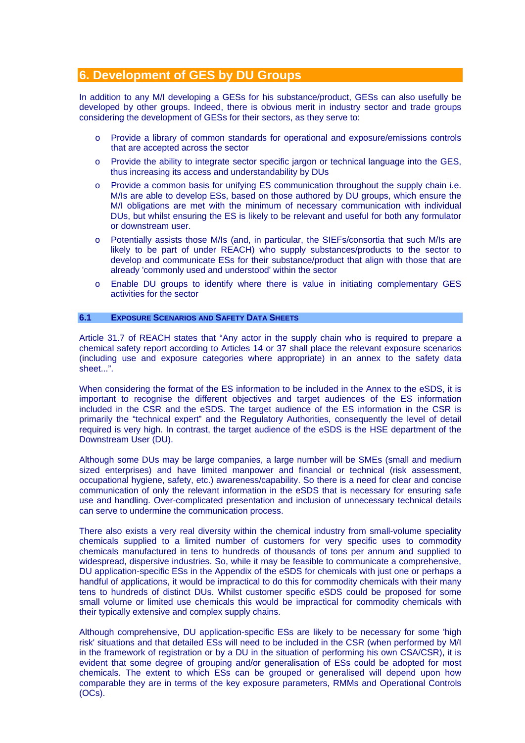# 6. Development of GES by DU Groups

In addition to any M/I developing a GESs for his substance/product, GESs can also usefully be developed by other groups. Indeed, there is obvious merit in industry sector and trade groups considering the development of GESs for their sectors, as they serve to:

- Provide a library of common standards for operational and exposure/emissions controls that are accepted across the sector
- Provide the ability to integrate sector specific jargon or technical language into the GES, thus increasing its access and understandability by DUs
- Provide a common basis for unifying ES communication throughout the supply chain i.e. M/Is are able to develop ESs, based on those authored by DU groups, which ensure the M/I obligations are met with the minimum of necessary communication with individual DUs, but whilst ensuring the ES is likely to be relevant and useful for both any formulator or downstream user.
- Potentially assists those M/Is (and, in particular, the SIEFs/consortia that such M/Is are likely to be part of under REACH) who supply substances/products to the sector to develop and communicate ESs for their substance/product that align with those that are already 'commonly used and understood' within the sector
- Enable DU groups to identify where there is value in initiating complementary GES activities for the sector

## 6.1 Exposure Scenarios and Safety Data Sheets

Article 31.7 of REACH states that "Any actor in the supply chain who is required to prepare a chemical safety report according to Articles 14 or 37 shall place the relevant exposure scenarios (including use and exposure categories where appropriate) in an annex to the safety data sheet...".

When considering the format of the ES information to be included in the Annex to the eSDS, it is important to recognise the different objectives and target audiences of the ES information included in the CSR and the eSDS. The target audience of the ES information in the CSR is primarily the "technical expert" and the Regulatory Authorities, consequently the level of detail required is very high. In contrast, the target audience of the eSDS is the HSE department of the Downstream User (DU).

Although some DUs may be large companies, a large number will be SMEs (small and medium sized enterprises) and have limited manpower and financial or technical (risk assessment, occupational hygiene, safety, etc.) awareness/capability. So there is a need for clear and concise communication of only the relevant information in the eSDS that is necessary for ensuring safe use and handling. Over-complicated presentation and inclusion of unnecessary technical details can serve to undermine the communication process.

There also exists a very real diversity within the chemical industry from small-volume speciality chemicals supplied to a limited number of customers for very specific uses to commodity chemicals manufactured in tens to hundreds of thousands of tons per annum and supplied to widespread, dispersive industries. So, while it may be feasible to communicate a comprehensive, DU application-specific ESs in the Appendix of the eSDS for chemicals with just one or perhaps a handful of applications, it would be impractical to do this for commodity chemicals with their many tens to hundreds of distinct DUs. Whilst customer specific eSDS could be proposed for some small volume or limited use chemicals this would be impractical for commodity chemicals with their typically extensive and complex supply chains.

Although comprehensive, DU application-specific ESs are likely to be necessary for some 'high risk' situations and that detailed ESs will need to be included in the CSR (when performed by M/I in the framework of registration or by a DU in the situation of performing his own CSA/CSR), it is evident that some degree of grouping and/or generalisation of ESs could be adopted for most chemicals. The extent to which ESs can be grouped or generalised will depend upon how comparable they are in terms of the key exposure parameters, RMMs and Operational Controls (OCs).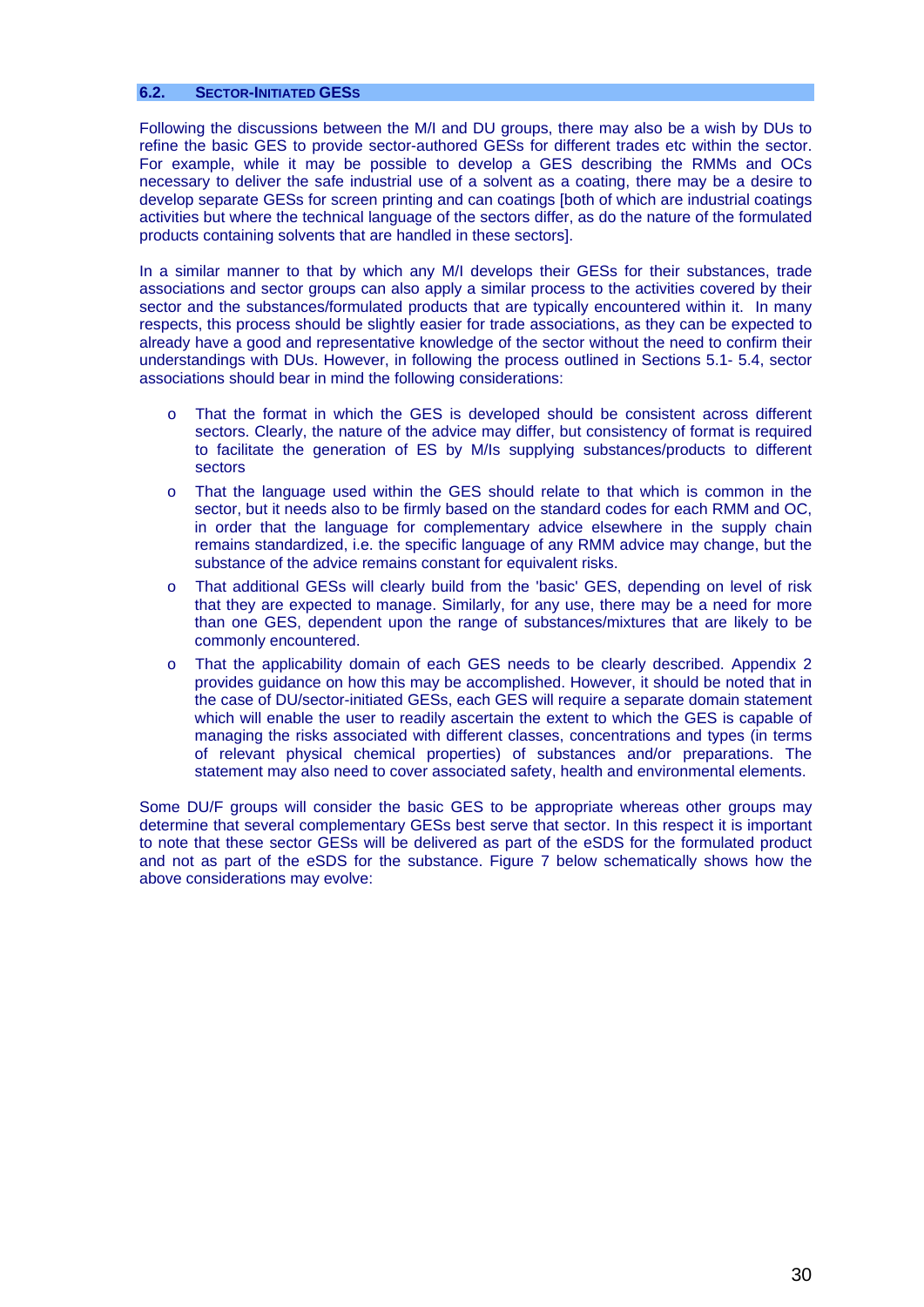## 6.2. SECTOR-INITIATED GESS

Following the discussions between the M/I and DU groups, there may also be a wish by DUs to refine the basic GES to provide sector-authored GESs for different trades etc within the sector. For example, while it may be possible to develop a GES describing the RMMs and OCs necessary to deliver the safe industrial use of a solvent as a coating, there may be a desire to develop separate GESs for screen printing and can coatings [both of which are industrial coatings activities but where the technical language of the sectors differ, as do the nature of the formulated products containing solvents that are handled in these sectors].

In a similar manner to that by which any M/I develops their GESs for their substances, trade associations and sector groups can also apply a similar process to the activities covered by their sector and the substances/formulated products that are typically encountered within it. In many respects, this process should be slightly easier for trade associations, as they can be expected to already have a good and representative knowledge of the sector without the need to confirm their understandings with DUs. However, in following the process outlined in Sections 5.1- 5.4, sector associations should bear in mind the following considerations:

- That the format in which the GES is developed should be consistent across different sectors. Clearly, the nature of the advice may differ, but consistency of format is required to facilitate the generation of ES by M/Is supplying substances/products to different sectors
- That the language used within the GES should relate to that which is common in the sector, but it needs also to be firmly based on the standard codes for each RMM and OC, in order that the language for complementary advice elsewhere in the supply chain remains standardized, i.e. the specific language of any RMM advice may change, but the substance of the advice remains constant for equivalent risks.
- That additional GESs will clearly build from the 'basic' GES, depending on level of risk that they are expected to manage. Similarly, for any use, there may be a need for more than one GES, dependent upon the range of substances/mixtures that are likely to be commonly encountered.
- That the applicability domain of each GES needs to be clearly described. Appendix 2 provides guidance on how this may be accomplished. However, it should be noted that in the case of DU/sector-initiated GESs, each GES will require a separate domain statement which will enable the user to readily ascertain the extent to which the GES is capable of managing the risks associated with different classes, concentrations and types (in terms of relevant physical chemical properties) of substances and/or preparations. The statement may also need to cover associated safety, health and environmental elements.

Some DU/F groups will consider the basic GES to be appropriate whereas other groups may determine that several complementary GESs best serve that sector. In this respect it is important to note that these sector GESs will be delivered as part of the eSDS for the formulated product and not as part of the eSDS for the substance. Figure 7 below schematically shows how the above considerations may evolve: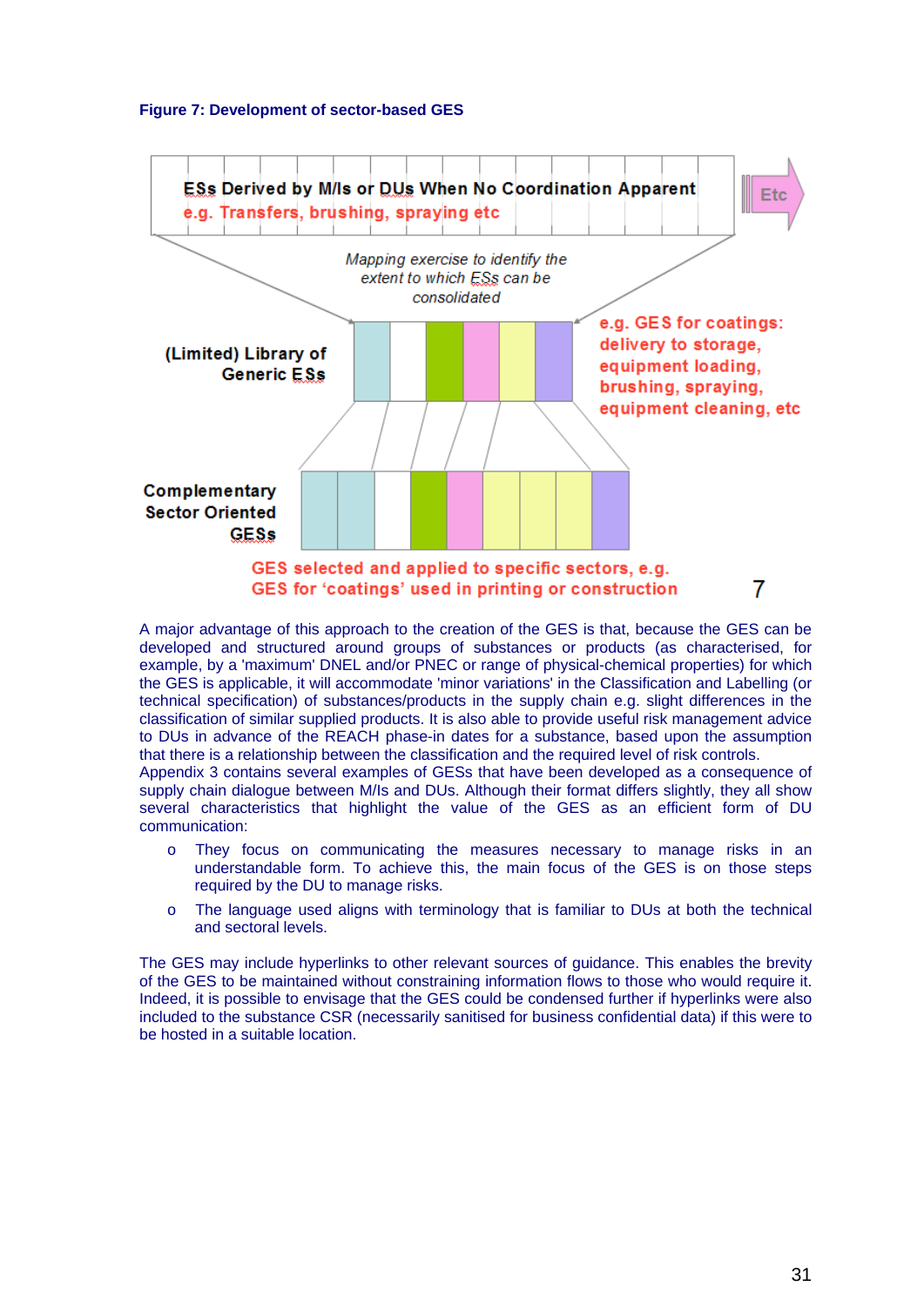**Figure 7: Development of sector-based GES**

ESs Derived by M/Is or DUs When No Coordination Apparent
e.g. Transfers, brushing, spraying etc

Etc

*Mapping exercise to identify the extent to which ESs can be consolidated*

(Limited) Library of Generic ESs

e.g. GES for coatings: delivery to storage, equipment loading, brushing, spraying, equipment cleaning, etc

Complementary Sector Oriented GESs

GES selected and applied to specific sectors, e.g. GES for 'coatings' used in printing or construction

7

A major advantage of this approach to the creation of the GES is that, because the GES can be developed and structured around groups of substances or products (as characterised, for example, by a 'maximum' DNEL and/or PNEC or range of physical-chemical properties) for which the GES is applicable, it will accommodate 'minor variations' in the Classification and Labelling (or technical specification) of substances/products in the supply chain e.g. slight differences in the classification of similar supplied products. It is also able to provide useful risk management advice to DUs in advance of the REACH phase-in dates for a substance, based upon the assumption that there is a relationship between the classification and the required level of risk controls.
Appendix 3 contains several examples of GESs that have been developed as a consequence of supply chain dialogue between M/Is and DUs. Although their format differs slightly, they all show several characteristics that highlight the value of the GES as an efficient form of DU communication:

- They focus on communicating the measures necessary to manage risks in an understandable form. To achieve this, the main focus of the GES is on those steps required by the DU to manage risks.
- The language used aligns with terminology that is familiar to DUs at both the technical and sectoral levels.

The GES may include hyperlinks to other relevant sources of guidance. This enables the brevity of the GES to be maintained without constraining information flows to those who would require it. Indeed, it is possible to envisage that the GES could be condensed further if hyperlinks were also included to the substance CSR (necessarily sanitised for business confidential data) if this were to be hosted in a suitable location.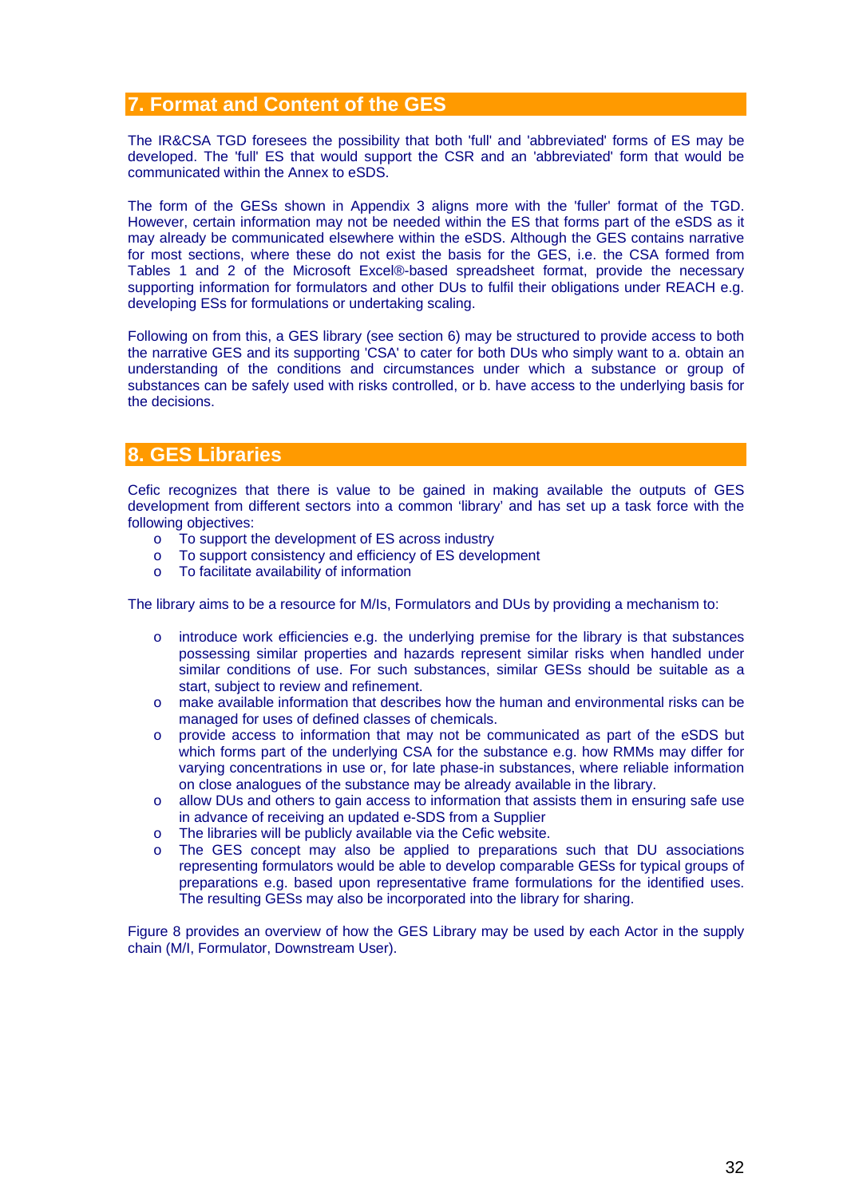## 7. Format and Content of the GES

The IR&CSA TGD foresees the possibility that both 'full' and 'abbreviated' forms of ES may be developed. The 'full' ES that would support the CSR and an 'abbreviated' form that would be communicated within the Annex to eSDS.

The form of the GESs shown in Appendix 3 aligns more with the 'fuller' format of the TGD. However, certain information may not be needed within the ES that forms part of the eSDS as it may already be communicated elsewhere within the eSDS. Although the GES contains narrative for most sections, where these do not exist the basis for the GES, i.e. the CSA formed from Tables 1 and 2 of the Microsoft Excel®-based spreadsheet format, provide the necessary supporting information for formulators and other DUs to fulfil their obligations under REACH e.g. developing ESs for formulations or undertaking scaling.

Following on from this, a GES library (see section 6) may be structured to provide access to both the narrative GES and its supporting 'CSA' to cater for both DUs who simply want to a. obtain an understanding of the conditions and circumstances under which a substance or group of substances can be safely used with risks controlled, or b. have access to the underlying basis for the decisions.

## 8. GES Libraries

Cefic recognizes that there is value to be gained in making available the outputs of GES development from different sectors into a common ‘library’ and has set up a task force with the following objectives:

- To support the development of ES across industry
- To support consistency and efficiency of ES development
- To facilitate availability of information

The library aims to be a resource for M/Is, Formulators and DUs by providing a mechanism to:

- introduce work efficiencies e.g. the underlying premise for the library is that substances possessing similar properties and hazards represent similar risks when handled under similar conditions of use. For such substances, similar GESs should be suitable as a start, subject to review and refinement.
- make available information that describes how the human and environmental risks can be managed for uses of defined classes of chemicals.
- provide access to information that may not be communicated as part of the eSDS but which forms part of the underlying CSA for the substance e.g. how RMMs may differ for varying concentrations in use or, for late phase-in substances, where reliable information on close analogues of the substance may be already available in the library.
- allow DUs and others to gain access to information that assists them in ensuring safe use in advance of receiving an updated e-SDS from a Supplier
- The libraries will be publicly available via the Cefic website.
- The GES concept may also be applied to preparations such that DU associations representing formulators would be able to develop comparable GESs for typical groups of preparations e.g. based upon representative frame formulations for the identified uses. The resulting GESs may also be incorporated into the library for sharing.

Figure 8 provides an overview of how the GES Library may be used by each Actor in the supply chain (M/I, Formulator, Downstream User).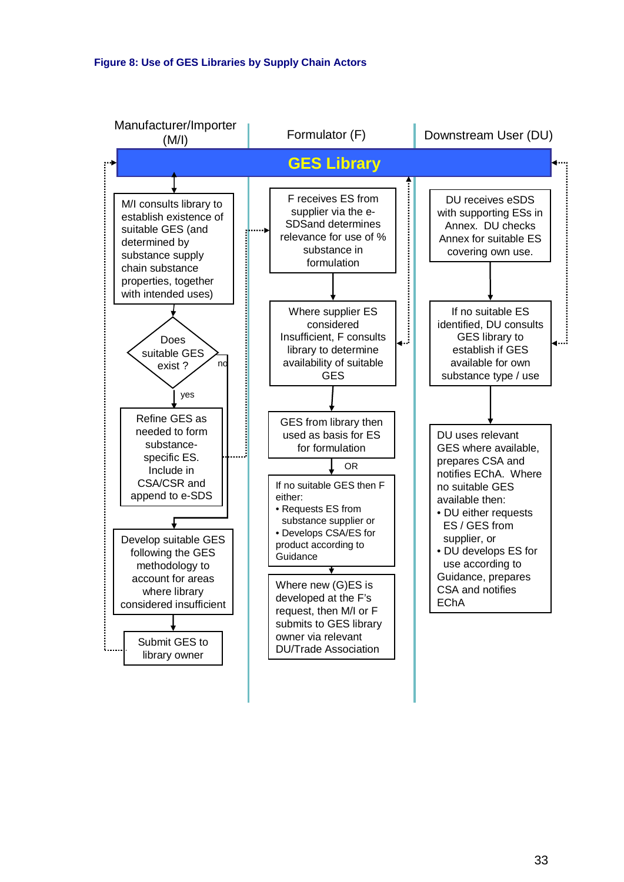**Figure 8: Use of GES Libraries by Supply Chain Actors**

| Manufacturer/Importer (M/I) | Formulator (F) | Downstream User (DU) |
|---|---|---|
| **GES Library** | | |
| M/I consults library to establish existence of suitable GES (and determined by substance supply chain substance properties, together with intended uses) | F receives ES from supplier via the e-SDSand determines relevance for use of % substance in formulation | DU receives eSDS with supporting ESs in Annex. DU checks Annex for suitable ES covering own use. |
| Does suitable GES exist ? (yes / no) | Where supplier ES considered Insufficient, F consults library to determine availability of suitable GES | If no suitable ES identified, DU consults GES library to establish if GES available for own substance type / use |
| yes: Refine GES as needed to form substance-specific ES. Include in CSA/CSR and append to e-SDS | GES from library then used as basis for ES for formulation | DU uses relevant GES where available, prepares CSA and notifies EChA. Where no suitable GES available then:<br>• DU either requests ES / GES from supplier, or<br>• DU develops ES for use according to Guidance, prepares CSA and notifies EChA |
| no: Develop suitable GES following the GES methodology to account for areas where library considered insufficient | OR<br>If no suitable GES then F either:<br>• Requests ES from substance supplier or<br>• Develops CSA/ES for product according to Guidance | |
| Submit GES to library owner | Where new (G)ES is developed at the F's request, then M/I or F submits to GES library owner via relevant DU/Trade Association | |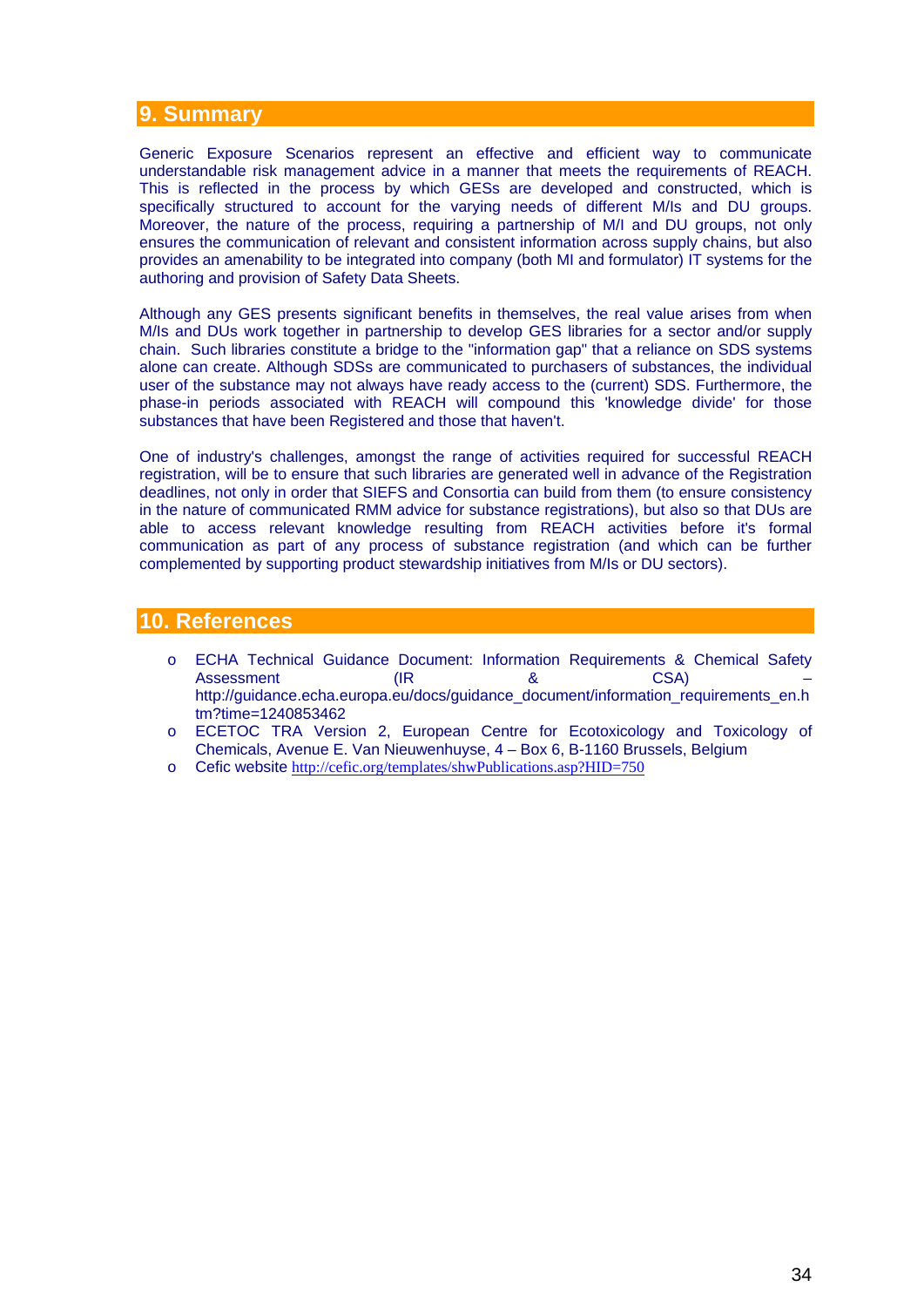## 9. Summary

Generic Exposure Scenarios represent an effective and efficient way to communicate understandable risk management advice in a manner that meets the requirements of REACH. This is reflected in the process by which GESs are developed and constructed, which is specifically structured to account for the varying needs of different M/Is and DU groups. Moreover, the nature of the process, requiring a partnership of M/I and DU groups, not only ensures the communication of relevant and consistent information across supply chains, but also provides an amenability to be integrated into company (both MI and formulator) IT systems for the authoring and provision of Safety Data Sheets.

Although any GES presents significant benefits in themselves, the real value arises from when M/Is and DUs work together in partnership to develop GES libraries for a sector and/or supply chain. Such libraries constitute a bridge to the "information gap" that a reliance on SDS systems alone can create. Although SDSs are communicated to purchasers of substances, the individual user of the substance may not always have ready access to the (current) SDS. Furthermore, the phase-in periods associated with REACH will compound this 'knowledge divide' for those substances that have been Registered and those that haven't.

One of industry's challenges, amongst the range of activities required for successful REACH registration, will be to ensure that such libraries are generated well in advance of the Registration deadlines, not only in order that SIEFS and Consortia can build from them (to ensure consistency in the nature of communicated RMM advice for substance registrations), but also so that DUs are able to access relevant knowledge resulting from REACH activities before it's formal communication as part of any process of substance registration (and which can be further complemented by supporting product stewardship initiatives from M/Is or DU sectors).

## 10. References

- ECHA Technical Guidance Document: Information Requirements & Chemical Safety Assessment (IR & CSA) – http://guidance.echa.europa.eu/docs/guidance_document/information_requirements_en.htm?time=1240853462
- ECETOC TRA Version 2, European Centre for Ecotoxicology and Toxicology of Chemicals, Avenue E. Van Nieuwenhuyse, 4 – Box 6, B-1160 Brussels, Belgium
- Cefic website http://cefic.org/templates/shwPublications.asp?HID=750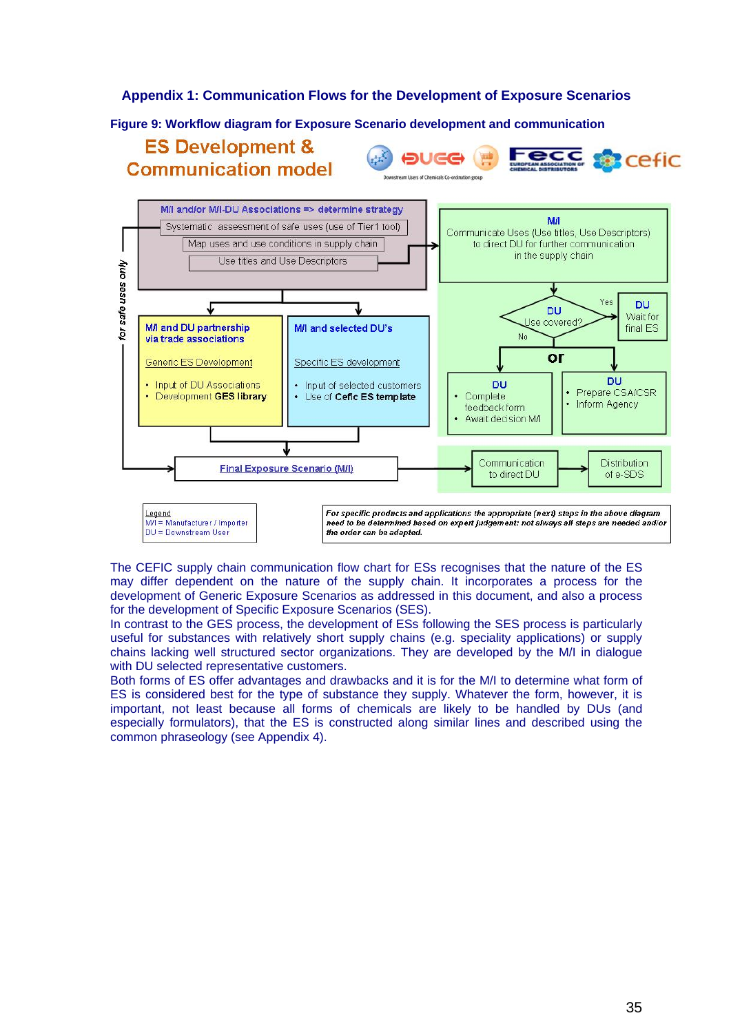## Appendix 1: Communication Flows for the Development of Exposure Scenarios

**Figure 9: Workflow diagram for Exposure Scenario development and communication**

ES Development & Communication model

M/I and/or M/I-DU Associations => determine strategy
- Systematic assessment of safe uses (use of Tier1 tool)
- Map uses and use conditions in supply chain
- Use titles and Use Descriptors

for safe uses only

**M/I and DU partnership via trade associations**

Generic ES Development
- Input of DU Associations
- Development **GES library**

**M/I and selected DU's**

Specific ES development
- Input of selected customers
- Use of **Cefic ES template**

Final Exposure Scenario (M/I)

**M/I**
Communicate Uses (Use titles, Use Descriptors) to direct DU for further communication in the supply chain

**DU** Use covered?
- Yes → **DU** Wait for final ES
- No →

**DU**
- Complete feedback form
- Await decision M/I

or

**DU**
- Prepare CSA/CSR
- Inform Agency

Communication to direct DU → Distribution of e-SDS

Legend
M/I = Manufacturer / Importer
DU = Downstream User

*For specific products and applications the appropriate (next) steps in the above diagram need to be determined based on expert judgement: not always all steps are needed and/or the order can be adapted.*

The CEFIC supply chain communication flow chart for ESs recognises that the nature of the ES may differ dependent on the nature of the supply chain. It incorporates a process for the development of Generic Exposure Scenarios as addressed in this document, and also a process for the development of Specific Exposure Scenarios (SES).

In contrast to the GES process, the development of ESs following the SES process is particularly useful for substances with relatively short supply chains (e.g. speciality applications) or supply chains lacking well structured sector organizations. They are developed by the M/I in dialogue with DU selected representative customers.

Both forms of ES offer advantages and drawbacks and it is for the M/I to determine what form of ES is considered best for the type of substance they supply. Whatever the form, however, it is important, not least because all forms of chemicals are likely to be handled by DUs (and especially formulators), that the ES is constructed along similar lines and described using the common phraseology (see Appendix 4).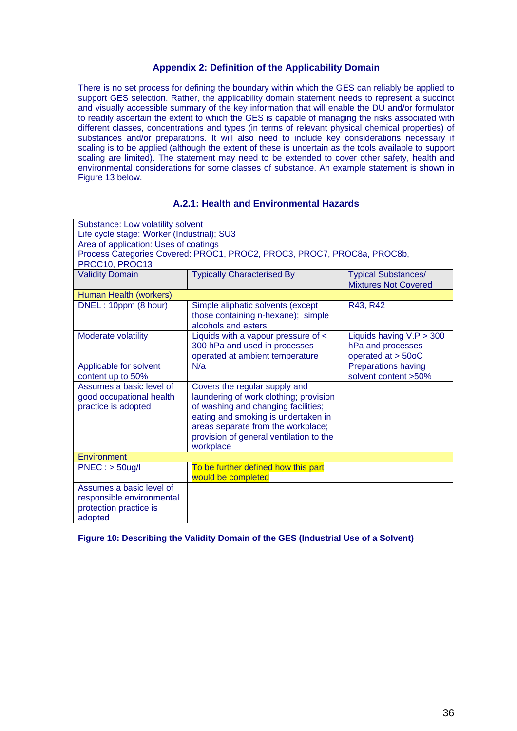### Appendix 2: Definition of the Applicability Domain

There is no set process for defining the boundary within which the GES can reliably be applied to support GES selection. Rather, the applicability domain statement needs to represent a succinct and visually accessible summary of the key information that will enable the DU and/or formulator to readily ascertain the extent to which the GES is capable of managing the risks associated with different classes, concentrations and types (in terms of relevant physical chemical properties) of substances and/or preparations. It will also need to include key considerations necessary if scaling is to be applied (although the extent of these is uncertain as the tools available to support scaling are limited). The statement may need to be extended to cover other safety, health and environmental considerations for some classes of substance. An example statement is shown in Figure 13 below.

#### A.2.1: Health and Environmental Hazards

| Substance: Low volatility solvent<br>Life cycle stage: Worker (Industrial); SU3<br>Area of application: Uses of coatings<br>Process Categories Covered: PROC1, PROC2, PROC3, PROC7, PROC8a, PROC8b, PROC10, PROC13 | | |
|---|---|---|
| **Validity Domain** | **Typically Characterised By** | **Typical Substances/ Mixtures Not Covered** |
| **Human Health (workers)** | | |
| DNEL : 10ppm (8 hour) | Simple aliphatic solvents (except those containing n-hexane); simple alcohols and esters | R43, R42 |
| Moderate volatility | Liquids with a vapour pressure of < 300 hPa and used in processes operated at ambient temperature | Liquids having V.P > 300 hPa and processes operated at > 50oC |
| Applicable for solvent content up to 50% | N/a | Preparations having solvent content >50% |
| Assumes a basic level of good occupational health practice is adopted | Covers the regular supply and laundering of work clothing; provision of washing and changing facilities; eating and smoking is undertaken in areas separate from the workplace; provision of general ventilation to the workplace | |
| **Environment** | | |
| PNEC : > 50ug/l | To be further defined how this part would be completed | |
| Assumes a basic level of responsible environmental protection practice is adopted | | |

**Figure 10: Describing the Validity Domain of the GES (Industrial Use of a Solvent)**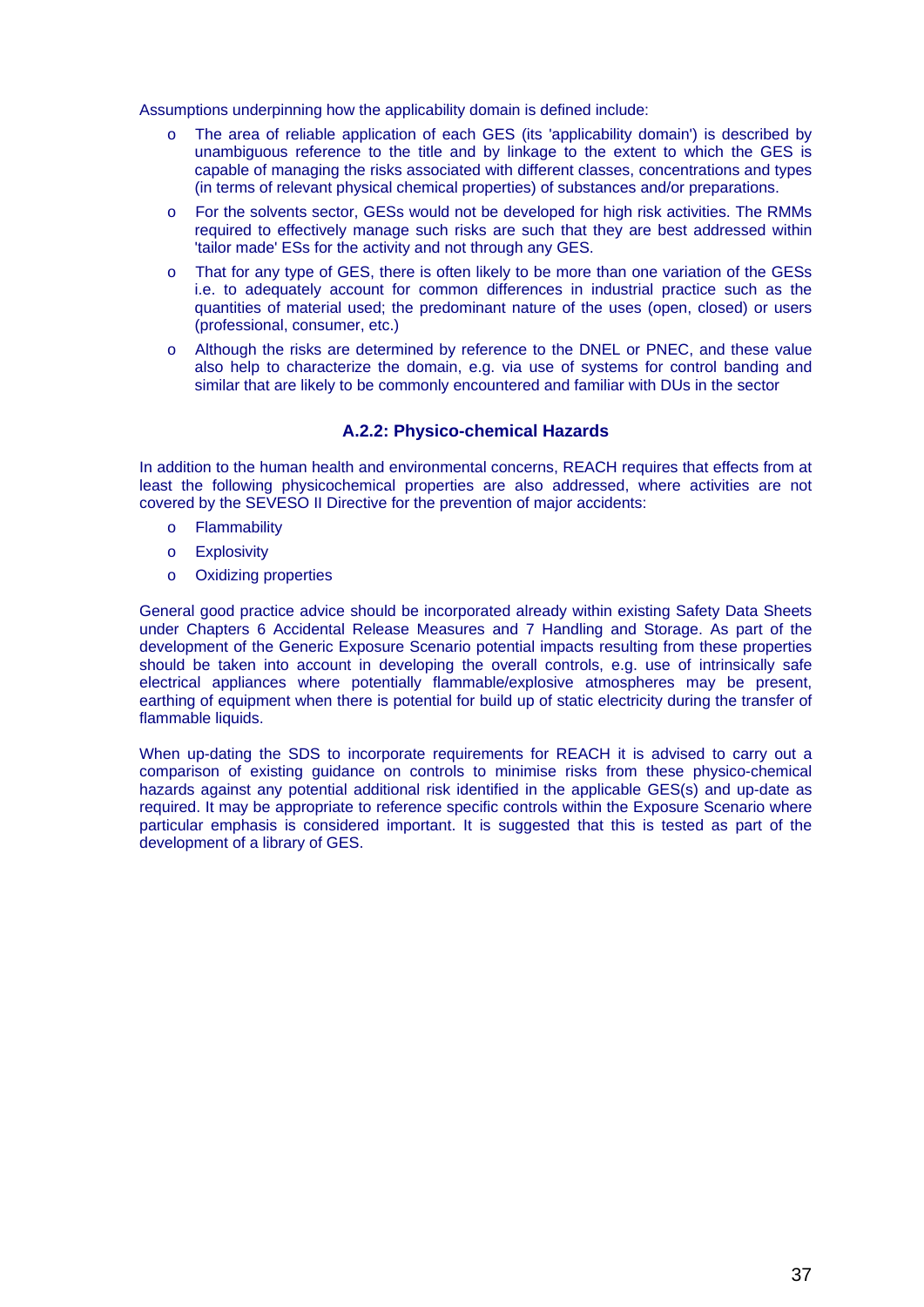Assumptions underpinning how the applicability domain is defined include:

- The area of reliable application of each GES (its 'applicability domain') is described by unambiguous reference to the title and by linkage to the extent to which the GES is capable of managing the risks associated with different classes, concentrations and types (in terms of relevant physical chemical properties) of substances and/or preparations.
- For the solvents sector, GESs would not be developed for high risk activities. The RMMs required to effectively manage such risks are such that they are best addressed within 'tailor made' ESs for the activity and not through any GES.
- That for any type of GES, there is often likely to be more than one variation of the GESs i.e. to adequately account for common differences in industrial practice such as the quantities of material used; the predominant nature of the uses (open, closed) or users (professional, consumer, etc.)
- Although the risks are determined by reference to the DNEL or PNEC, and these value also help to characterize the domain, e.g. via use of systems for control banding and similar that are likely to be commonly encountered and familiar with DUs in the sector

### A.2.2: Physico-chemical Hazards

In addition to the human health and environmental concerns, REACH requires that effects from at least the following physicochemical properties are also addressed, where activities are not covered by the SEVESO II Directive for the prevention of major accidents:

- Flammability
- Explosivity
- Oxidizing properties

General good practice advice should be incorporated already within existing Safety Data Sheets under Chapters 6 Accidental Release Measures and 7 Handling and Storage. As part of the development of the Generic Exposure Scenario potential impacts resulting from these properties should be taken into account in developing the overall controls, e.g. use of intrinsically safe electrical appliances where potentially flammable/explosive atmospheres may be present, earthing of equipment when there is potential for build up of static electricity during the transfer of flammable liquids.

When up-dating the SDS to incorporate requirements for REACH it is advised to carry out a comparison of existing guidance on controls to minimise risks from these physico-chemical hazards against any potential additional risk identified in the applicable GES(s) and up-date as required. It may be appropriate to reference specific controls within the Exposure Scenario where particular emphasis is considered important. It is suggested that this is tested as part of the development of a library of GES.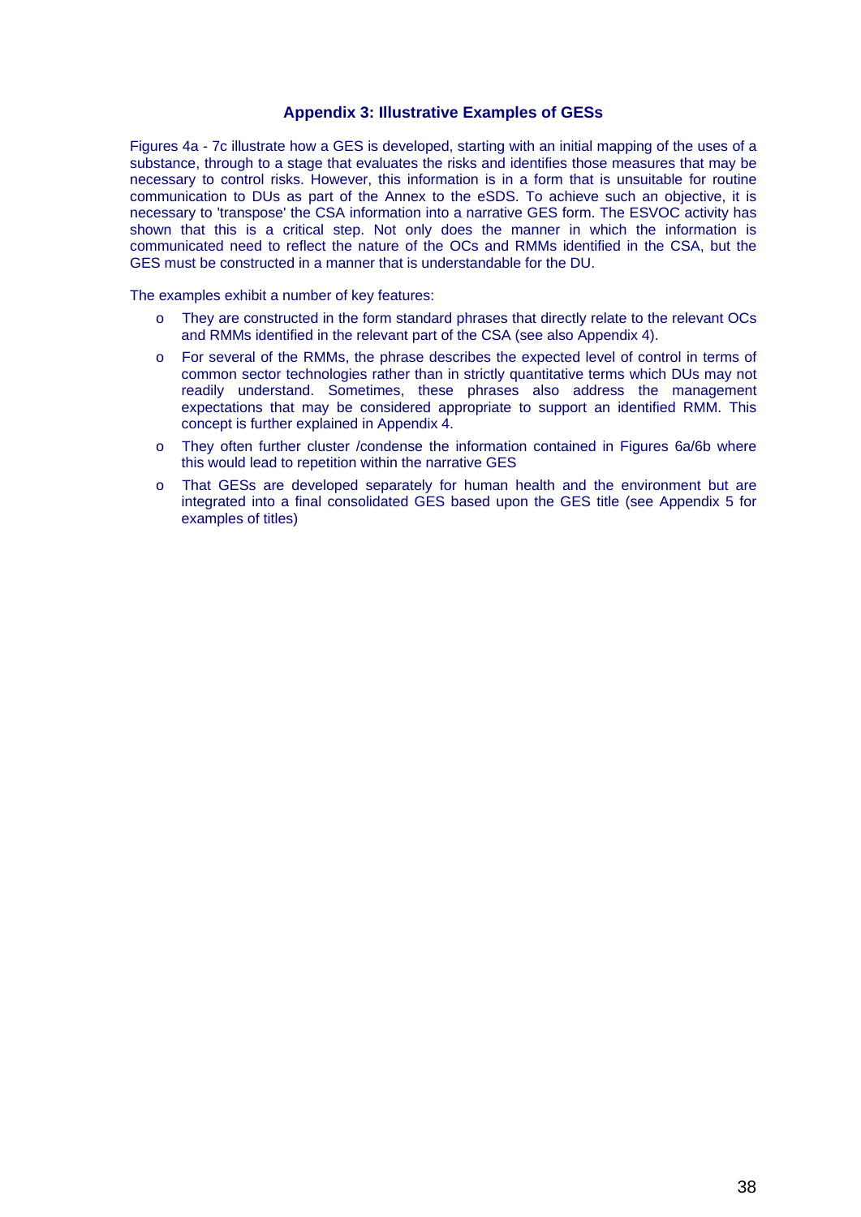## Appendix 3: Illustrative Examples of GESs

Figures 4a - 7c illustrate how a GES is developed, starting with an initial mapping of the uses of a substance, through to a stage that evaluates the risks and identifies those measures that may be necessary to control risks. However, this information is in a form that is unsuitable for routine communication to DUs as part of the Annex to the eSDS. To achieve such an objective, it is necessary to 'transpose' the CSA information into a narrative GES form. The ESVOC activity has shown that this is a critical step. Not only does the manner in which the information is communicated need to reflect the nature of the OCs and RMMs identified in the CSA, but the GES must be constructed in a manner that is understandable for the DU.

The examples exhibit a number of key features:

- They are constructed in the form standard phrases that directly relate to the relevant OCs and RMMs identified in the relevant part of the CSA (see also Appendix 4).
- For several of the RMMs, the phrase describes the expected level of control in terms of common sector technologies rather than in strictly quantitative terms which DUs may not readily understand. Sometimes, these phrases also address the management expectations that may be considered appropriate to support an identified RMM. This concept is further explained in Appendix 4.
- They often further cluster /condense the information contained in Figures 6a/6b where this would lead to repetition within the narrative GES
- That GESs are developed separately for human health and the environment but are integrated into a final consolidated GES based upon the GES title (see Appendix 5 for examples of titles)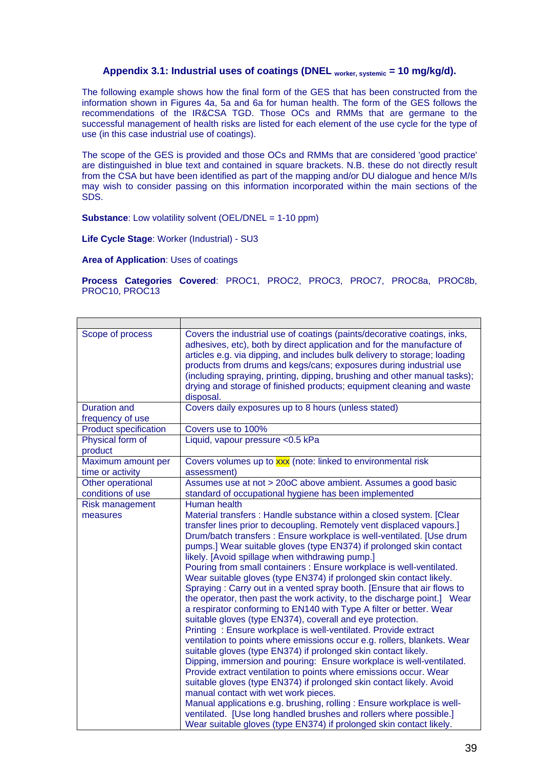### Appendix 3.1: Industrial uses of coatings (DNEL $_{worker, systemic}$ = 10 mg/kg/d).

The following example shows how the final form of the GES that has been constructed from the information shown in Figures 4a, 5a and 6a for human health. The form of the GES follows the recommendations of the IR&CSA TGD. Those OCs and RMMs that are germane to the successful management of health risks are listed for each element of the use cycle for the type of use (in this case industrial use of coatings).

The scope of the GES is provided and those OCs and RMMs that are considered 'good practice' are distinguished in blue text and contained in square brackets. N.B. these do not directly result from the CSA but have been identified as part of the mapping and/or DU dialogue and hence M/Is may wish to consider passing on this information incorporated within the main sections of the SDS.

**Substance**: Low volatility solvent (OEL/DNEL = 1-10 ppm)

**Life Cycle Stage**: Worker (Industrial) - SU3

**Area of Application**: Uses of coatings

**Process Categories Covered**: PROC1, PROC2, PROC3, PROC7, PROC8a, PROC8b, PROC10, PROC13

| | |
|---|---|
| Scope of process | Covers the industrial use of coatings (paints/decorative coatings, inks, adhesives, etc), both by direct application and for the manufacture of articles e.g. via dipping, and includes bulk delivery to storage; loading products from drums and kegs/cans; exposures during industrial use (including spraying, printing, dipping, brushing and other manual tasks); drying and storage of finished products; equipment cleaning and waste disposal. |
| Duration and frequency of use | Covers daily exposures up to 8 hours (unless stated) |
| Product specification | Covers use to 100% |
| Physical form of product | Liquid, vapour pressure <0.5 kPa |
| Maximum amount per time or activity | Covers volumes up to xxx (note: linked to environmental risk assessment) |
| Other operational conditions of use | Assumes use at not > 20oC above ambient. Assumes a good basic standard of occupational hygiene has been implemented |
| Risk management measures | Human health<br>Material transfers : Handle substance within a closed system. [Clear transfer lines prior to decoupling. Remotely vent displaced vapours.]<br>Drum/batch transfers : Ensure workplace is well-ventilated. [Use drum pumps.] Wear suitable gloves (type EN374) if prolonged skin contact likely. [Avoid spillage when withdrawing pump.]<br>Pouring from small containers : Ensure workplace is well-ventilated. Wear suitable gloves (type EN374) if prolonged skin contact likely.<br>Spraying : Carry out in a vented spray booth. [Ensure that air flows to the operator, then past the work activity, to the discharge point.] Wear a respirator conforming to EN140 with Type A filter or better. Wear suitable gloves (type EN374), coverall and eye protection.<br>Printing : Ensure workplace is well-ventilated. Provide extract ventilation to points where emissions occur e.g. rollers, blankets. Wear suitable gloves (type EN374) if prolonged skin contact likely.<br>Dipping, immersion and pouring: Ensure workplace is well-ventilated. Provide extract ventilation to points where emissions occur. Wear suitable gloves (type EN374) if prolonged skin contact likely. Avoid manual contact with wet work pieces.<br>Manual applications e.g. brushing, rolling : Ensure workplace is well-ventilated. [Use long handled brushes and rollers where possible.] Wear suitable gloves (type EN374) if prolonged skin contact likely. |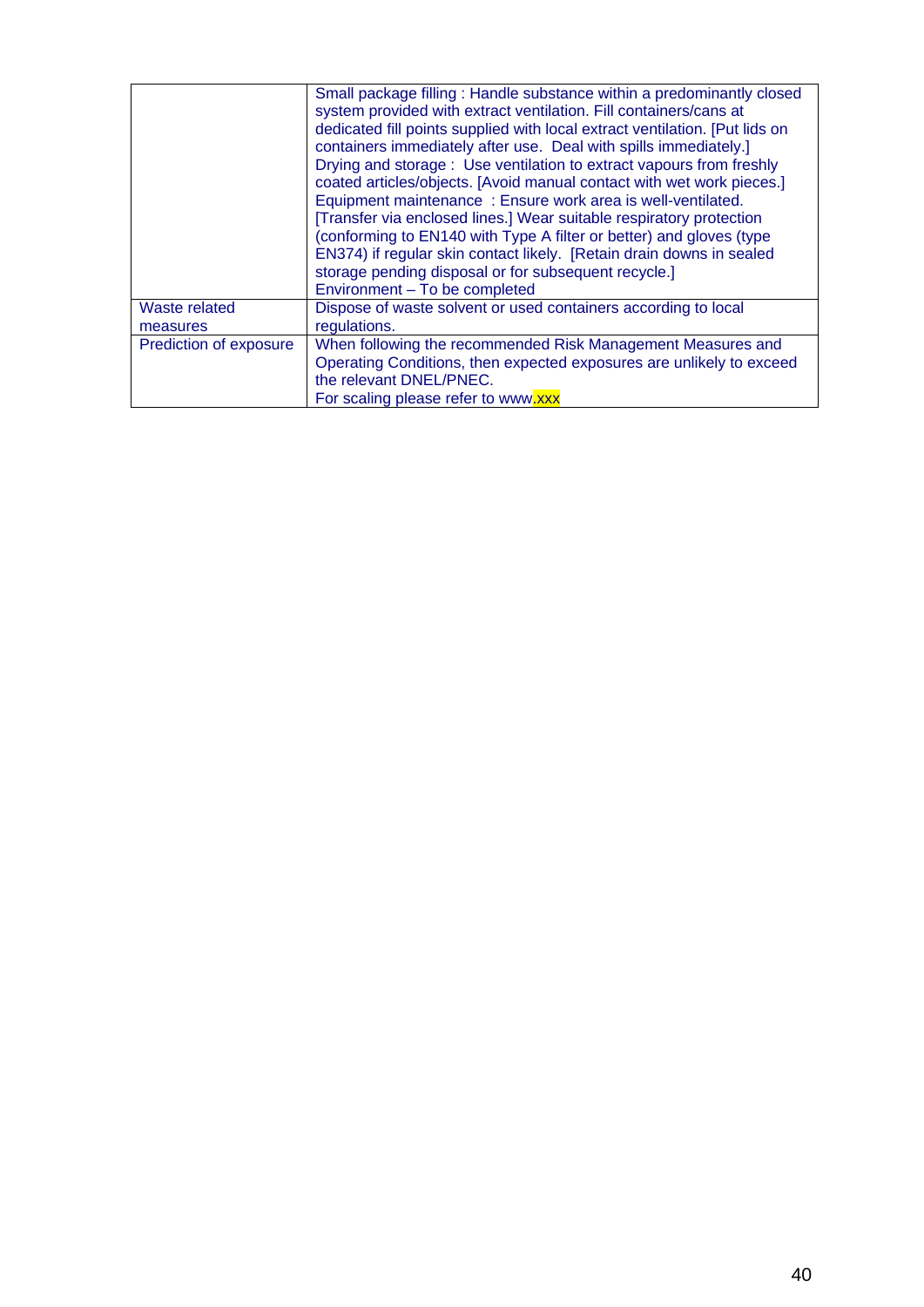|  |  |
|---|---|
|  | Small package filling : Handle substance within a predominantly closed system provided with extract ventilation. Fill containers/cans at dedicated fill points supplied with local extract ventilation. [Put lids on containers immediately after use. Deal with spills immediately.]<br>Drying and storage : Use ventilation to extract vapours from freshly coated articles/objects. [Avoid manual contact with wet work pieces.]<br>Equipment maintenance : Ensure work area is well-ventilated. [Transfer via enclosed lines.] Wear suitable respiratory protection (conforming to EN140 with Type A filter or better) and gloves (type EN374) if regular skin contact likely. [Retain drain downs in sealed storage pending disposal or for subsequent recycle.]<br>Environment – To be completed |
| Waste related measures | Dispose of waste solvent or used containers according to local regulations. |
| Prediction of exposure | When following the recommended Risk Management Measures and Operating Conditions, then expected exposures are unlikely to exceed the relevant DNEL/PNEC.<br>For scaling please refer to www.xxx |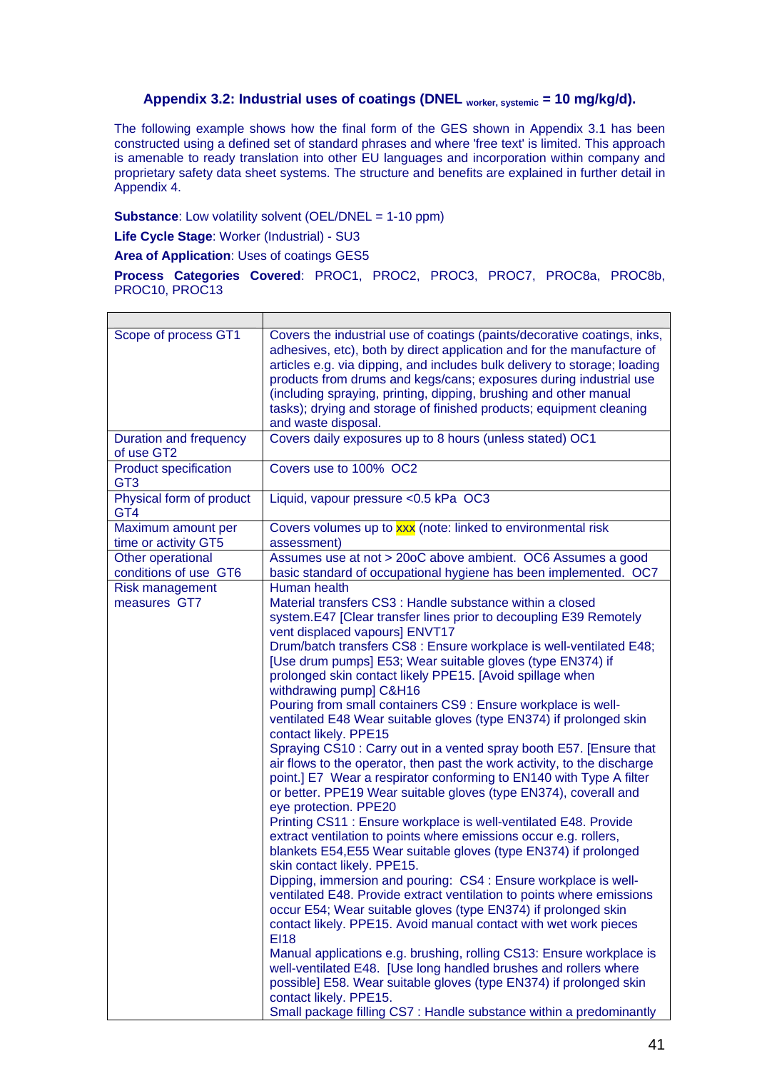### Appendix 3.2: Industrial uses of coatings (DNEL $_{worker,\ systemic}$ = 10 mg/kg/d).

The following example shows how the final form of the GES shown in Appendix 3.1 has been constructed using a defined set of standard phrases and where 'free text' is limited. This approach is amenable to ready translation into other EU languages and incorporation within company and proprietary safety data sheet systems. The structure and benefits are explained in further detail in Appendix 4.

**Substance**: Low volatility solvent (OEL/DNEL = 1-10 ppm)

**Life Cycle Stage**: Worker (Industrial) - SU3

**Area of Application**: Uses of coatings GES5

**Process Categories Covered**: PROC1, PROC2, PROC3, PROC7, PROC8a, PROC8b, PROC10, PROC13

| | |
|---|---|
| Scope of process GT1 | Covers the industrial use of coatings (paints/decorative coatings, inks, adhesives, etc), both by direct application and for the manufacture of articles e.g. via dipping, and includes bulk delivery to storage; loading products from drums and kegs/cans; exposures during industrial use (including spraying, printing, dipping, brushing and other manual tasks); drying and storage of finished products; equipment cleaning and waste disposal. |
| Duration and frequency of use GT2 | Covers daily exposures up to 8 hours (unless stated) OC1 |
| Product specification GT3 | Covers use to 100% OC2 |
| Physical form of product GT4 | Liquid, vapour pressure <0.5 kPa OC3 |
| Maximum amount per time or activity GT5 | Covers volumes up to xxx (note: linked to environmental risk assessment) |
| Other operational conditions of use GT6 | Assumes use at not > 20oC above ambient. OC6 Assumes a good basic standard of occupational hygiene has been implemented. OC7 |
| Risk management measures GT7 | Human health<br>Material transfers CS3 : Handle substance within a closed system.E47 [Clear transfer lines prior to decoupling E39 Remotely vent displaced vapours] ENVT17<br>Drum/batch transfers CS8 : Ensure workplace is well-ventilated E48; [Use drum pumps] E53; Wear suitable gloves (type EN374) if prolonged skin contact likely PPE15. [Avoid spillage when withdrawing pump] C&H16<br>Pouring from small containers CS9 : Ensure workplace is well-ventilated E48 Wear suitable gloves (type EN374) if prolonged skin contact likely. PPE15<br>Spraying CS10 : Carry out in a vented spray booth E57. [Ensure that air flows to the operator, then past the work activity, to the discharge point.] E7 Wear a respirator conforming to EN140 with Type A filter or better. PPE19 Wear suitable gloves (type EN374), coverall and eye protection. PPE20<br>Printing CS11 : Ensure workplace is well-ventilated E48. Provide extract ventilation to points where emissions occur e.g. rollers, blankets E54,E55 Wear suitable gloves (type EN374) if prolonged skin contact likely. PPE15.<br>Dipping, immersion and pouring: CS4 : Ensure workplace is well-ventilated E48. Provide extract ventilation to points where emissions occur E54; Wear suitable gloves (type EN374) if prolonged skin contact likely. PPE15. Avoid manual contact with wet work pieces EI18<br>Manual applications e.g. brushing, rolling CS13: Ensure workplace is well-ventilated E48. [Use long handled brushes and rollers where possible] E58. Wear suitable gloves (type EN374) if prolonged skin contact likely. PPE15.<br>Small package filling CS7 : Handle substance within a predominantly |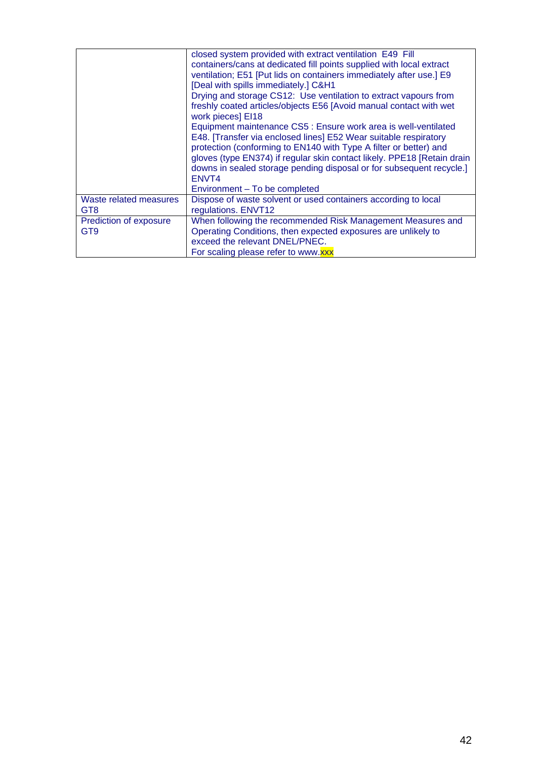|  |  |
|---|---|
|  | closed system provided with extract ventilation E49 Fill containers/cans at dedicated fill points supplied with local extract ventilation; E51 [Put lids on containers immediately after use.] E9 [Deal with spills immediately.] C&H1<br>Drying and storage CS12: Use ventilation to extract vapours from freshly coated articles/objects E56 [Avoid manual contact with wet work pieces] EI18<br>Equipment maintenance CS5 : Ensure work area is well-ventilated E48. [Transfer via enclosed lines] E52 Wear suitable respiratory protection (conforming to EN140 with Type A filter or better) and gloves (type EN374) if regular skin contact likely. PPE18 [Retain drain downs in sealed storage pending disposal or for subsequent recycle.] ENVT4<br>Environment – To be completed |
| Waste related measures GT8 | Dispose of waste solvent or used containers according to local regulations. ENVT12 |
| Prediction of exposure GT9 | When following the recommended Risk Management Measures and Operating Conditions, then expected exposures are unlikely to exceed the relevant DNEL/PNEC.<br>For scaling please refer to www.xxx |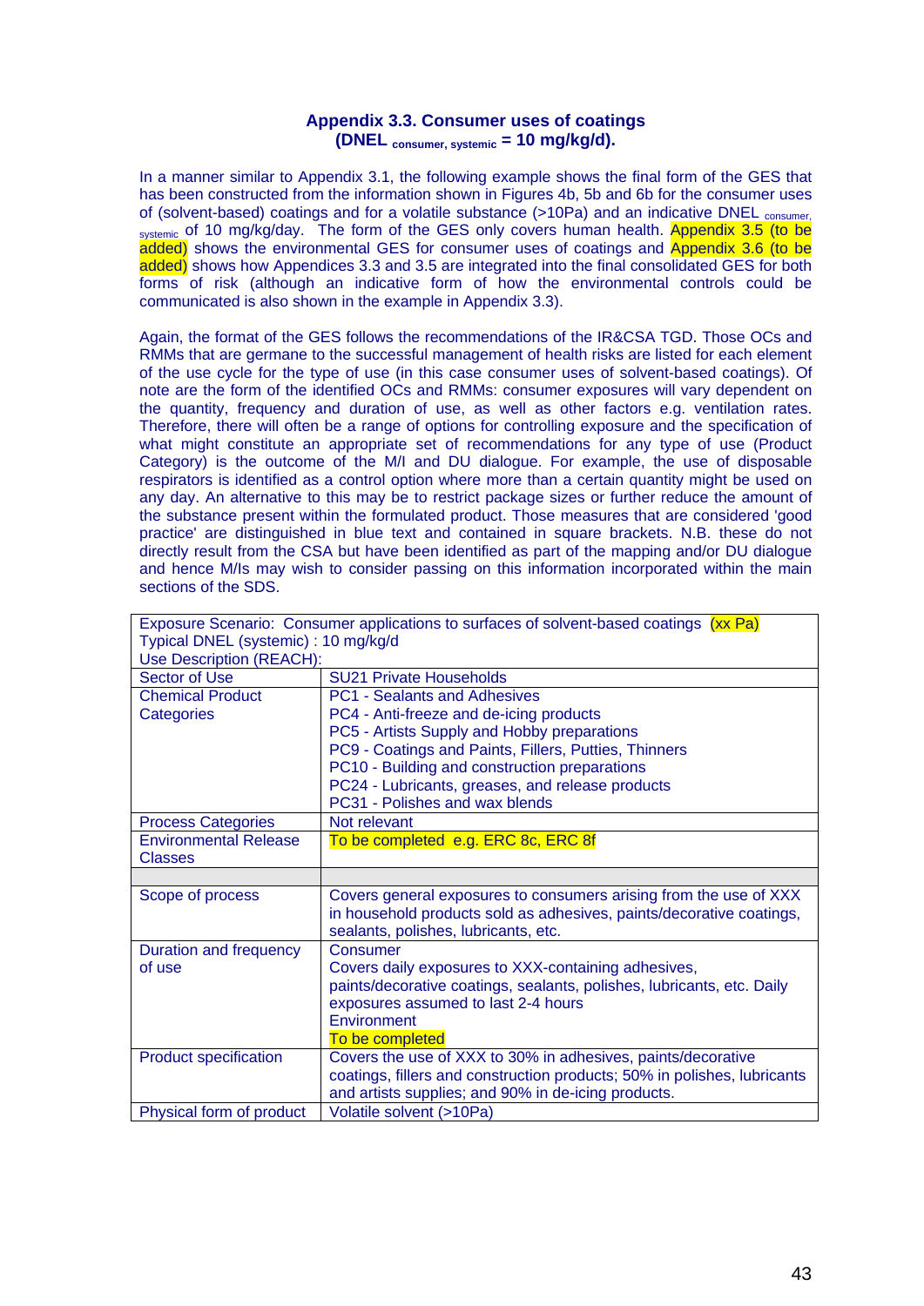## Appendix 3.3. Consumer uses of coatings
## (DNEL $_{consumer, systemic}$ = 10 mg/kg/d).

In a manner similar to Appendix 3.1, the following example shows the final form of the GES that has been constructed from the information shown in Figures 4b, 5b and 6b for the consumer uses of (solvent-based) coatings and for a volatile substance (>10Pa) and an indicative DNEL $_{consumer, systemic}$ of 10 mg/kg/day. The form of the GES only covers human health. Appendix 3.5 (to be added) shows the environmental GES for consumer uses of coatings and Appendix 3.6 (to be added) shows how Appendices 3.3 and 3.5 are integrated into the final consolidated GES for both forms of risk (although an indicative form of how the environmental controls could be communicated is also shown in the example in Appendix 3.3).

Again, the format of the GES follows the recommendations of the IR&CSA TGD. Those OCs and RMMs that are germane to the successful management of health risks are listed for each element of the use cycle for the type of use (in this case consumer uses of solvent-based coatings). Of note are the form of the identified OCs and RMMs: consumer exposures will vary dependent on the quantity, frequency and duration of use, as well as other factors e.g. ventilation rates. Therefore, there will often be a range of options for controlling exposure and the specification of what might constitute an appropriate set of recommendations for any type of use (Product Category) is the outcome of the M/I and DU dialogue. For example, the use of disposable respirators is identified as a control option where more than a certain quantity might be used on any day. An alternative to this may be to restrict package sizes or further reduce the amount of the substance present within the formulated product. Those measures that are considered 'good practice' are distinguished in blue text and contained in square brackets. N.B. these do not directly result from the CSA but have been identified as part of the mapping and/or DU dialogue and hence M/Is may wish to consider passing on this information incorporated within the main sections of the SDS.

| Exposure Scenario: Consumer applications to surfaces of solvent-based coatings (xx Pa)<br>Typical DNEL (systemic) : 10 mg/kg/d<br>Use Description (REACH): | |
|---|---|
| Sector of Use | SU21 Private Households |
| Chemical Product Categories | PC1 - Sealants and Adhesives<br>PC4 - Anti-freeze and de-icing products<br>PC5 - Artists Supply and Hobby preparations<br>PC9 - Coatings and Paints, Fillers, Putties, Thinners<br>PC10 - Building and construction preparations<br>PC24 - Lubricants, greases, and release products<br>PC31 - Polishes and wax blends |
| Process Categories | Not relevant |
| Environmental Release Classes | To be completed e.g. ERC 8c, ERC 8f |
| | |
| Scope of process | Covers general exposures to consumers arising from the use of XXX in household products sold as adhesives, paints/decorative coatings, sealants, polishes, lubricants, etc. |
| Duration and frequency of use | Consumer<br>Covers daily exposures to XXX-containing adhesives, paints/decorative coatings, sealants, polishes, lubricants, etc. Daily exposures assumed to last 2-4 hours<br>Environment<br>To be completed |
| Product specification | Covers the use of XXX to 30% in adhesives, paints/decorative coatings, fillers and construction products; 50% in polishes, lubricants and artists supplies; and 90% in de-icing products. |
| Physical form of product | Volatile solvent (>10Pa) |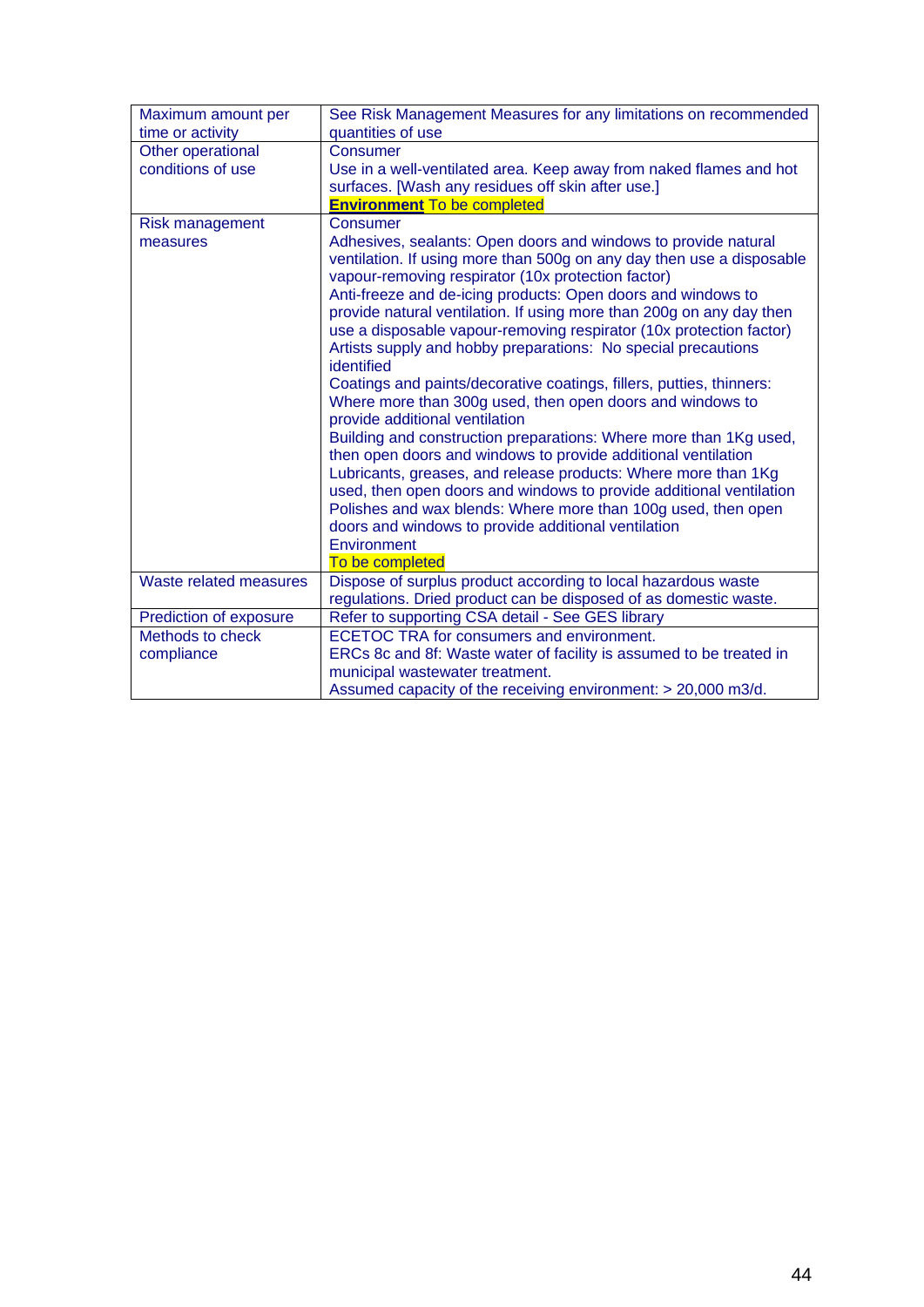| | |
|---|---|
| Maximum amount per time or activity | See Risk Management Measures for any limitations on recommended quantities of use |
| Other operational conditions of use | Consumer<br>Use in a well-ventilated area. Keep away from naked flames and hot surfaces. [Wash any residues off skin after use.]<br>**Environment** To be completed |
| Risk management measures | Consumer<br>Adhesives, sealants: Open doors and windows to provide natural ventilation. If using more than 500g on any day then use a disposable vapour-removing respirator (10x protection factor)<br>Anti-freeze and de-icing products: Open doors and windows to provide natural ventilation. If using more than 200g on any day then use a disposable vapour-removing respirator (10x protection factor)<br>Artists supply and hobby preparations: No special precautions identified<br>Coatings and paints/decorative coatings, fillers, putties, thinners: Where more than 300g used, then open doors and windows to provide additional ventilation<br>Building and construction preparations: Where more than 1Kg used, then open doors and windows to provide additional ventilation<br>Lubricants, greases, and release products: Where more than 1Kg used, then open doors and windows to provide additional ventilation<br>Polishes and wax blends: Where more than 100g used, then open doors and windows to provide additional ventilation<br>Environment<br>To be completed |
| Waste related measures | Dispose of surplus product according to local hazardous waste regulations. Dried product can be disposed of as domestic waste. |
| Prediction of exposure | Refer to supporting CSA detail - See GES library |
| Methods to check compliance | ECETOC TRA for consumers and environment.<br>ERCs 8c and 8f: Waste water of facility is assumed to be treated in municipal wastewater treatment.<br>Assumed capacity of the receiving environment: > 20,000 m3/d. |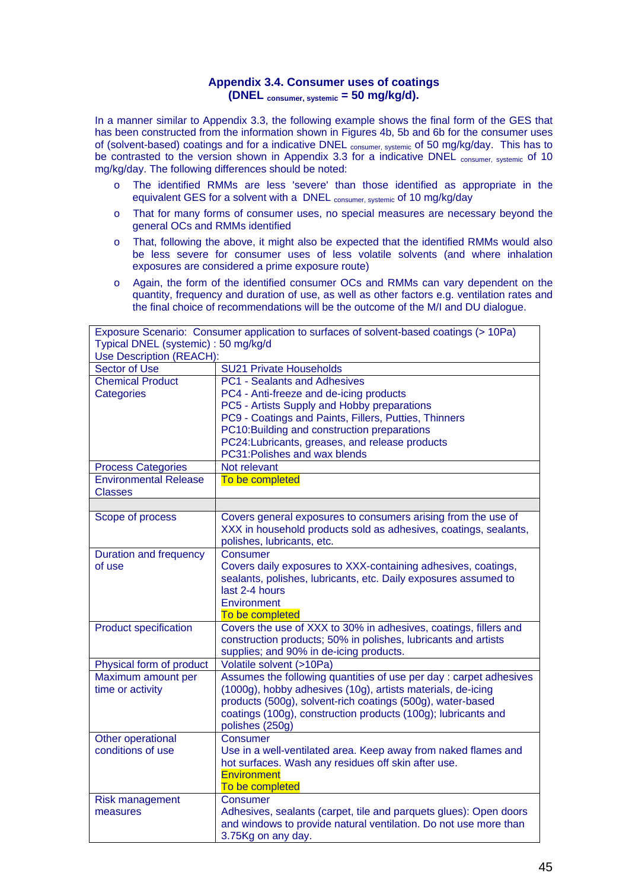## Appendix 3.4. Consumer uses of coatings (DNEL $_{\text{consumer, systemic}}$ = 50 mg/kg/d).

In a manner similar to Appendix 3.3, the following example shows the final form of the GES that has been constructed from the information shown in Figures 4b, 5b and 6b for the consumer uses of (solvent-based) coatings and for a indicative DNEL $_{\text{consumer, systemic}}$ of 50 mg/kg/day. This has to be contrasted to the version shown in Appendix 3.3 for a indicative DNEL $_{\text{consumer, systemic}}$ of 10 mg/kg/day. The following differences should be noted:

- The identified RMMs are less 'severe' than those identified as appropriate in the equivalent GES for a solvent with a DNEL $_{\text{consumer, systemic}}$ of 10 mg/kg/day
- That for many forms of consumer uses, no special measures are necessary beyond the general OCs and RMMs identified
- That, following the above, it might also be expected that the identified RMMs would also be less severe for consumer uses of less volatile solvents (and where inhalation exposures are considered a prime exposure route)
- Again, the form of the identified consumer OCs and RMMs can vary dependent on the quantity, frequency and duration of use, as well as other factors e.g. ventilation rates and the final choice of recommendations will be the outcome of the M/I and DU dialogue.

| Exposure Scenario: Consumer application to surfaces of solvent-based coatings (> 10Pa)<br>Typical DNEL (systemic) : 50 mg/kg/d<br>Use Description (REACH): | |
|---|---|
| Sector of Use | SU21 Private Households |
| Chemical Product Categories | PC1 - Sealants and Adhesives<br>PC4 - Anti-freeze and de-icing products<br>PC5 - Artists Supply and Hobby preparations<br>PC9 - Coatings and Paints, Fillers, Putties, Thinners<br>PC10:Building and construction preparations<br>PC24:Lubricants, greases, and release products<br>PC31:Polishes and wax blends |
| Process Categories | Not relevant |
| Environmental Release Classes | To be completed |
| | |
| Scope of process | Covers general exposures to consumers arising from the use of XXX in household products sold as adhesives, coatings, sealants, polishes, lubricants, etc. |
| Duration and frequency of use | Consumer<br>Covers daily exposures to XXX-containing adhesives, coatings, sealants, polishes, lubricants, etc. Daily exposures assumed to last 2-4 hours<br>Environment<br>To be completed |
| Product specification | Covers the use of XXX to 30% in adhesives, coatings, fillers and construction products; 50% in polishes, lubricants and artists supplies; and 90% in de-icing products. |
| Physical form of product | Volatile solvent (>10Pa) |
| Maximum amount per time or activity | Assumes the following quantities of use per day : carpet adhesives (1000g), hobby adhesives (10g), artists materials, de-icing products (500g), solvent-rich coatings (500g), water-based coatings (100g), construction products (100g); lubricants and polishes (250g) |
| Other operational conditions of use | Consumer<br>Use in a well-ventilated area. Keep away from naked flames and hot surfaces. Wash any residues off skin after use.<br>Environment<br>To be completed |
| Risk management measures | Consumer<br>Adhesives, sealants (carpet, tile and parquets glues): Open doors and windows to provide natural ventilation. Do not use more than 3.75Kg on any day. |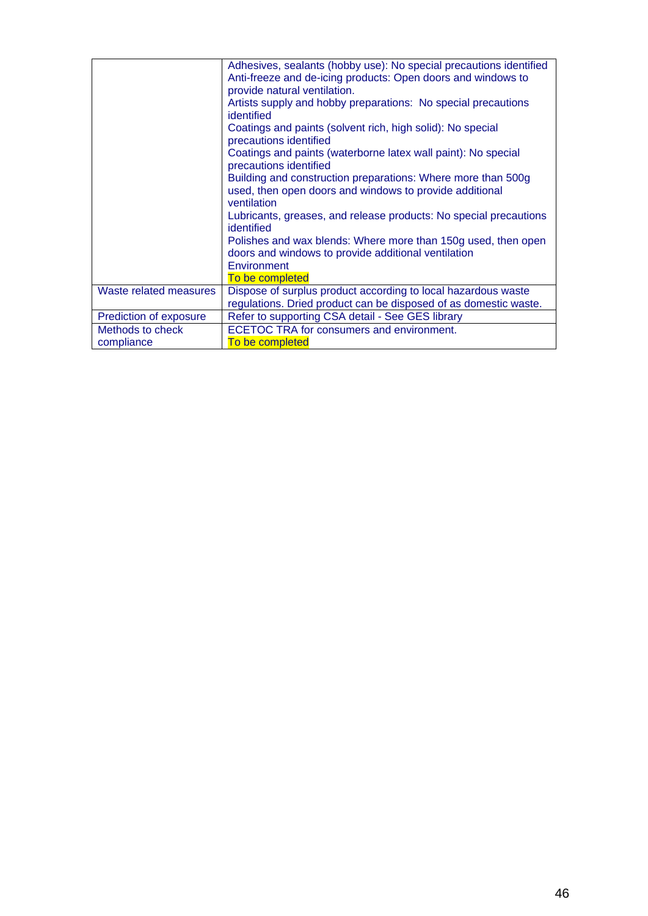| | |
|---|---|
| | Adhesives, sealants (hobby use): No special precautions identified<br>Anti-freeze and de-icing products: Open doors and windows to provide natural ventilation.<br>Artists supply and hobby preparations: No special precautions identified<br>Coatings and paints (solvent rich, high solid): No special precautions identified<br>Coatings and paints (waterborne latex wall paint): No special precautions identified<br>Building and construction preparations: Where more than 500g used, then open doors and windows to provide additional ventilation<br>Lubricants, greases, and release products: No special precautions identified<br>Polishes and wax blends: Where more than 150g used, then open doors and windows to provide additional ventilation<br>Environment<br>To be completed |
| Waste related measures | Dispose of surplus product according to local hazardous waste regulations. Dried product can be disposed of as domestic waste. |
| Prediction of exposure | Refer to supporting CSA detail - See GES library |
| Methods to check compliance | ECETOC TRA for consumers and environment.<br>To be completed |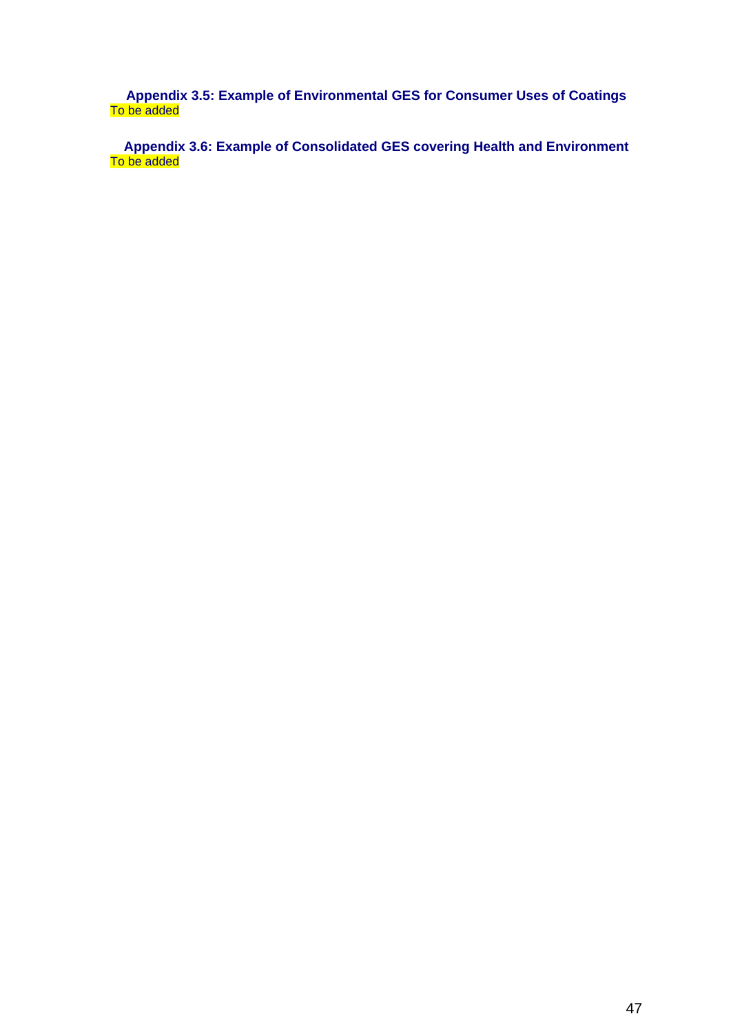### Appendix 3.5: Example of Environmental GES for Consumer Uses of Coatings

To be added

### Appendix 3.6: Example of Consolidated GES covering Health and Environment

To be added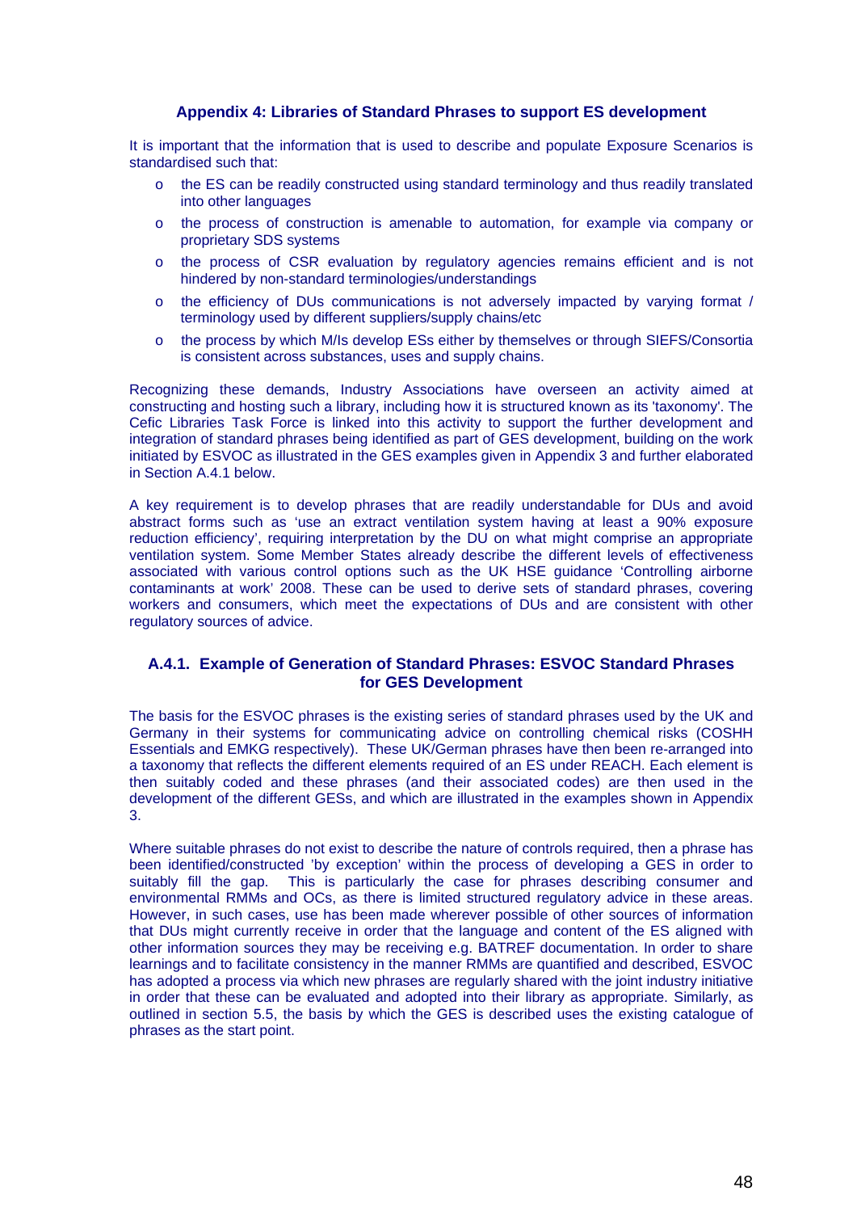## Appendix 4: Libraries of Standard Phrases to support ES development

It is important that the information that is used to describe and populate Exposure Scenarios is standardised such that:

- the ES can be readily constructed using standard terminology and thus readily translated into other languages
- the process of construction is amenable to automation, for example via company or proprietary SDS systems
- the process of CSR evaluation by regulatory agencies remains efficient and is not hindered by non-standard terminologies/understandings
- the efficiency of DUs communications is not adversely impacted by varying format / terminology used by different suppliers/supply chains/etc
- the process by which M/Is develop ESs either by themselves or through SIEFS/Consortia is consistent across substances, uses and supply chains.

Recognizing these demands, Industry Associations have overseen an activity aimed at constructing and hosting such a library, including how it is structured known as its 'taxonomy'. The Cefic Libraries Task Force is linked into this activity to support the further development and integration of standard phrases being identified as part of GES development, building on the work initiated by ESVOC as illustrated in the GES examples given in Appendix 3 and further elaborated in Section A.4.1 below.

A key requirement is to develop phrases that are readily understandable for DUs and avoid abstract forms such as 'use an extract ventilation system having at least a 90% exposure reduction efficiency', requiring interpretation by the DU on what might comprise an appropriate ventilation system. Some Member States already describe the different levels of effectiveness associated with various control options such as the UK HSE guidance 'Controlling airborne contaminants at work' 2008. These can be used to derive sets of standard phrases, covering workers and consumers, which meet the expectations of DUs and are consistent with other regulatory sources of advice.

### A.4.1. Example of Generation of Standard Phrases: ESVOC Standard Phrases for GES Development

The basis for the ESVOC phrases is the existing series of standard phrases used by the UK and Germany in their systems for communicating advice on controlling chemical risks (COSHH Essentials and EMKG respectively). These UK/German phrases have then been re-arranged into a taxonomy that reflects the different elements required of an ES under REACH. Each element is then suitably coded and these phrases (and their associated codes) are then used in the development of the different GESs, and which are illustrated in the examples shown in Appendix 3.

Where suitable phrases do not exist to describe the nature of controls required, then a phrase has been identified/constructed 'by exception' within the process of developing a GES in order to suitably fill the gap. This is particularly the case for phrases describing consumer and environmental RMMs and OCs, as there is limited structured regulatory advice in these areas. However, in such cases, use has been made wherever possible of other sources of information that DUs might currently receive in order that the language and content of the ES aligned with other information sources they may be receiving e.g. BATREF documentation. In order to share learnings and to facilitate consistency in the manner RMMs are quantified and described, ESVOC has adopted a process via which new phrases are regularly shared with the joint industry initiative in order that these can be evaluated and adopted into their library as appropriate. Similarly, as outlined in section 5.5, the basis by which the GES is described uses the existing catalogue of phrases as the start point.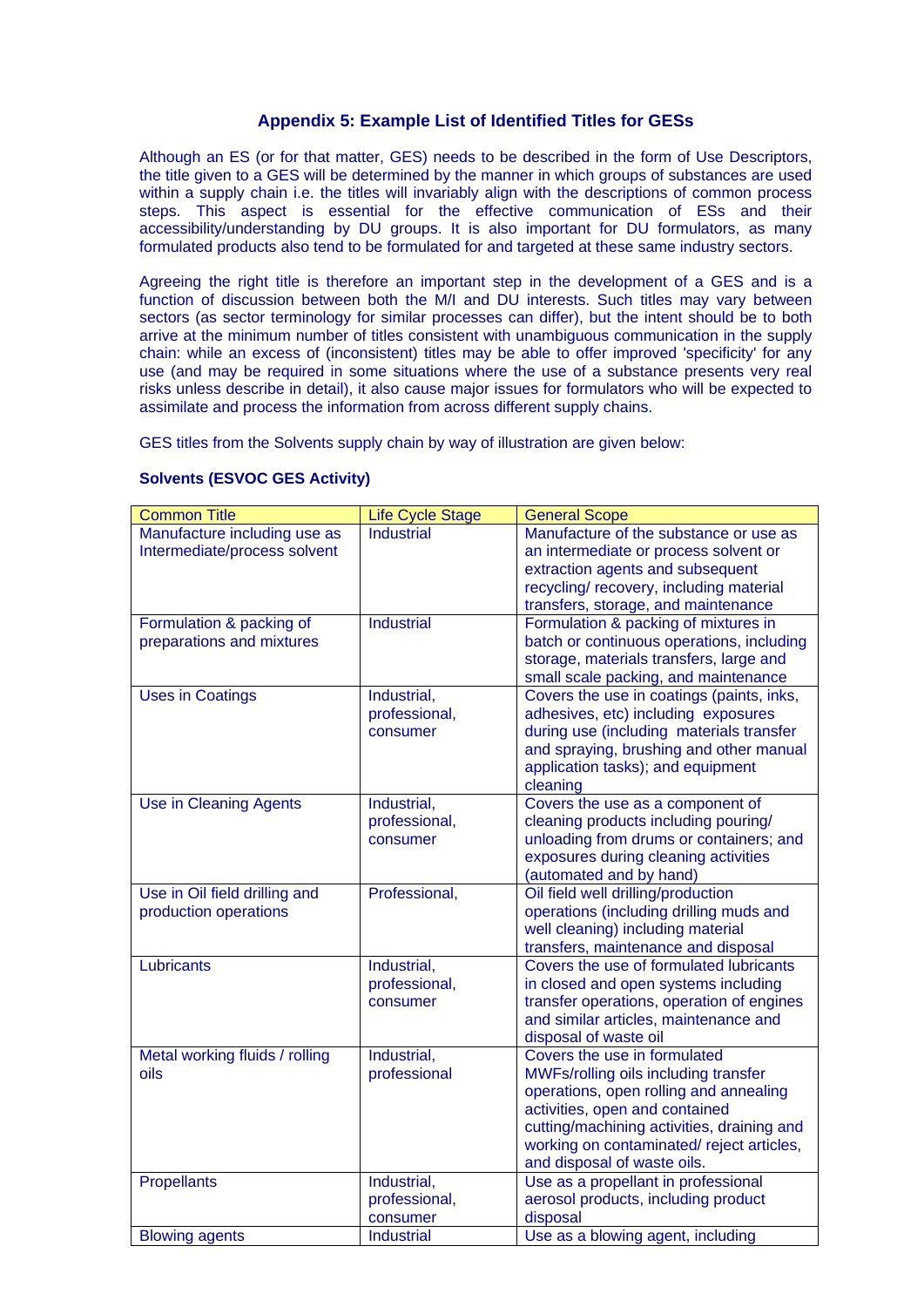## Appendix 5: Example List of Identified Titles for GESs

Although an ES (or for that matter, GES) needs to be described in the form of Use Descriptors, the title given to a GES will be determined by the manner in which groups of substances are used within a supply chain i.e. the titles will invariably align with the descriptions of common process steps. This aspect is essential for the effective communication of ESs and their accessibility/understanding by DU groups. It is also important for DU formulators, as many formulated products also tend to be formulated for and targeted at these same industry sectors.

Agreeing the right title is therefore an important step in the development of a GES and is a function of discussion between both the M/I and DU interests. Such titles may vary between sectors (as sector terminology for similar processes can differ), but the intent should be to both arrive at the minimum number of titles consistent with unambiguous communication in the supply chain: while an excess of (inconsistent) titles may be able to offer improved 'specificity' for any use (and may be required in some situations where the use of a substance presents very real risks unless describe in detail), it also cause major issues for formulators who will be expected to assimilate and process the information from across different supply chains.

GES titles from the Solvents supply chain by way of illustration are given below:

**Solvents (ESVOC GES Activity)**

| Common Title | Life Cycle Stage | General Scope |
|---|---|---|
| Manufacture including use as Intermediate/process solvent | Industrial | Manufacture of the substance or use as an intermediate or process solvent or extraction agents and subsequent recycling/ recovery, including material transfers, storage, and maintenance |
| Formulation & packing of preparations and mixtures | Industrial | Formulation & packing of mixtures in batch or continuous operations, including storage, materials transfers, large and small scale packing, and maintenance |
| Uses in Coatings | Industrial, professional, consumer | Covers the use in coatings (paints, inks, adhesives, etc) including exposures during use (including materials transfer and spraying, brushing and other manual application tasks); and equipment cleaning |
| Use in Cleaning Agents | Industrial, professional, consumer | Covers the use as a component of cleaning products including pouring/ unloading from drums or containers; and exposures during cleaning activities (automated and by hand) |
| Use in Oil field drilling and production operations | Professional, | Oil field well drilling/production operations (including drilling muds and well cleaning) including material transfers, maintenance and disposal |
| Lubricants | Industrial, professional, consumer | Covers the use of formulated lubricants in closed and open systems including transfer operations, operation of engines and similar articles, maintenance and disposal of waste oil |
| Metal working fluids / rolling oils | Industrial, professional | Covers the use in formulated MWFs/rolling oils including transfer operations, open rolling and annealing activities, open and contained cutting/machining activities, draining and working on contaminated/ reject articles, and disposal of waste oils. |
| Propellants | Industrial, professional, consumer | Use as a propellant in professional aerosol products, including product disposal |
| Blowing agents | Industrial | Use as a blowing agent, including |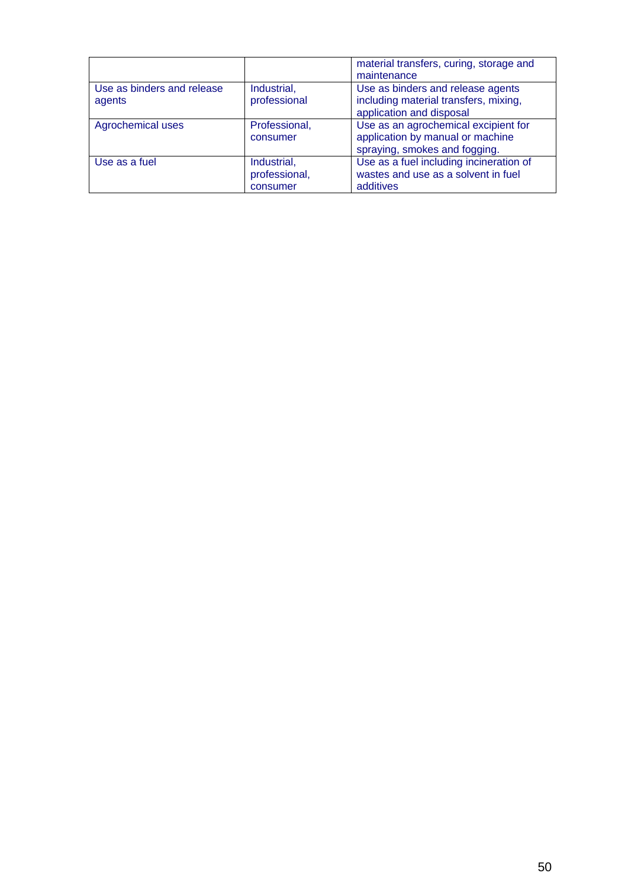| | | |
|---|---|---|
| | | material transfers, curing, storage and maintenance |
| Use as binders and release agents | Industrial, professional | Use as binders and release agents including material transfers, mixing, application and disposal |
| Agrochemical uses | Professional, consumer | Use as an agrochemical excipient for application by manual or machine spraying, smokes and fogging. |
| Use as a fuel | Industrial, professional, consumer | Use as a fuel including incineration of wastes and use as a solvent in fuel additives |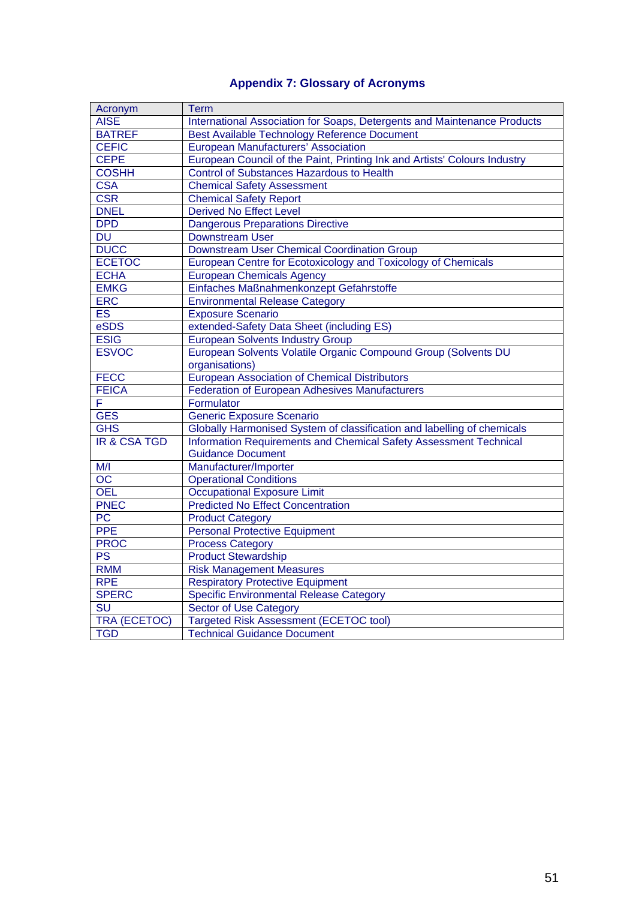# Appendix 7: Glossary of Acronyms

| Acronym | Term |
|---|---|
| AISE | International Association for Soaps, Detergents and Maintenance Products |
| BATREF | Best Available Technology Reference Document |
| CEFIC | European Manufacturers' Association |
| CEPE | European Council of the Paint, Printing Ink and Artists' Colours Industry |
| COSHH | Control of Substances Hazardous to Health |
| CSA | Chemical Safety Assessment |
| CSR | Chemical Safety Report |
| DNEL | Derived No Effect Level |
| DPD | Dangerous Preparations Directive |
| DU | Downstream User |
| DUCC | Downstream User Chemical Coordination Group |
| ECETOC | European Centre for Ecotoxicology and Toxicology of Chemicals |
| ECHA | European Chemicals Agency |
| EMKG | Einfaches Maßnahmenkonzept Gefahrstoffe |
| ERC | Environmental Release Category |
| ES | Exposure Scenario |
| eSDS | extended-Safety Data Sheet (including ES) |
| ESIG | European Solvents Industry Group |
| ESVOC | European Solvents Volatile Organic Compound Group (Solvents DU organisations) |
| FECC | European Association of Chemical Distributors |
| FEICA | Federation of European Adhesives Manufacturers |
| F | Formulator |
| GES | Generic Exposure Scenario |
| GHS | Globally Harmonised System of classification and labelling of chemicals |
| IR & CSA TGD | Information Requirements and Chemical Safety Assessment Technical Guidance Document |
| M/I | Manufacturer/Importer |
| OC | Operational Conditions |
| OEL | Occupational Exposure Limit |
| PNEC | Predicted No Effect Concentration |
| PC | Product Category |
| PPE | Personal Protective Equipment |
| PROC | Process Category |
| PS | Product Stewardship |
| RMM | Risk Management Measures |
| RPE | Respiratory Protective Equipment |
| SPERC | Specific Environmental Release Category |
| SU | Sector of Use Category |
| TRA (ECETOC) | Targeted Risk Assessment (ECETOC tool) |
| TGD | Technical Guidance Document |